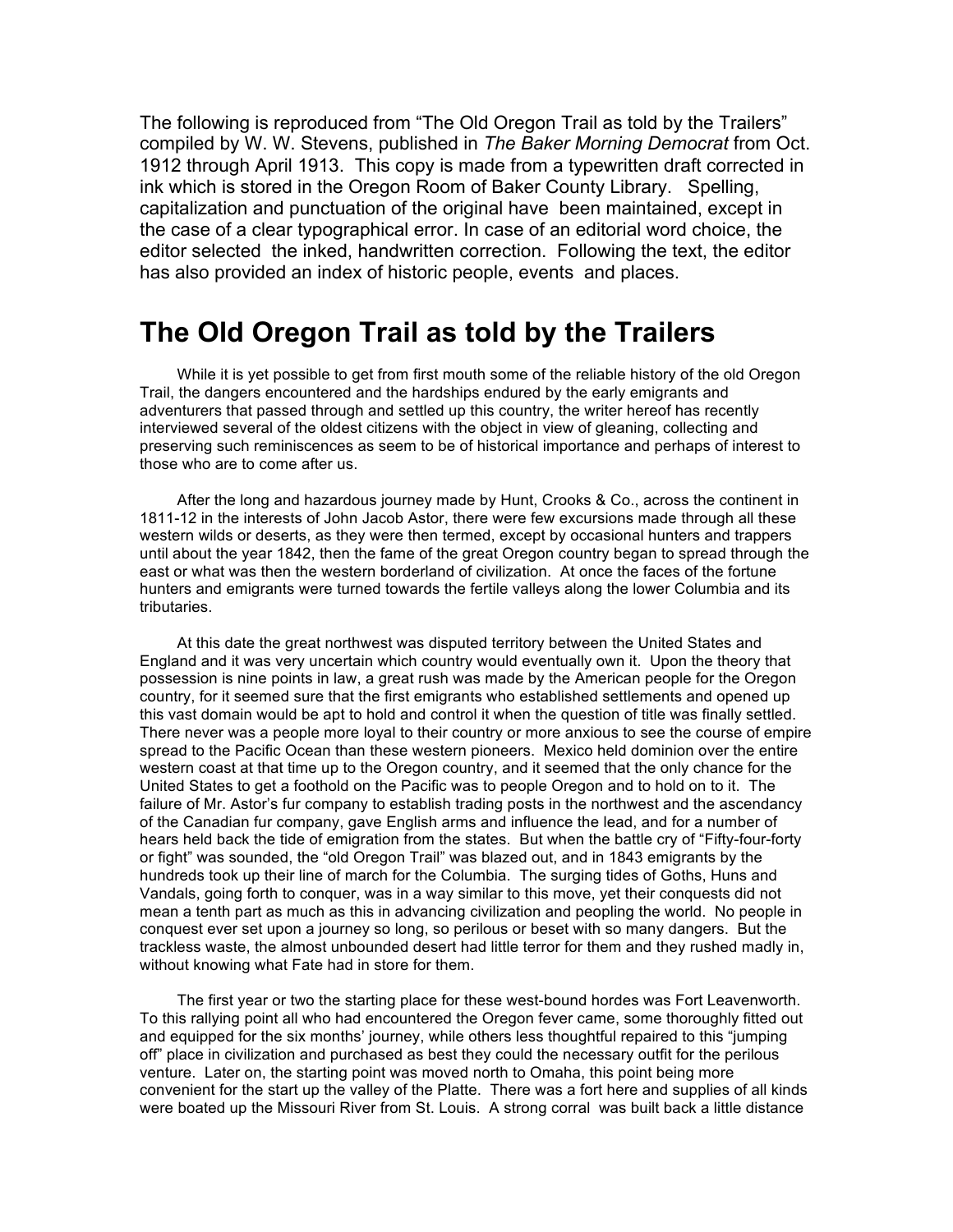The following is reproduced from "The Old Oregon Trail as told by the Trailers" compiled by W. W. Stevens, published in *The Baker Morning Democrat* from Oct. 1912 through April 1913. This copy is made from a typewritten draft corrected in ink which is stored in the Oregon Room of Baker County Library. Spelling, capitalization and punctuation of the original have been maintained, except in the case of a clear typographical error. In case of an editorial word choice, the editor selected the inked, handwritten correction. Following the text, the editor has also provided an index of historic people, events and places.

# The Old Oregon Trail as told by the Trailers

While it is yet possible to get from first mouth some of the reliable history of the old Oregon Trail, the dangers encountered and the hardships endured by the early emigrants and adventurers that passed through and settled up this country, the writer hereof has recently interviewed several of the oldest citizens with the object in view of gleaning, collecting and preserving such reminiscences as seem to be of historical importance and perhaps of interest to those who are to come after us.

After the long and hazardous journey made by Hunt, Crooks & Co., across the continent in 1811-12 in the interests of John Jacob Astor, there were few excursions made through all these western wilds or deserts, as they were then termed, except by occasional hunters and trappers until about the year 1842, then the fame of the great Oregon country began to spread through the east or what was then the western borderland of civilization. At once the faces of the fortune hunters and emigrants were turned towards the fertile valleys along the lower Columbia and its tributaries.

At this date the great northwest was disputed territory between the United States and England and it was very uncertain which country would eventually own it. Upon the theory that possession is nine points in law, a great rush was made by the American people for the Oregon country, for it seemed sure that the first emigrants who established settlements and opened up this vast domain would be apt to hold and control it when the question of title was finally settled. There never was a people more loyal to their country or more anxious to see the course of empire spread to the Pacific Ocean than these western pioneers. Mexico held dominion over the entire western coast at that time up to the Oregon country, and it seemed that the only chance for the United States to get a foothold on the Pacific was to people Oregon and to hold on to it. The failure of Mr. Astor's fur company to establish trading posts in the northwest and the ascendancy of the Canadian fur company, gave English arms and influence the lead, and for a number of hears held back the tide of emigration from the states. But when the battle cry of "Fifty-four-forty or fight" was sounded, the "old Oregon Trail" was blazed out, and in 1843 emigrants by the hundreds took up their line of march for the Columbia. The surging tides of Goths, Huns and Vandals, going forth to conquer, was in a way similar to this move, yet their conquests did not mean a tenth part as much as this in advancing civilization and peopling the world. No people in conquest ever set upon a journey so long, so perilous or beset with so many dangers. But the trackless waste, the almost unbounded desert had little terror for them and they rushed madly in, without knowing what Fate had in store for them.

The first year or two the starting place for these west-bound hordes was Fort Leavenworth. To this rallying point all who had encountered the Oregon fever came, some thoroughly fitted out and equipped for the six months' journey, while others less thoughtful repaired to this "jumping off" place in civilization and purchased as best they could the necessary outfit for the perilous venture. Later on, the starting point was moved north to Omaha, this point being more convenient for the start up the valley of the Platte. There was a fort here and supplies of all kinds were boated up the Missouri River from St. Louis. A strong corral was built back a little distance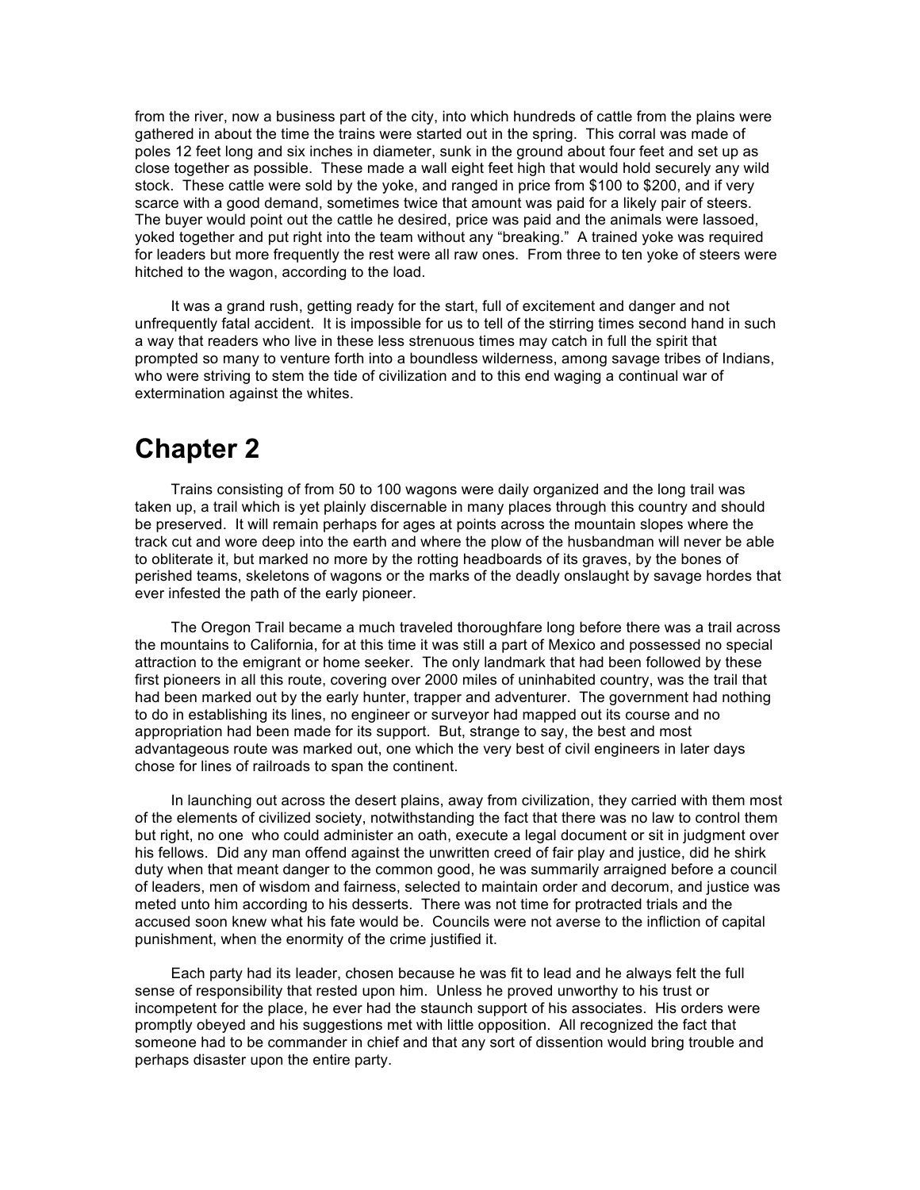from the river, now a business part of the city, into which hundreds of cattle from the plains were gathered in about the time the trains were started out in the spring. This corral was made of poles 12 feet long and six inches in diameter, sunk in the ground about four feet and set up as close together as possible. These made a wall eight feet high that would hold securely any wild stock. These cattle were sold by the yoke, and ranged in price from $100 to $200, and if very scarce with a good demand, sometimes twice that amount was paid for a likely pair of steers. The buyer would point out the cattle he desired, price was paid and the animals were lassoed, yoked together and put right into the team without any "breaking." A trained yoke was required for leaders but more frequently the rest were all raw ones. From three to ten yoke of steers were hitched to the wagon, according to the load.

It was a grand rush, getting ready for the start, full of excitement and danger and not unfrequently fatal accident. It is impossible for us to tell of the stirring times second hand in such a way that readers who live in these less strenuous times may catch in full the spirit that prompted so many to venture forth into a boundless wilderness, among savage tribes of Indians, who were striving to stem the tide of civilization and to this end waging a continual war of extermination against the whites.

# Chapter 2

Trains consisting of from 50 to 100 wagons were daily organized and the long trail was taken up, a trail which is yet plainly discernable in many places through this country and should be preserved. It will remain perhaps for ages at points across the mountain slopes where the track cut and wore deep into the earth and where the plow of the husbandman will never be able to obliterate it, but marked no more by the rotting headboards of its graves, by the bones of perished teams, skeletons of wagons or the marks of the deadly onslaught by savage hordes that ever infested the path of the early pioneer.

The Oregon Trail became a much traveled thoroughfare long before there was a trail across the mountains to California, for at this time it was still a part of Mexico and possessed no special attraction to the emigrant or home seeker. The only landmark that had been followed by these first pioneers in all this route, covering over 2000 miles of uninhabited country, was the trail that had been marked out by the early hunter, trapper and adventurer. The government had nothing to do in establishing its lines, no engineer or surveyor had mapped out its course and no appropriation had been made for its support. But, strange to say, the best and most advantageous route was marked out, one which the very best of civil engineers in later days chose for lines of railroads to span the continent.

In launching out across the desert plains, away from civilization, they carried with them most of the elements of civilized society, notwithstanding the fact that there was no law to control them but right, no one who could administer an oath, execute a legal document or sit in judgment over his fellows. Did any man offend against the unwritten creed of fair play and justice, did he shirk duty when that meant danger to the common good, he was summarily arraigned before a council of leaders, men of wisdom and fairness, selected to maintain order and decorum, and justice was meted unto him according to his desserts. There was not time for protracted trials and the accused soon knew what his fate would be. Councils were not averse to the infliction of capital punishment, when the enormity of the crime justified it.

Each party had its leader, chosen because he was fit to lead and he always felt the full sense of responsibility that rested upon him. Unless he proved unworthy to his trust or incompetent for the place, he ever had the staunch support of his associates. His orders were promptly obeyed and his suggestions met with little opposition. All recognized the fact that someone had to be commander in chief and that any sort of dissention would bring trouble and perhaps disaster upon the entire party.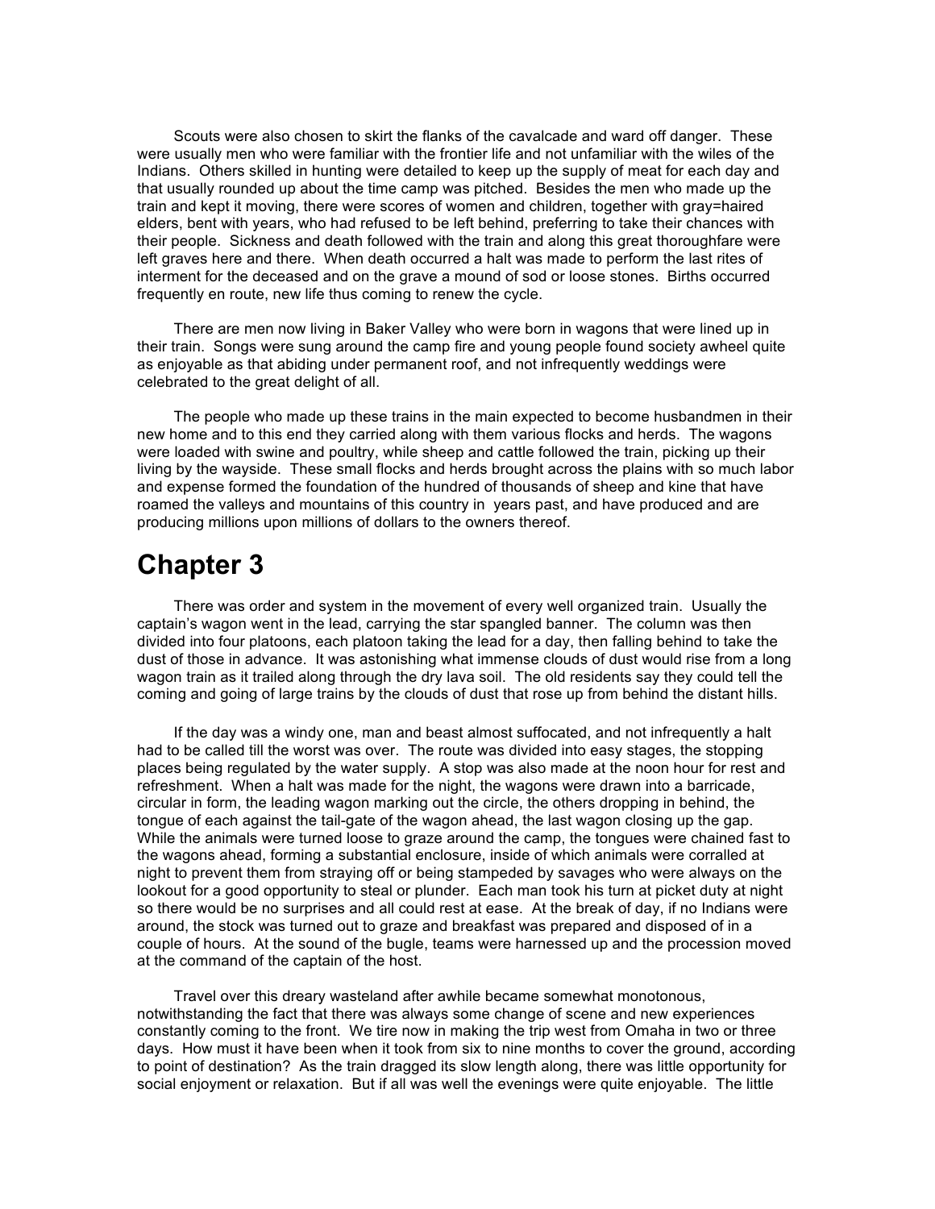Scouts were also chosen to skirt the flanks of the cavalcade and ward off danger. These were usually men who were familiar with the frontier life and not unfamiliar with the wiles of the Indians. Others skilled in hunting were detailed to keep up the supply of meat for each day and that usually rounded up about the time camp was pitched. Besides the men who made up the train and kept it moving, there were scores of women and children, together with gray=haired elders, bent with years, who had refused to be left behind, preferring to take their chances with their people. Sickness and death followed with the train and along this great thoroughfare were left graves here and there. When death occurred a halt was made to perform the last rites of interment for the deceased and on the grave a mound of sod or loose stones. Births occurred frequently en route, new life thus coming to renew the cycle.

There are men now living in Baker Valley who were born in wagons that were lined up in their train. Songs were sung around the camp fire and young people found society awheel quite as enjoyable as that abiding under permanent roof, and not infrequently weddings were celebrated to the great delight of all.

The people who made up these trains in the main expected to become husbandmen in their new home and to this end they carried along with them various flocks and herds. The wagons were loaded with swine and poultry, while sheep and cattle followed the train, picking up their living by the wayside. These small flocks and herds brought across the plains with so much labor and expense formed the foundation of the hundred of thousands of sheep and kine that have roamed the valleys and mountains of this country in years past, and have produced and are producing millions upon millions of dollars to the owners thereof.

# Chapter 3

There was order and system in the movement of every well organized train. Usually the captain's wagon went in the lead, carrying the star spangled banner. The column was then divided into four platoons, each platoon taking the lead for a day, then falling behind to take the dust of those in advance. It was astonishing what immense clouds of dust would rise from a long wagon train as it trailed along through the dry lava soil. The old residents say they could tell the coming and going of large trains by the clouds of dust that rose up from behind the distant hills.

If the day was a windy one, man and beast almost suffocated, and not infrequently a halt had to be called till the worst was over. The route was divided into easy stages, the stopping places being regulated by the water supply. A stop was also made at the noon hour for rest and refreshment. When a halt was made for the night, the wagons were drawn into a barricade, circular in form, the leading wagon marking out the circle, the others dropping in behind, the tongue of each against the tail-gate of the wagon ahead, the last wagon closing up the gap. While the animals were turned loose to graze around the camp, the tongues were chained fast to the wagons ahead, forming a substantial enclosure, inside of which animals were corralled at night to prevent them from straying off or being stampeded by savages who were always on the lookout for a good opportunity to steal or plunder. Each man took his turn at picket duty at night so there would be no surprises and all could rest at ease. At the break of day, if no Indians were around, the stock was turned out to graze and breakfast was prepared and disposed of in a couple of hours. At the sound of the bugle, teams were harnessed up and the procession moved at the command of the captain of the host.

Travel over this dreary wasteland after awhile became somewhat monotonous, notwithstanding the fact that there was always some change of scene and new experiences constantly coming to the front. We tire now in making the trip west from Omaha in two or three days. How must it have been when it took from six to nine months to cover the ground, according to point of destination? As the train dragged its slow length along, there was little opportunity for social enjoyment or relaxation. But if all was well the evenings were quite enjoyable. The little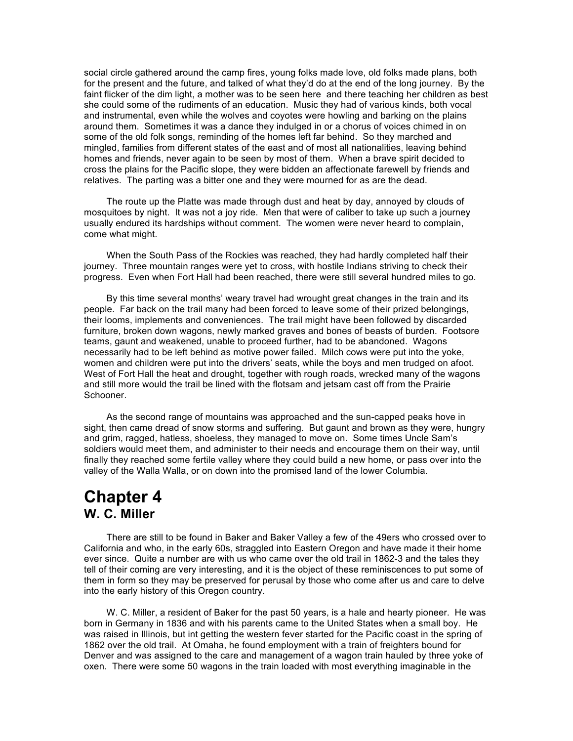social circle gathered around the camp fires, young folks made love, old folks made plans, both for the present and the future, and talked of what they'd do at the end of the long journey. By the faint flicker of the dim light, a mother was to be seen here and there teaching her children as best she could some of the rudiments of an education. Music they had of various kinds, both vocal and instrumental, even while the wolves and coyotes were howling and barking on the plains around them. Sometimes it was a dance they indulged in or a chorus of voices chimed in on some of the old folk songs, reminding of the homes left far behind. So they marched and mingled, families from different states of the east and of most all nationalities, leaving behind homes and friends, never again to be seen by most of them. When a brave spirit decided to cross the plains for the Pacific slope, they were bidden an affectionate farewell by friends and relatives. The parting was a bitter one and they were mourned for as are the dead.

The route up the Platte was made through dust and heat by day, annoyed by clouds of mosquitoes by night. It was not a joy ride. Men that were of caliber to take up such a journey usually endured its hardships without comment. The women were never heard to complain, come what might.

When the South Pass of the Rockies was reached, they had hardly completed half their journey. Three mountain ranges were yet to cross, with hostile Indians striving to check their progress. Even when Fort Hall had been reached, there were still several hundred miles to go.

By this time several months' weary travel had wrought great changes in the train and its people. Far back on the trail many had been forced to leave some of their prized belongings, their looms, implements and conveniences. The trail might have been followed by discarded furniture, broken down wagons, newly marked graves and bones of beasts of burden. Footsore teams, gaunt and weakened, unable to proceed further, had to be abandoned. Wagons necessarily had to be left behind as motive power failed. Milch cows were put into the yoke, women and children were put into the drivers' seats, while the boys and men trudged on afoot. West of Fort Hall the heat and drought, together with rough roads, wrecked many of the wagons and still more would the trail be lined with the flotsam and jetsam cast off from the Prairie Schooner.

As the second range of mountains was approached and the sun-capped peaks hove in sight, then came dread of snow storms and suffering. But gaunt and brown as they were, hungry and grim, ragged, hatless, shoeless, they managed to move on. Some times Uncle Sam's soldiers would meet them, and administer to their needs and encourage them on their way, until finally they reached some fertile valley where they could build a new home, or pass over into the valley of the Walla Walla, or on down into the promised land of the lower Columbia.

# Chapter 4
## W. C. Miller

There are still to be found in Baker and Baker Valley a few of the 49ers who crossed over to California and who, in the early 60s, straggled into Eastern Oregon and have made it their home ever since. Quite a number are with us who came over the old trail in 1862-3 and the tales they tell of their coming are very interesting, and it is the object of these reminiscences to put some of them in form so they may be preserved for perusal by those who come after us and care to delve into the early history of this Oregon country.

W. C. Miller, a resident of Baker for the past 50 years, is a hale and hearty pioneer. He was born in Germany in 1836 and with his parents came to the United States when a small boy. He was raised in Illinois, but int getting the western fever started for the Pacific coast in the spring of 1862 over the old trail. At Omaha, he found employment with a train of freighters bound for Denver and was assigned to the care and management of a wagon train hauled by three yoke of oxen. There were some 50 wagons in the train loaded with most everything imaginable in the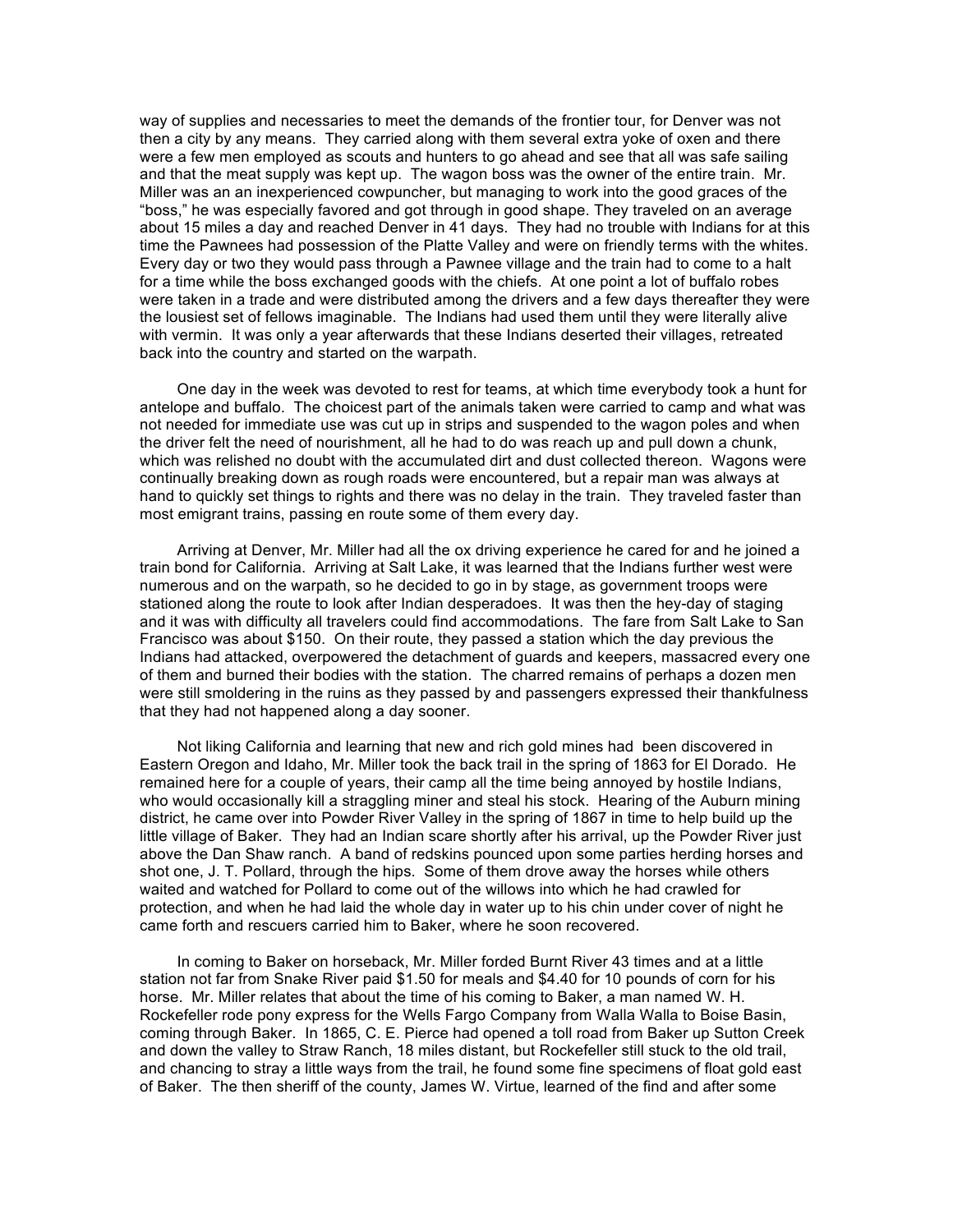way of supplies and necessaries to meet the demands of the frontier tour, for Denver was not then a city by any means. They carried along with them several extra yoke of oxen and there were a few men employed as scouts and hunters to go ahead and see that all was safe sailing and that the meat supply was kept up. The wagon boss was the owner of the entire train. Mr. Miller was an an inexperienced cowpuncher, but managing to work into the good graces of the "boss," he was especially favored and got through in good shape. They traveled on an average about 15 miles a day and reached Denver in 41 days. They had no trouble with Indians for at this time the Pawnees had possession of the Platte Valley and were on friendly terms with the whites. Every day or two they would pass through a Pawnee village and the train had to come to a halt for a time while the boss exchanged goods with the chiefs. At one point a lot of buffalo robes were taken in a trade and were distributed among the drivers and a few days thereafter they were the lousiest set of fellows imaginable. The Indians had used them until they were literally alive with vermin. It was only a year afterwards that these Indians deserted their villages, retreated back into the country and started on the warpath.

One day in the week was devoted to rest for teams, at which time everybody took a hunt for antelope and buffalo. The choicest part of the animals taken were carried to camp and what was not needed for immediate use was cut up in strips and suspended to the wagon poles and when the driver felt the need of nourishment, all he had to do was reach up and pull down a chunk, which was relished no doubt with the accumulated dirt and dust collected thereon. Wagons were continually breaking down as rough roads were encountered, but a repair man was always at hand to quickly set things to rights and there was no delay in the train. They traveled faster than most emigrant trains, passing en route some of them every day.

Arriving at Denver, Mr. Miller had all the ox driving experience he cared for and he joined a train bond for California. Arriving at Salt Lake, it was learned that the Indians further west were numerous and on the warpath, so he decided to go in by stage, as government troops were stationed along the route to look after Indian desperadoes. It was then the hey-day of staging and it was with difficulty all travelers could find accommodations. The fare from Salt Lake to San Francisco was about $150. On their route, they passed a station which the day previous the Indians had attacked, overpowered the detachment of guards and keepers, massacred every one of them and burned their bodies with the station. The charred remains of perhaps a dozen men were still smoldering in the ruins as they passed by and passengers expressed their thankfulness that they had not happened along a day sooner.

Not liking California and learning that new and rich gold mines had been discovered in Eastern Oregon and Idaho, Mr. Miller took the back trail in the spring of 1863 for El Dorado. He remained here for a couple of years, their camp all the time being annoyed by hostile Indians, who would occasionally kill a straggling miner and steal his stock. Hearing of the Auburn mining district, he came over into Powder River Valley in the spring of 1867 in time to help build up the little village of Baker. They had an Indian scare shortly after his arrival, up the Powder River just above the Dan Shaw ranch. A band of redskins pounced upon some parties herding horses and shot one, J. T. Pollard, through the hips. Some of them drove away the horses while others waited and watched for Pollard to come out of the willows into which he had crawled for protection, and when he had laid the whole day in water up to his chin under cover of night he came forth and rescuers carried him to Baker, where he soon recovered.

In coming to Baker on horseback, Mr. Miller forded Burnt River 43 times and at a little station not far from Snake River paid $1.50 for meals and $4.40 for 10 pounds of corn for his horse. Mr. Miller relates that about the time of his coming to Baker, a man named W. H. Rockefeller rode pony express for the Wells Fargo Company from Walla Walla to Boise Basin, coming through Baker. In 1865, C. E. Pierce had opened a toll road from Baker up Sutton Creek and down the valley to Straw Ranch, 18 miles distant, but Rockefeller still stuck to the old trail, and chancing to stray a little ways from the trail, he found some fine specimens of float gold east of Baker. The then sheriff of the county, James W. Virtue, learned of the find and after some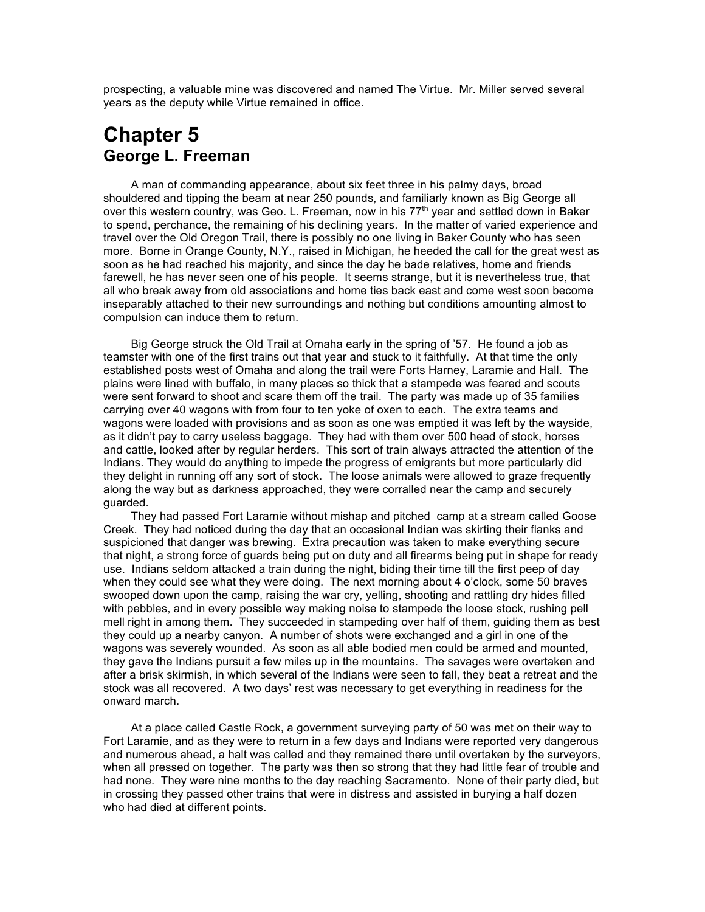prospecting, a valuable mine was discovered and named The Virtue. Mr. Miller served several years as the deputy while Virtue remained in office.

# Chapter 5
## George L. Freeman

A man of commanding appearance, about six feet three in his palmy days, broad shouldered and tipping the beam at near 250 pounds, and familiarly known as Big George all over this western country, was Geo. L. Freeman, now in his 77th year and settled down in Baker to spend, perchance, the remaining of his declining years. In the matter of varied experience and travel over the Old Oregon Trail, there is possibly no one living in Baker County who has seen more. Borne in Orange County, N.Y., raised in Michigan, he heeded the call for the great west as soon as he had reached his majority, and since the day he bade relatives, home and friends farewell, he has never seen one of his people. It seems strange, but it is nevertheless true, that all who break away from old associations and home ties back east and come west soon become inseparably attached to their new surroundings and nothing but conditions amounting almost to compulsion can induce them to return.

Big George struck the Old Trail at Omaha early in the spring of '57. He found a job as teamster with one of the first trains out that year and stuck to it faithfully. At that time the only established posts west of Omaha and along the trail were Forts Harney, Laramie and Hall. The plains were lined with buffalo, in many places so thick that a stampede was feared and scouts were sent forward to shoot and scare them off the trail. The party was made up of 35 families carrying over 40 wagons with from four to ten yoke of oxen to each. The extra teams and wagons were loaded with provisions and as soon as one was emptied it was left by the wayside, as it didn't pay to carry useless baggage. They had with them over 500 head of stock, horses and cattle, looked after by regular herders. This sort of train always attracted the attention of the Indians. They would do anything to impede the progress of emigrants but more particularly did they delight in running off any sort of stock. The loose animals were allowed to graze frequently along the way but as darkness approached, they were corralled near the camp and securely guarded.

They had passed Fort Laramie without mishap and pitched camp at a stream called Goose Creek. They had noticed during the day that an occasional Indian was skirting their flanks and suspicioned that danger was brewing. Extra precaution was taken to make everything secure that night, a strong force of guards being put on duty and all firearms being put in shape for ready use. Indians seldom attacked a train during the night, biding their time till the first peep of day when they could see what they were doing. The next morning about 4 o'clock, some 50 braves swooped down upon the camp, raising the war cry, yelling, shooting and rattling dry hides filled with pebbles, and in every possible way making noise to stampede the loose stock, rushing pell mell right in among them. They succeeded in stampeding over half of them, guiding them as best they could up a nearby canyon. A number of shots were exchanged and a girl in one of the wagons was severely wounded. As soon as all able bodied men could be armed and mounted, they gave the Indians pursuit a few miles up in the mountains. The savages were overtaken and after a brisk skirmish, in which several of the Indians were seen to fall, they beat a retreat and the stock was all recovered. A two days' rest was necessary to get everything in readiness for the onward march.

At a place called Castle Rock, a government surveying party of 50 was met on their way to Fort Laramie, and as they were to return in a few days and Indians were reported very dangerous and numerous ahead, a halt was called and they remained there until overtaken by the surveyors, when all pressed on together. The party was then so strong that they had little fear of trouble and had none. They were nine months to the day reaching Sacramento. None of their party died, but in crossing they passed other trains that were in distress and assisted in burying a half dozen who had died at different points.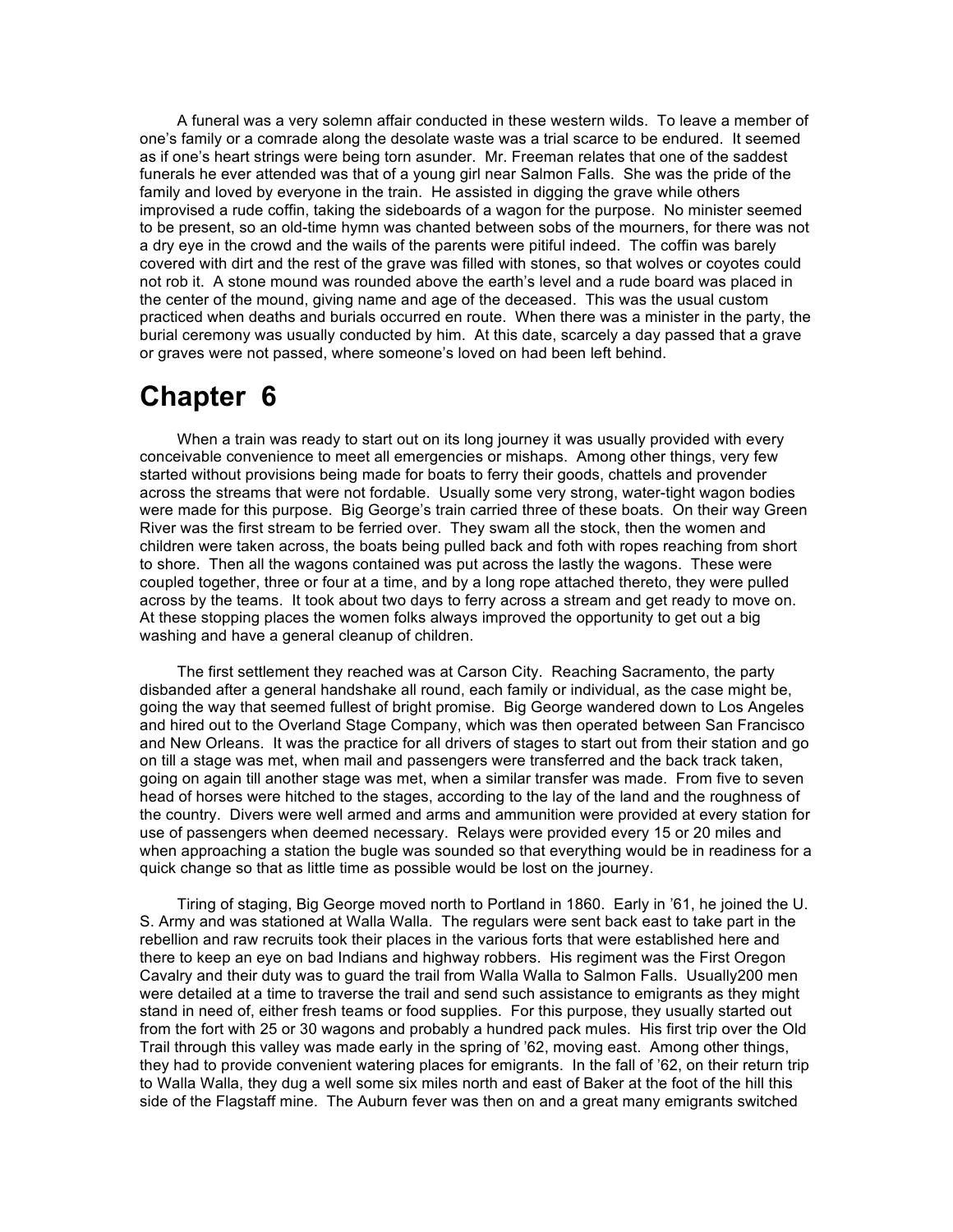A funeral was a very solemn affair conducted in these western wilds. To leave a member of one's family or a comrade along the desolate waste was a trial scarce to be endured. It seemed as if one's heart strings were being torn asunder. Mr. Freeman relates that one of the saddest funerals he ever attended was that of a young girl near Salmon Falls. She was the pride of the family and loved by everyone in the train. He assisted in digging the grave while others improvised a rude coffin, taking the sideboards of a wagon for the purpose. No minister seemed to be present, so an old-time hymn was chanted between sobs of the mourners, for there was not a dry eye in the crowd and the wails of the parents were pitiful indeed. The coffin was barely covered with dirt and the rest of the grave was filled with stones, so that wolves or coyotes could not rob it. A stone mound was rounded above the earth's level and a rude board was placed in the center of the mound, giving name and age of the deceased. This was the usual custom practiced when deaths and burials occurred en route. When there was a minister in the party, the burial ceremony was usually conducted by him. At this date, scarcely a day passed that a grave or graves were not passed, where someone's loved on had been left behind.

# Chapter 6

When a train was ready to start out on its long journey it was usually provided with every conceivable convenience to meet all emergencies or mishaps. Among other things, very few started without provisions being made for boats to ferry their goods, chattels and provender across the streams that were not fordable. Usually some very strong, water-tight wagon bodies were made for this purpose. Big George's train carried three of these boats. On their way Green River was the first stream to be ferried over. They swam all the stock, then the women and children were taken across, the boats being pulled back and foth with ropes reaching from short to shore. Then all the wagons contained was put across the lastly the wagons. These were coupled together, three or four at a time, and by a long rope attached thereto, they were pulled across by the teams. It took about two days to ferry across a stream and get ready to move on. At these stopping places the women folks always improved the opportunity to get out a big washing and have a general cleanup of children.

The first settlement they reached was at Carson City. Reaching Sacramento, the party disbanded after a general handshake all round, each family or individual, as the case might be, going the way that seemed fullest of bright promise. Big George wandered down to Los Angeles and hired out to the Overland Stage Company, which was then operated between San Francisco and New Orleans. It was the practice for all drivers of stages to start out from their station and go on till a stage was met, when mail and passengers were transferred and the back track taken, going on again till another stage was met, when a similar transfer was made. From five to seven head of horses were hitched to the stages, according to the lay of the land and the roughness of the country. Divers were well armed and arms and ammunition were provided at every station for use of passengers when deemed necessary. Relays were provided every 15 or 20 miles and when approaching a station the bugle was sounded so that everything would be in readiness for a quick change so that as little time as possible would be lost on the journey.

Tiring of staging, Big George moved north to Portland in 1860. Early in '61, he joined the U. S. Army and was stationed at Walla Walla. The regulars were sent back east to take part in the rebellion and raw recruits took their places in the various forts that were established here and there to keep an eye on bad Indians and highway robbers. His regiment was the First Oregon Cavalry and their duty was to guard the trail from Walla Walla to Salmon Falls. Usually200 men were detailed at a time to traverse the trail and send such assistance to emigrants as they might stand in need of, either fresh teams or food supplies. For this purpose, they usually started out from the fort with 25 or 30 wagons and probably a hundred pack mules. His first trip over the Old Trail through this valley was made early in the spring of '62, moving east. Among other things, they had to provide convenient watering places for emigrants. In the fall of '62, on their return trip to Walla Walla, they dug a well some six miles north and east of Baker at the foot of the hill this side of the Flagstaff mine. The Auburn fever was then on and a great many emigrants switched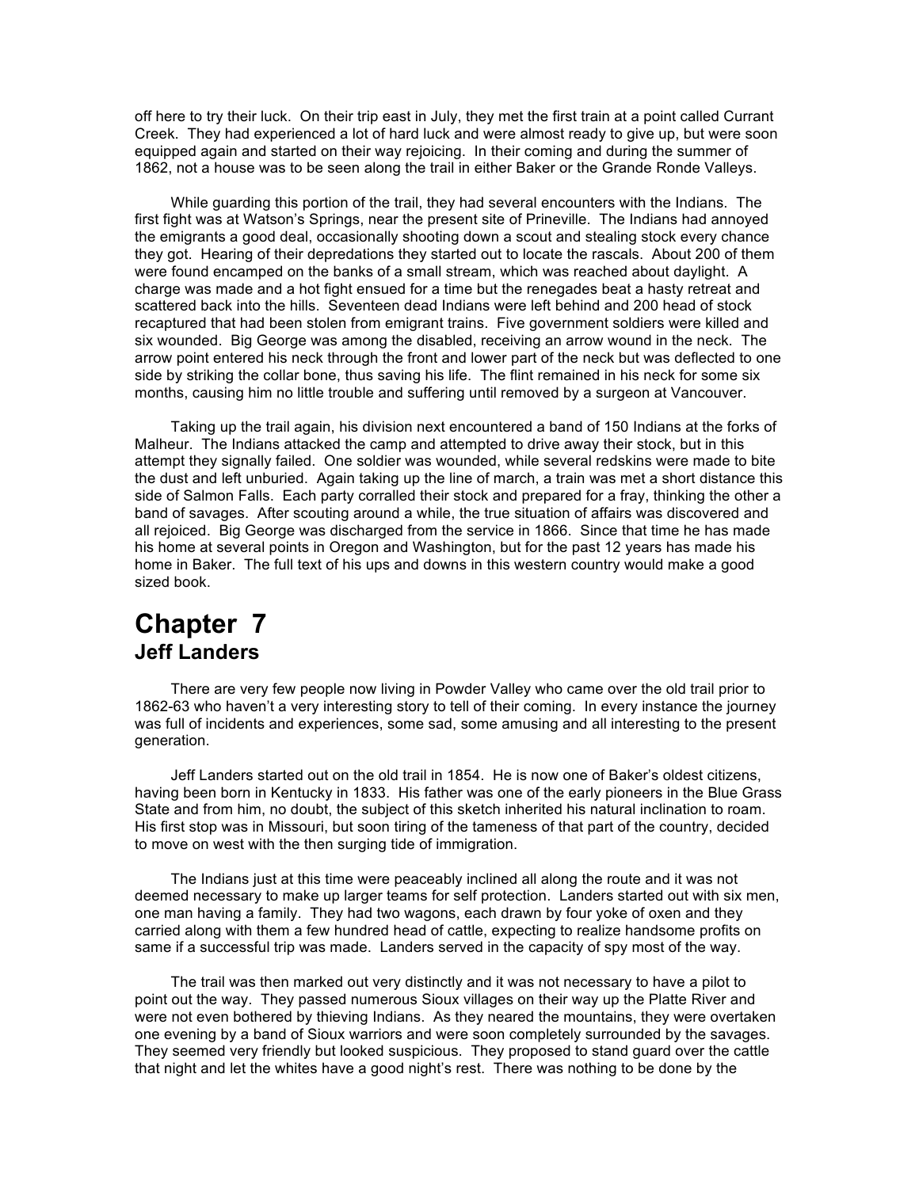off here to try their luck. On their trip east in July, they met the first train at a point called Currant Creek. They had experienced a lot of hard luck and were almost ready to give up, but were soon equipped again and started on their way rejoicing. In their coming and during the summer of 1862, not a house was to be seen along the trail in either Baker or the Grande Ronde Valleys.

While guarding this portion of the trail, they had several encounters with the Indians. The first fight was at Watson's Springs, near the present site of Prineville. The Indians had annoyed the emigrants a good deal, occasionally shooting down a scout and stealing stock every chance they got. Hearing of their depredations they started out to locate the rascals. About 200 of them were found encamped on the banks of a small stream, which was reached about daylight. A charge was made and a hot fight ensued for a time but the renegades beat a hasty retreat and scattered back into the hills. Seventeen dead Indians were left behind and 200 head of stock recaptured that had been stolen from emigrant trains. Five government soldiers were killed and six wounded. Big George was among the disabled, receiving an arrow wound in the neck. The arrow point entered his neck through the front and lower part of the neck but was deflected to one side by striking the collar bone, thus saving his life. The flint remained in his neck for some six months, causing him no little trouble and suffering until removed by a surgeon at Vancouver.

Taking up the trail again, his division next encountered a band of 150 Indians at the forks of Malheur. The Indians attacked the camp and attempted to drive away their stock, but in this attempt they signally failed. One soldier was wounded, while several redskins were made to bite the dust and left unburied. Again taking up the line of march, a train was met a short distance this side of Salmon Falls. Each party corralled their stock and prepared for a fray, thinking the other a band of savages. After scouting around a while, the true situation of affairs was discovered and all rejoiced. Big George was discharged from the service in 1866. Since that time he has made his home at several points in Oregon and Washington, but for the past 12 years has made his home in Baker. The full text of his ups and downs in this western country would make a good sized book.

# Chapter 7
## Jeff Landers

There are very few people now living in Powder Valley who came over the old trail prior to 1862-63 who haven't a very interesting story to tell of their coming. In every instance the journey was full of incidents and experiences, some sad, some amusing and all interesting to the present generation.

Jeff Landers started out on the old trail in 1854. He is now one of Baker's oldest citizens, having been born in Kentucky in 1833. His father was one of the early pioneers in the Blue Grass State and from him, no doubt, the subject of this sketch inherited his natural inclination to roam. His first stop was in Missouri, but soon tiring of the tameness of that part of the country, decided to move on west with the then surging tide of immigration.

The Indians just at this time were peaceably inclined all along the route and it was not deemed necessary to make up larger teams for self protection. Landers started out with six men, one man having a family. They had two wagons, each drawn by four yoke of oxen and they carried along with them a few hundred head of cattle, expecting to realize handsome profits on same if a successful trip was made. Landers served in the capacity of spy most of the way.

The trail was then marked out very distinctly and it was not necessary to have a pilot to point out the way. They passed numerous Sioux villages on their way up the Platte River and were not even bothered by thieving Indians. As they neared the mountains, they were overtaken one evening by a band of Sioux warriors and were soon completely surrounded by the savages. They seemed very friendly but looked suspicious. They proposed to stand guard over the cattle that night and let the whites have a good night's rest. There was nothing to be done by the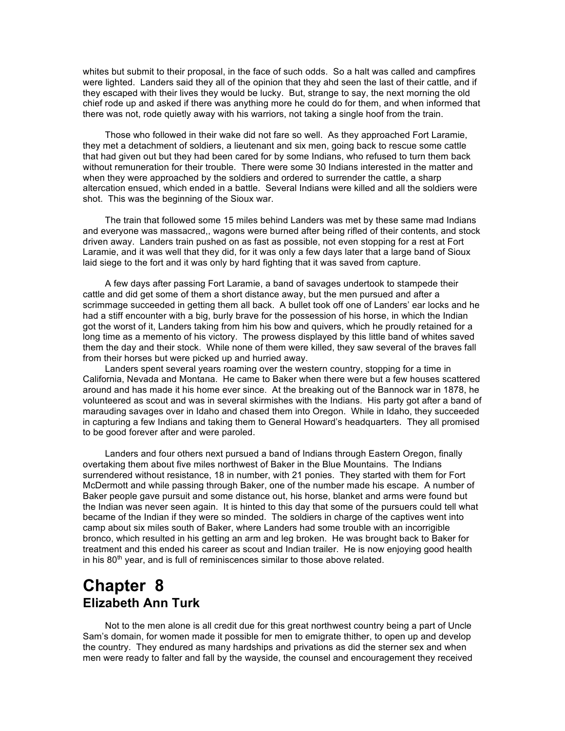whites but submit to their proposal, in the face of such odds. So a halt was called and campfires were lighted. Landers said they all of the opinion that they ahd seen the last of their cattle, and if they escaped with their lives they would be lucky. But, strange to say, the next morning the old chief rode up and asked if there was anything more he could do for them, and when informed that there was not, rode quietly away with his warriors, not taking a single hoof from the train.

Those who followed in their wake did not fare so well. As they approached Fort Laramie, they met a detachment of soldiers, a lieutenant and six men, going back to rescue some cattle that had given out but they had been cared for by some Indians, who refused to turn them back without remuneration for their trouble. There were some 30 Indians interested in the matter and when they were approached by the soldiers and ordered to surrender the cattle, a sharp altercation ensued, which ended in a battle. Several Indians were killed and all the soldiers were shot. This was the beginning of the Sioux war.

The train that followed some 15 miles behind Landers was met by these same mad Indians and everyone was massacred,, wagons were burned after being rifled of their contents, and stock driven away. Landers train pushed on as fast as possible, not even stopping for a rest at Fort Laramie, and it was well that they did, for it was only a few days later that a large band of Sioux laid siege to the fort and it was only by hard fighting that it was saved from capture.

A few days after passing Fort Laramie, a band of savages undertook to stampede their cattle and did get some of them a short distance away, but the men pursued and after a scrimmage succeeded in getting them all back. A bullet took off one of Landers' ear locks and he had a stiff encounter with a big, burly brave for the possession of his horse, in which the Indian got the worst of it, Landers taking from him his bow and quivers, which he proudly retained for a long time as a memento of his victory. The prowess displayed by this little band of whites saved them the day and their stock. While none of them were killed, they saw several of the braves fall from their horses but were picked up and hurried away.

Landers spent several years roaming over the western country, stopping for a time in California, Nevada and Montana. He came to Baker when there were but a few houses scattered around and has made it his home ever since. At the breaking out of the Bannock war in 1878, he volunteered as scout and was in several skirmishes with the Indians. His party got after a band of marauding savages over in Idaho and chased them into Oregon. While in Idaho, they succeeded in capturing a few Indians and taking them to General Howard's headquarters. They all promised to be good forever after and were paroled.

Landers and four others next pursued a band of Indians through Eastern Oregon, finally overtaking them about five miles northwest of Baker in the Blue Mountains. The Indians surrendered without resistance, 18 in number, with 21 ponies. They started with them for Fort McDermott and while passing through Baker, one of the number made his escape. A number of Baker people gave pursuit and some distance out, his horse, blanket and arms were found but the Indian was never seen again. It is hinted to this day that some of the pursuers could tell what became of the Indian if they were so minded. The soldiers in charge of the captives went into camp about six miles south of Baker, where Landers had some trouble with an incorrigible bronco, which resulted in his getting an arm and leg broken. He was brought back to Baker for treatment and this ended his career as scout and Indian trailer. He is now enjoying good health in his 80th year, and is full of reminiscences similar to those above related.

# Chapter 8
## Elizabeth Ann Turk

Not to the men alone is all credit due for this great northwest country being a part of Uncle Sam's domain, for women made it possible for men to emigrate thither, to open up and develop the country. They endured as many hardships and privations as did the sterner sex and when men were ready to falter and fall by the wayside, the counsel and encouragement they received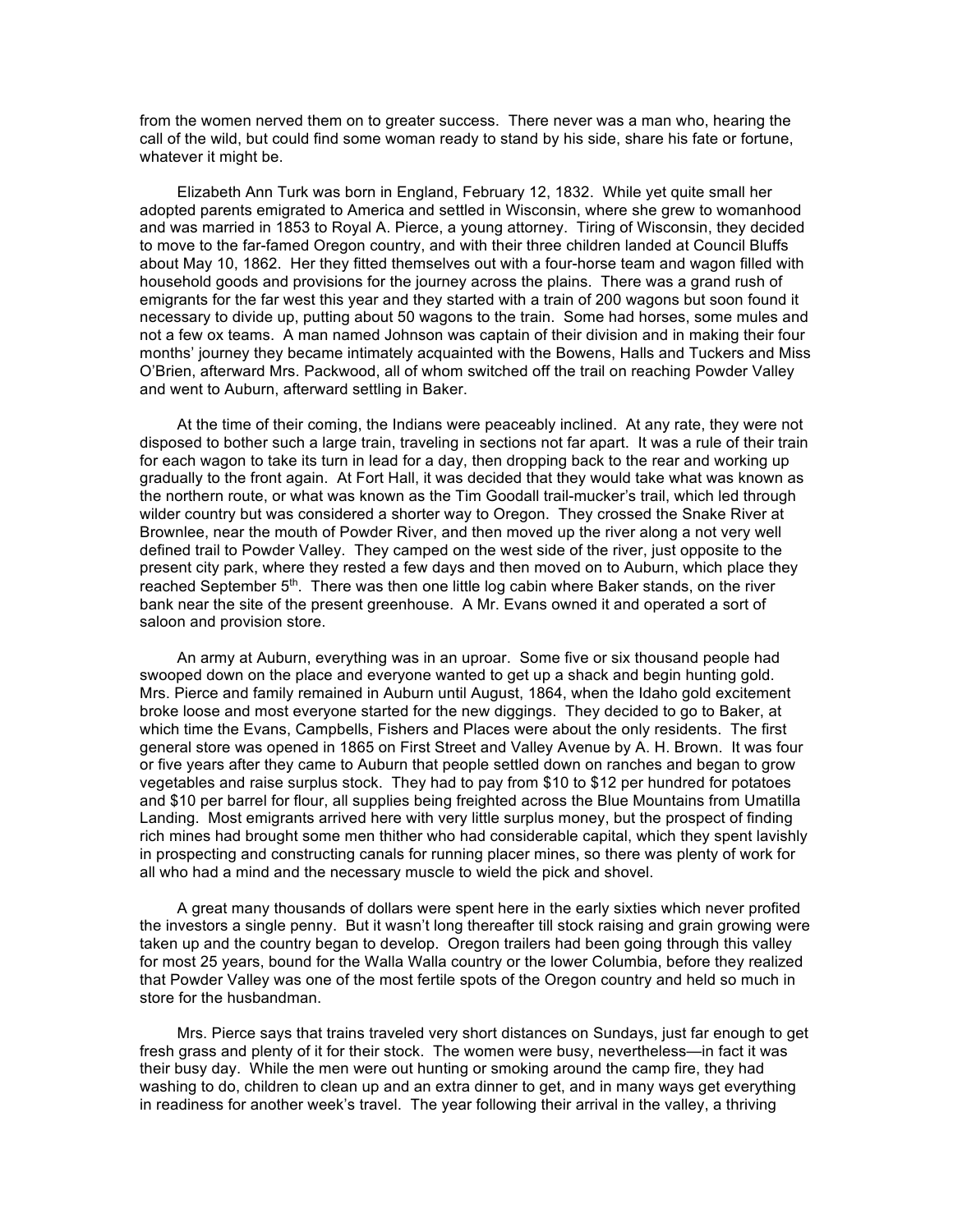from the women nerved them on to greater success. There never was a man who, hearing the call of the wild, but could find some woman ready to stand by his side, share his fate or fortune, whatever it might be.

Elizabeth Ann Turk was born in England, February 12, 1832. While yet quite small her adopted parents emigrated to America and settled in Wisconsin, where she grew to womanhood and was married in 1853 to Royal A. Pierce, a young attorney. Tiring of Wisconsin, they decided to move to the far-famed Oregon country, and with their three children landed at Council Bluffs about May 10, 1862. Her they fitted themselves out with a four-horse team and wagon filled with household goods and provisions for the journey across the plains. There was a grand rush of emigrants for the far west this year and they started with a train of 200 wagons but soon found it necessary to divide up, putting about 50 wagons to the train. Some had horses, some mules and not a few ox teams. A man named Johnson was captain of their division and in making their four months' journey they became intimately acquainted with the Bowens, Halls and Tuckers and Miss O'Brien, afterward Mrs. Packwood, all of whom switched off the trail on reaching Powder Valley and went to Auburn, afterward settling in Baker.

At the time of their coming, the Indians were peaceably inclined. At any rate, they were not disposed to bother such a large train, traveling in sections not far apart. It was a rule of their train for each wagon to take its turn in lead for a day, then dropping back to the rear and working up gradually to the front again. At Fort Hall, it was decided that they would take what was known as the northern route, or what was known as the Tim Goodall trail-mucker's trail, which led through wilder country but was considered a shorter way to Oregon. They crossed the Snake River at Brownlee, near the mouth of Powder River, and then moved up the river along a not very well defined trail to Powder Valley. They camped on the west side of the river, just opposite to the present city park, where they rested a few days and then moved on to Auburn, which place they reached September 5th. There was then one little log cabin where Baker stands, on the river bank near the site of the present greenhouse. A Mr. Evans owned it and operated a sort of saloon and provision store.

An army at Auburn, everything was in an uproar. Some five or six thousand people had swooped down on the place and everyone wanted to get up a shack and begin hunting gold. Mrs. Pierce and family remained in Auburn until August, 1864, when the Idaho gold excitement broke loose and most everyone started for the new diggings. They decided to go to Baker, at which time the Evans, Campbells, Fishers and Places were about the only residents. The first general store was opened in 1865 on First Street and Valley Avenue by A. H. Brown. It was four or five years after they came to Auburn that people settled down on ranches and began to grow vegetables and raise surplus stock. They had to pay from $10 to $12 per hundred for potatoes and $10 per barrel for flour, all supplies being freighted across the Blue Mountains from Umatilla Landing. Most emigrants arrived here with very little surplus money, but the prospect of finding rich mines had brought some men thither who had considerable capital, which they spent lavishly in prospecting and constructing canals for running placer mines, so there was plenty of work for all who had a mind and the necessary muscle to wield the pick and shovel.

A great many thousands of dollars were spent here in the early sixties which never profited the investors a single penny. But it wasn't long thereafter till stock raising and grain growing were taken up and the country began to develop. Oregon trailers had been going through this valley for most 25 years, bound for the Walla Walla country or the lower Columbia, before they realized that Powder Valley was one of the most fertile spots of the Oregon country and held so much in store for the husbandman.

Mrs. Pierce says that trains traveled very short distances on Sundays, just far enough to get fresh grass and plenty of it for their stock. The women were busy, nevertheless—in fact it was their busy day. While the men were out hunting or smoking around the camp fire, they had washing to do, children to clean up and an extra dinner to get, and in many ways get everything in readiness for another week's travel. The year following their arrival in the valley, a thriving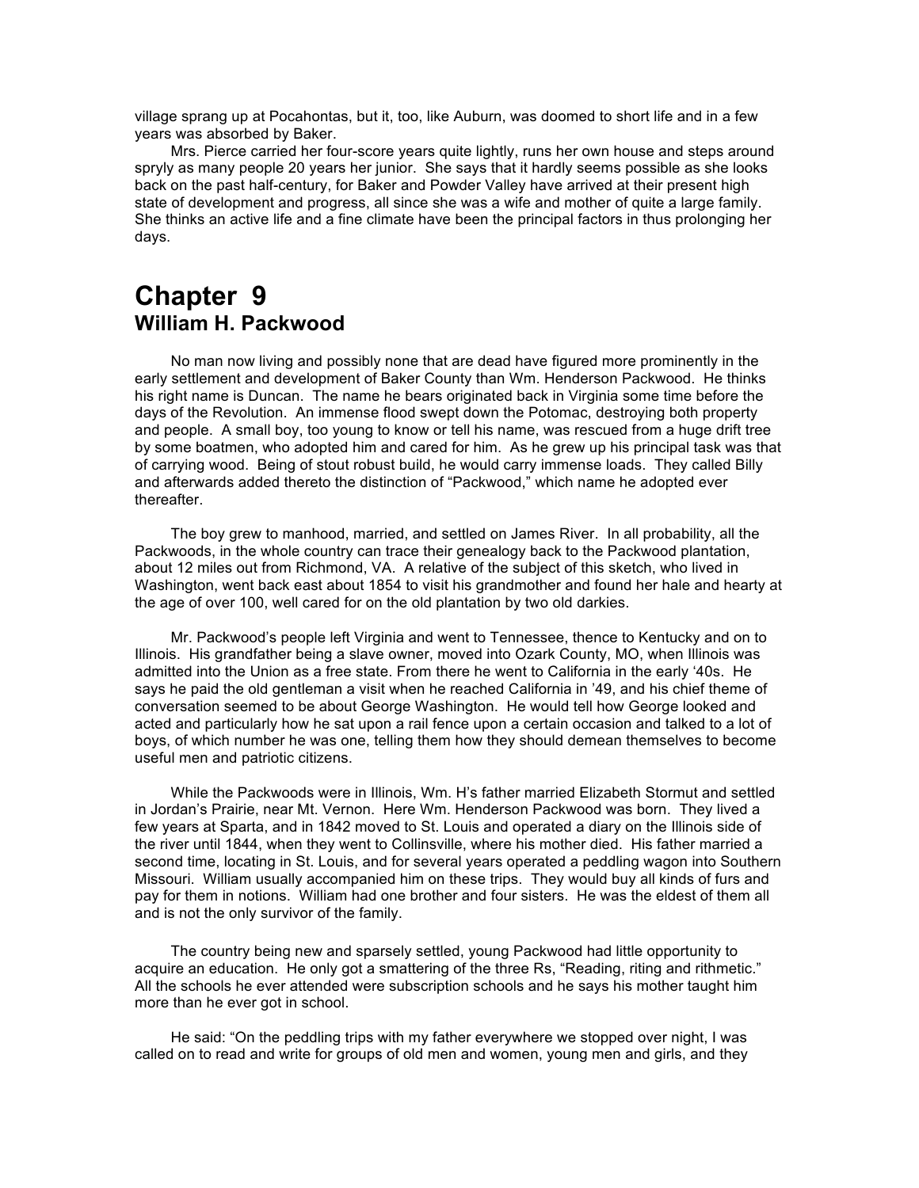village sprang up at Pocahontas, but it, too, like Auburn, was doomed to short life and in a few years was absorbed by Baker.

Mrs. Pierce carried her four-score years quite lightly, runs her own house and steps around spryly as many people 20 years her junior. She says that it hardly seems possible as she looks back on the past half-century, for Baker and Powder Valley have arrived at their present high state of development and progress, all since she was a wife and mother of quite a large family. She thinks an active life and a fine climate have been the principal factors in thus prolonging her days.

# Chapter 9
## William H. Packwood

No man now living and possibly none that are dead have figured more prominently in the early settlement and development of Baker County than Wm. Henderson Packwood. He thinks his right name is Duncan. The name he bears originated back in Virginia some time before the days of the Revolution. An immense flood swept down the Potomac, destroying both property and people. A small boy, too young to know or tell his name, was rescued from a huge drift tree by some boatmen, who adopted him and cared for him. As he grew up his principal task was that of carrying wood. Being of stout robust build, he would carry immense loads. They called Billy and afterwards added thereto the distinction of "Packwood," which name he adopted ever thereafter.

The boy grew to manhood, married, and settled on James River. In all probability, all the Packwoods, in the whole country can trace their genealogy back to the Packwood plantation, about 12 miles out from Richmond, VA. A relative of the subject of this sketch, who lived in Washington, went back east about 1854 to visit his grandmother and found her hale and hearty at the age of over 100, well cared for on the old plantation by two old darkies.

Mr. Packwood's people left Virginia and went to Tennessee, thence to Kentucky and on to Illinois. His grandfather being a slave owner, moved into Ozark County, MO, when Illinois was admitted into the Union as a free state. From there he went to California in the early '40s. He says he paid the old gentleman a visit when he reached California in '49, and his chief theme of conversation seemed to be about George Washington. He would tell how George looked and acted and particularly how he sat upon a rail fence upon a certain occasion and talked to a lot of boys, of which number he was one, telling them how they should demean themselves to become useful men and patriotic citizens.

While the Packwoods were in Illinois, Wm. H's father married Elizabeth Stormut and settled in Jordan's Prairie, near Mt. Vernon. Here Wm. Henderson Packwood was born. They lived a few years at Sparta, and in 1842 moved to St. Louis and operated a diary on the Illinois side of the river until 1844, when they went to Collinsville, where his mother died. His father married a second time, locating in St. Louis, and for several years operated a peddling wagon into Southern Missouri. William usually accompanied him on these trips. They would buy all kinds of furs and pay for them in notions. William had one brother and four sisters. He was the eldest of them all and is not the only survivor of the family.

The country being new and sparsely settled, young Packwood had little opportunity to acquire an education. He only got a smattering of the three Rs, "Reading, riting and rithmetic." All the schools he ever attended were subscription schools and he says his mother taught him more than he ever got in school.

He said: "On the peddling trips with my father everywhere we stopped over night, I was called on to read and write for groups of old men and women, young men and girls, and they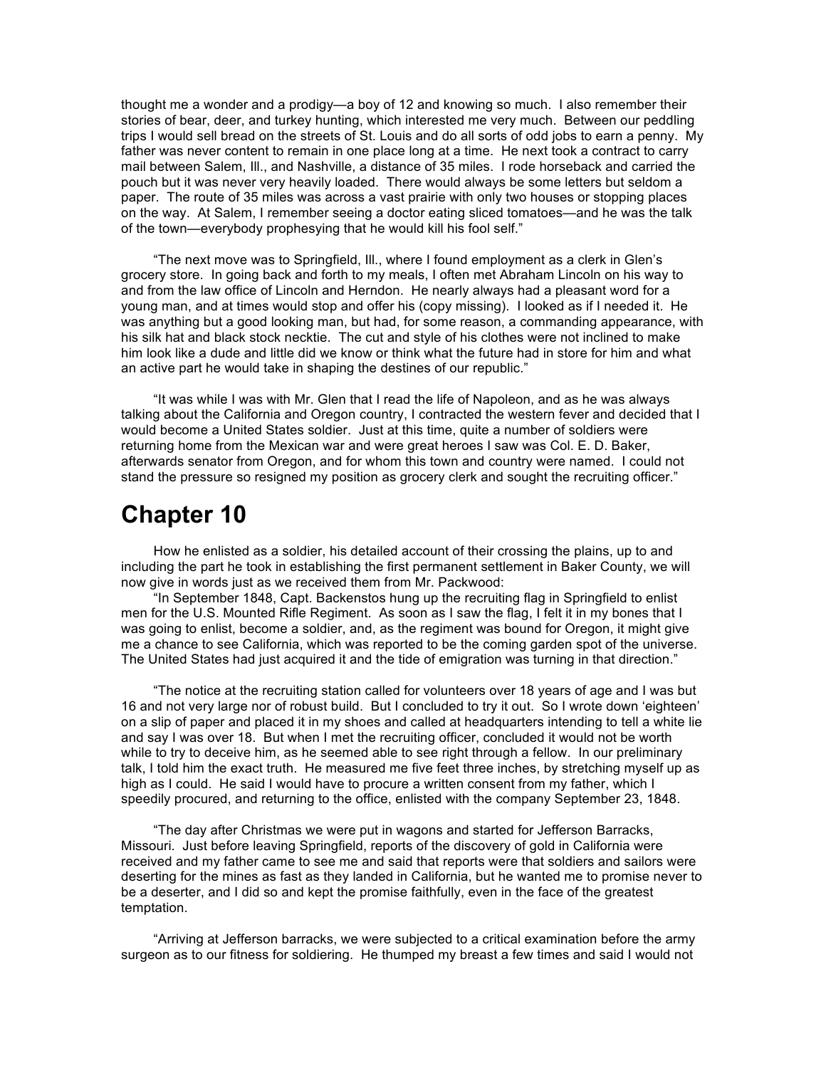thought me a wonder and a prodigy—a boy of 12 and knowing so much. I also remember their stories of bear, deer, and turkey hunting, which interested me very much. Between our peddling trips I would sell bread on the streets of St. Louis and do all sorts of odd jobs to earn a penny. My father was never content to remain in one place long at a time. He next took a contract to carry mail between Salem, Ill., and Nashville, a distance of 35 miles. I rode horseback and carried the pouch but it was never very heavily loaded. There would always be some letters but seldom a paper. The route of 35 miles was across a vast prairie with only two houses or stopping places on the way. At Salem, I remember seeing a doctor eating sliced tomatoes—and he was the talk of the town—everybody prophesying that he would kill his fool self."

"The next move was to Springfield, Ill., where I found employment as a clerk in Glen's grocery store. In going back and forth to my meals, I often met Abraham Lincoln on his way to and from the law office of Lincoln and Herndon. He nearly always had a pleasant word for a young man, and at times would stop and offer his (copy missing). I looked as if I needed it. He was anything but a good looking man, but had, for some reason, a commanding appearance, with his silk hat and black stock necktie. The cut and style of his clothes were not inclined to make him look like a dude and little did we know or think what the future had in store for him and what an active part he would take in shaping the destines of our republic."

"It was while I was with Mr. Glen that I read the life of Napoleon, and as he was always talking about the California and Oregon country, I contracted the western fever and decided that I would become a United States soldier. Just at this time, quite a number of soldiers were returning home from the Mexican war and were great heroes I saw was Col. E. D. Baker, afterwards senator from Oregon, and for whom this town and country were named. I could not stand the pressure so resigned my position as grocery clerk and sought the recruiting officer."

# Chapter 10

How he enlisted as a soldier, his detailed account of their crossing the plains, up to and including the part he took in establishing the first permanent settlement in Baker County, we will now give in words just as we received them from Mr. Packwood:

"In September 1848, Capt. Backenstos hung up the recruiting flag in Springfield to enlist men for the U.S. Mounted Rifle Regiment. As soon as I saw the flag, I felt it in my bones that I was going to enlist, become a soldier, and, as the regiment was bound for Oregon, it might give me a chance to see California, which was reported to be the coming garden spot of the universe. The United States had just acquired it and the tide of emigration was turning in that direction."

"The notice at the recruiting station called for volunteers over 18 years of age and I was but 16 and not very large nor of robust build. But I concluded to try it out. So I wrote down 'eighteen' on a slip of paper and placed it in my shoes and called at headquarters intending to tell a white lie and say I was over 18. But when I met the recruiting officer, concluded it would not be worth while to try to deceive him, as he seemed able to see right through a fellow. In our preliminary talk, I told him the exact truth. He measured me five feet three inches, by stretching myself up as high as I could. He said I would have to procure a written consent from my father, which I speedily procured, and returning to the office, enlisted with the company September 23, 1848.

"The day after Christmas we were put in wagons and started for Jefferson Barracks, Missouri. Just before leaving Springfield, reports of the discovery of gold in California were received and my father came to see me and said that reports were that soldiers and sailors were deserting for the mines as fast as they landed in California, but he wanted me to promise never to be a deserter, and I did so and kept the promise faithfully, even in the face of the greatest temptation.

"Arriving at Jefferson barracks, we were subjected to a critical examination before the army surgeon as to our fitness for soldiering. He thumped my breast a few times and said I would not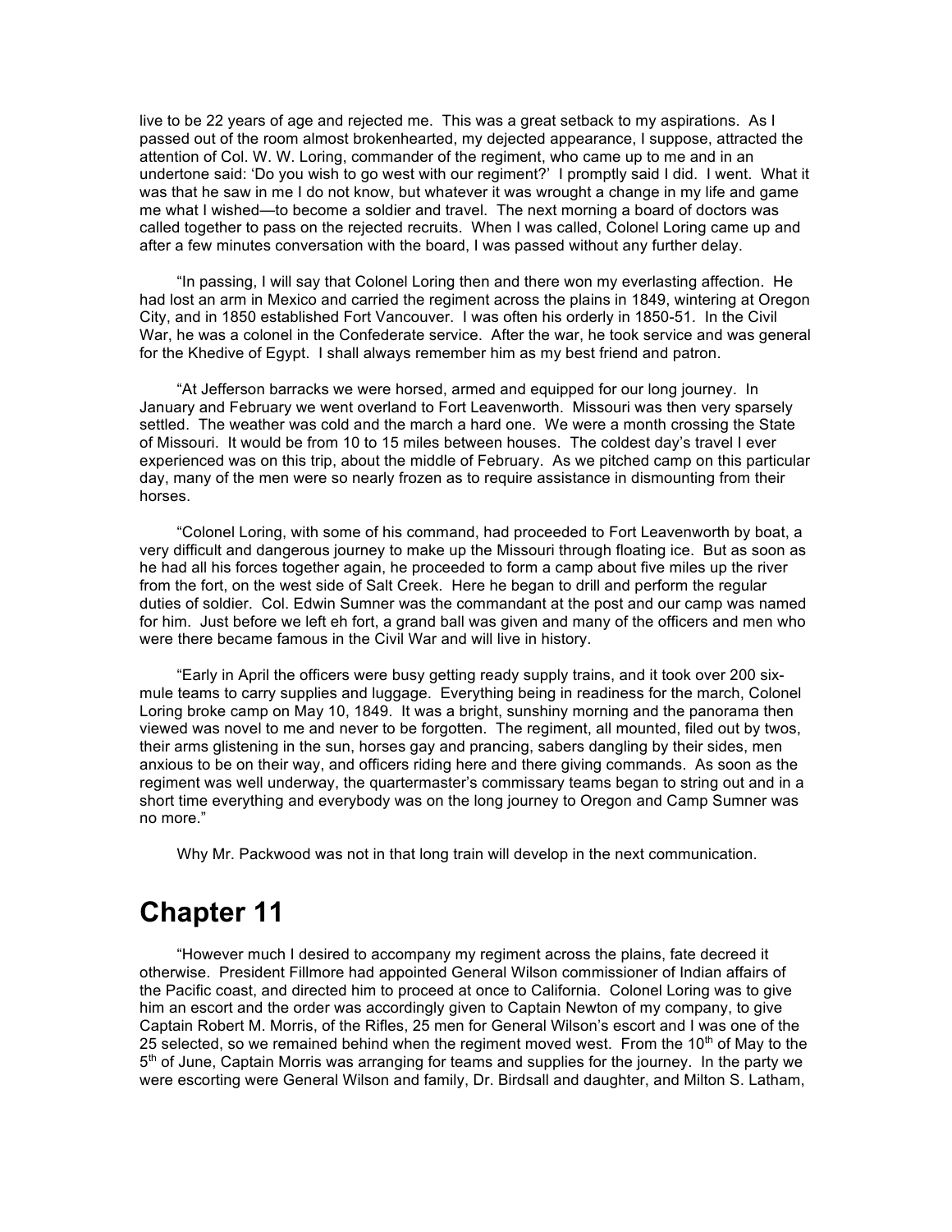live to be 22 years of age and rejected me. This was a great setback to my aspirations. As I passed out of the room almost brokenhearted, my dejected appearance, I suppose, attracted the attention of Col. W. W. Loring, commander of the regiment, who came up to me and in an undertone said: 'Do you wish to go west with our regiment?' I promptly said I did. I went. What it was that he saw in me I do not know, but whatever it was wrought a change in my life and game me what I wished—to become a soldier and travel. The next morning a board of doctors was called together to pass on the rejected recruits. When I was called, Colonel Loring came up and after a few minutes conversation with the board, I was passed without any further delay.

"In passing, I will say that Colonel Loring then and there won my everlasting affection. He had lost an arm in Mexico and carried the regiment across the plains in 1849, wintering at Oregon City, and in 1850 established Fort Vancouver. I was often his orderly in 1850-51. In the Civil War, he was a colonel in the Confederate service. After the war, he took service and was general for the Khedive of Egypt. I shall always remember him as my best friend and patron.

"At Jefferson barracks we were horsed, armed and equipped for our long journey. In January and February we went overland to Fort Leavenworth. Missouri was then very sparsely settled. The weather was cold and the march a hard one. We were a month crossing the State of Missouri. It would be from 10 to 15 miles between houses. The coldest day's travel I ever experienced was on this trip, about the middle of February. As we pitched camp on this particular day, many of the men were so nearly frozen as to require assistance in dismounting from their horses.

"Colonel Loring, with some of his command, had proceeded to Fort Leavenworth by boat, a very difficult and dangerous journey to make up the Missouri through floating ice. But as soon as he had all his forces together again, he proceeded to form a camp about five miles up the river from the fort, on the west side of Salt Creek. Here he began to drill and perform the regular duties of soldier. Col. Edwin Sumner was the commandant at the post and our camp was named for him. Just before we left eh fort, a grand ball was given and many of the officers and men who were there became famous in the Civil War and will live in history.

"Early in April the officers were busy getting ready supply trains, and it took over 200 six-mule teams to carry supplies and luggage. Everything being in readiness for the march, Colonel Loring broke camp on May 10, 1849. It was a bright, sunshiny morning and the panorama then viewed was novel to me and never to be forgotten. The regiment, all mounted, filed out by twos, their arms glistening in the sun, horses gay and prancing, sabers dangling by their sides, men anxious to be on their way, and officers riding here and there giving commands. As soon as the regiment was well underway, the quartermaster's commissary teams began to string out and in a short time everything and everybody was on the long journey to Oregon and Camp Sumner was no more."

Why Mr. Packwood was not in that long train will develop in the next communication.

# Chapter 11

"However much I desired to accompany my regiment across the plains, fate decreed it otherwise. President Fillmore had appointed General Wilson commissioner of Indian affairs of the Pacific coast, and directed him to proceed at once to California. Colonel Loring was to give him an escort and the order was accordingly given to Captain Newton of my company, to give Captain Robert M. Morris, of the Rifles, 25 men for General Wilson's escort and I was one of the 25 selected, so we remained behind when the regiment moved west. From the 10th of May to the 5th of June, Captain Morris was arranging for teams and supplies for the journey. In the party we were escorting were General Wilson and family, Dr. Birdsall and daughter, and Milton S. Latham,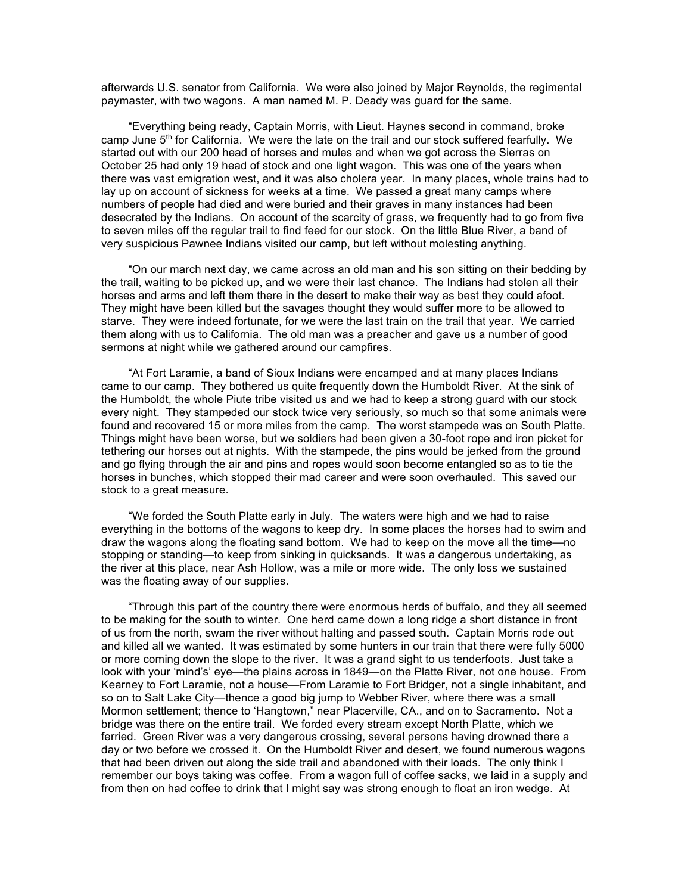afterwards U.S. senator from California. We were also joined by Major Reynolds, the regimental paymaster, with two wagons. A man named M. P. Deady was guard for the same.

"Everything being ready, Captain Morris, with Lieut. Haynes second in command, broke camp June 5th for California. We were the late on the trail and our stock suffered fearfully. We started out with our 200 head of horses and mules and when we got across the Sierras on October 25 had only 19 head of stock and one light wagon. This was one of the years when there was vast emigration west, and it was also cholera year. In many places, whole trains had to lay up on account of sickness for weeks at a time. We passed a great many camps where numbers of people had died and were buried and their graves in many instances had been desecrated by the Indians. On account of the scarcity of grass, we frequently had to go from five to seven miles off the regular trail to find feed for our stock. On the little Blue River, a band of very suspicious Pawnee Indians visited our camp, but left without molesting anything.

"On our march next day, we came across an old man and his son sitting on their bedding by the trail, waiting to be picked up, and we were their last chance. The Indians had stolen all their horses and arms and left them there in the desert to make their way as best they could afoot. They might have been killed but the savages thought they would suffer more to be allowed to starve. They were indeed fortunate, for we were the last train on the trail that year. We carried them along with us to California. The old man was a preacher and gave us a number of good sermons at night while we gathered around our campfires.

"At Fort Laramie, a band of Sioux Indians were encamped and at many places Indians came to our camp. They bothered us quite frequently down the Humboldt River. At the sink of the Humboldt, the whole Piute tribe visited us and we had to keep a strong guard with our stock every night. They stampeded our stock twice very seriously, so much so that some animals were found and recovered 15 or more miles from the camp. The worst stampede was on South Platte. Things might have been worse, but we soldiers had been given a 30-foot rope and iron picket for tethering our horses out at nights. With the stampede, the pins would be jerked from the ground and go flying through the air and pins and ropes would soon become entangled so as to tie the horses in bunches, which stopped their mad career and were soon overhauled. This saved our stock to a great measure.

"We forded the South Platte early in July. The waters were high and we had to raise everything in the bottoms of the wagons to keep dry. In some places the horses had to swim and draw the wagons along the floating sand bottom. We had to keep on the move all the time—no stopping or standing—to keep from sinking in quicksands. It was a dangerous undertaking, as the river at this place, near Ash Hollow, was a mile or more wide. The only loss we sustained was the floating away of our supplies.

"Through this part of the country there were enormous herds of buffalo, and they all seemed to be making for the south to winter. One herd came down a long ridge a short distance in front of us from the north, swam the river without halting and passed south. Captain Morris rode out and killed all we wanted. It was estimated by some hunters in our train that there were fully 5000 or more coming down the slope to the river. It was a grand sight to us tenderfoots. Just take a look with your 'mind's' eye—the plains across in 1849—on the Platte River, not one house. From Kearney to Fort Laramie, not a house—From Laramie to Fort Bridger, not a single inhabitant, and so on to Salt Lake City—thence a good big jump to Webber River, where there was a small Mormon settlement; thence to 'Hangtown," near Placerville, CA., and on to Sacramento. Not a bridge was there on the entire trail. We forded every stream except North Platte, which we ferried. Green River was a very dangerous crossing, several persons having drowned there a day or two before we crossed it. On the Humboldt River and desert, we found numerous wagons that had been driven out along the side trail and abandoned with their loads. The only think I remember our boys taking was coffee. From a wagon full of coffee sacks, we laid in a supply and from then on had coffee to drink that I might say was strong enough to float an iron wedge. At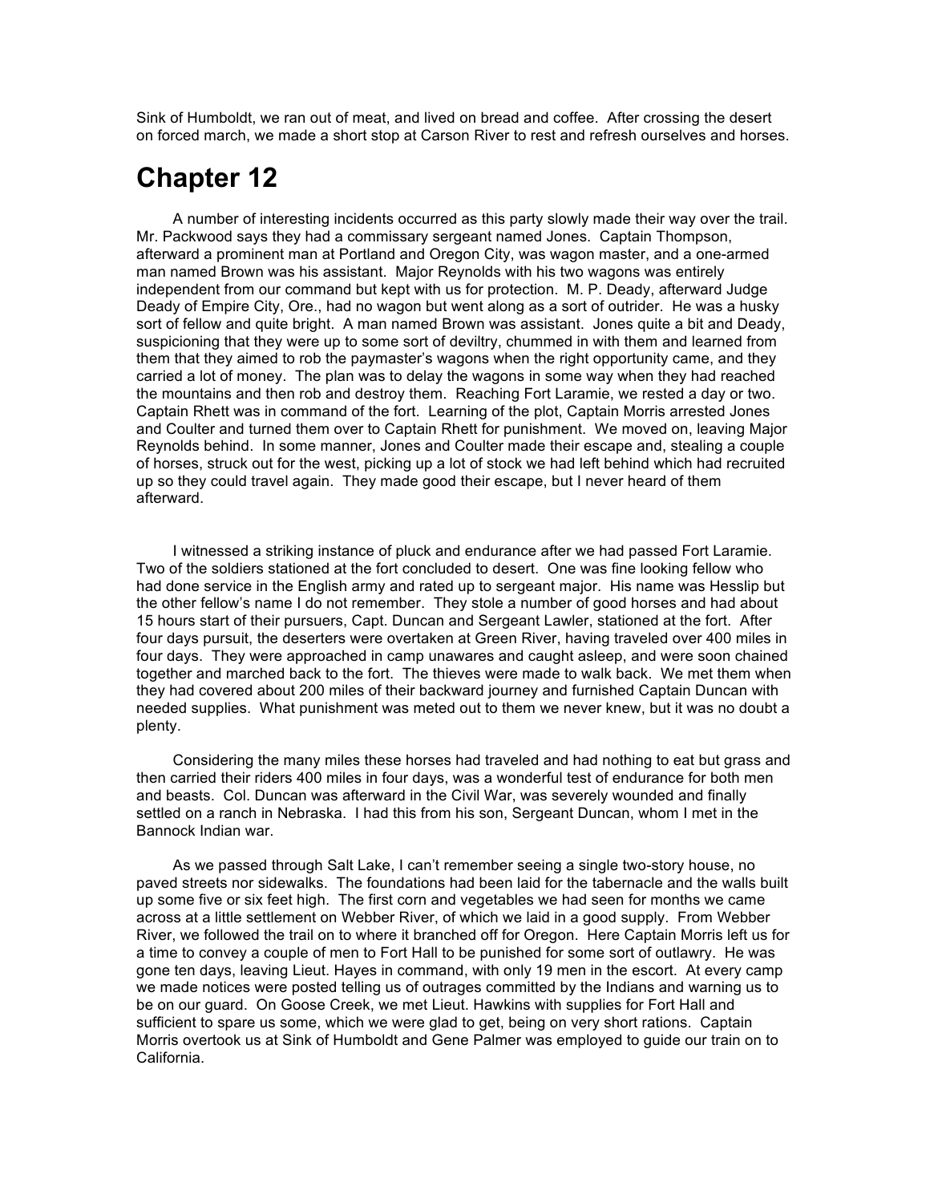Sink of Humboldt, we ran out of meat, and lived on bread and coffee. After crossing the desert on forced march, we made a short stop at Carson River to rest and refresh ourselves and horses.

# Chapter 12

A number of interesting incidents occurred as this party slowly made their way over the trail. Mr. Packwood says they had a commissary sergeant named Jones. Captain Thompson, afterward a prominent man at Portland and Oregon City, was wagon master, and a one-armed man named Brown was his assistant. Major Reynolds with his two wagons was entirely independent from our command but kept with us for protection. M. P. Deady, afterward Judge Deady of Empire City, Ore., had no wagon but went along as a sort of outrider. He was a husky sort of fellow and quite bright. A man named Brown was assistant. Jones quite a bit and Deady, suspicioning that they were up to some sort of deviltry, chummed in with them and learned from them that they aimed to rob the paymaster's wagons when the right opportunity came, and they carried a lot of money. The plan was to delay the wagons in some way when they had reached the mountains and then rob and destroy them. Reaching Fort Laramie, we rested a day or two. Captain Rhett was in command of the fort. Learning of the plot, Captain Morris arrested Jones and Coulter and turned them over to Captain Rhett for punishment. We moved on, leaving Major Reynolds behind. In some manner, Jones and Coulter made their escape and, stealing a couple of horses, struck out for the west, picking up a lot of stock we had left behind which had recruited up so they could travel again. They made good their escape, but I never heard of them afterward.

I witnessed a striking instance of pluck and endurance after we had passed Fort Laramie. Two of the soldiers stationed at the fort concluded to desert. One was fine looking fellow who had done service in the English army and rated up to sergeant major. His name was Hesslip but the other fellow's name I do not remember. They stole a number of good horses and had about 15 hours start of their pursuers, Capt. Duncan and Sergeant Lawler, stationed at the fort. After four days pursuit, the deserters were overtaken at Green River, having traveled over 400 miles in four days. They were approached in camp unawares and caught asleep, and were soon chained together and marched back to the fort. The thieves were made to walk back. We met them when they had covered about 200 miles of their backward journey and furnished Captain Duncan with needed supplies. What punishment was meted out to them we never knew, but it was no doubt a plenty.

Considering the many miles these horses had traveled and had nothing to eat but grass and then carried their riders 400 miles in four days, was a wonderful test of endurance for both men and beasts. Col. Duncan was afterward in the Civil War, was severely wounded and finally settled on a ranch in Nebraska. I had this from his son, Sergeant Duncan, whom I met in the Bannock Indian war.

As we passed through Salt Lake, I can't remember seeing a single two-story house, no paved streets nor sidewalks. The foundations had been laid for the tabernacle and the walls built up some five or six feet high. The first corn and vegetables we had seen for months we came across at a little settlement on Webber River, of which we laid in a good supply. From Webber River, we followed the trail on to where it branched off for Oregon. Here Captain Morris left us for a time to convey a couple of men to Fort Hall to be punished for some sort of outlawry. He was gone ten days, leaving Lieut. Hayes in command, with only 19 men in the escort. At every camp we made notices were posted telling us of outrages committed by the Indians and warning us to be on our guard. On Goose Creek, we met Lieut. Hawkins with supplies for Fort Hall and sufficient to spare us some, which we were glad to get, being on very short rations. Captain Morris overtook us at Sink of Humboldt and Gene Palmer was employed to guide our train on to California.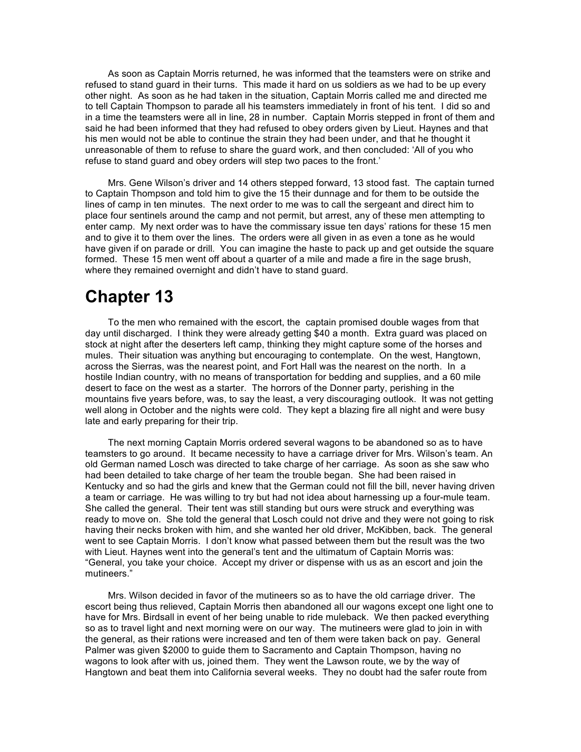As soon as Captain Morris returned, he was informed that the teamsters were on strike and refused to stand guard in their turns. This made it hard on us soldiers as we had to be up every other night. As soon as he had taken in the situation, Captain Morris called me and directed me to tell Captain Thompson to parade all his teamsters immediately in front of his tent. I did so and in a time the teamsters were all in line, 28 in number. Captain Morris stepped in front of them and said he had been informed that they had refused to obey orders given by Lieut. Haynes and that his men would not be able to continue the strain they had been under, and that he thought it unreasonable of them to refuse to share the guard work, and then concluded: 'All of you who refuse to stand guard and obey orders will step two paces to the front.'

Mrs. Gene Wilson's driver and 14 others stepped forward, 13 stood fast. The captain turned to Captain Thompson and told him to give the 15 their dunnage and for them to be outside the lines of camp in ten minutes. The next order to me was to call the sergeant and direct him to place four sentinels around the camp and not permit, but arrest, any of these men attempting to enter camp. My next order was to have the commissary issue ten days' rations for these 15 men and to give it to them over the lines. The orders were all given in as even a tone as he would have given if on parade or drill. You can imagine the haste to pack up and get outside the square formed. These 15 men went off about a quarter of a mile and made a fire in the sage brush, where they remained overnight and didn't have to stand guard.

# Chapter 13

To the men who remained with the escort, the captain promised double wages from that day until discharged. I think they were already getting $40 a month. Extra guard was placed on stock at night after the deserters left camp, thinking they might capture some of the horses and mules. Their situation was anything but encouraging to contemplate. On the west, Hangtown, across the Sierras, was the nearest point, and Fort Hall was the nearest on the north. In a hostile Indian country, with no means of transportation for bedding and supplies, and a 60 mile desert to face on the west as a starter. The horrors of the Donner party, perishing in the mountains five years before, was, to say the least, a very discouraging outlook. It was not getting well along in October and the nights were cold. They kept a blazing fire all night and were busy late and early preparing for their trip.

The next morning Captain Morris ordered several wagons to be abandoned so as to have teamsters to go around. It became necessity to have a carriage driver for Mrs. Wilson's team. An old German named Losch was directed to take charge of her carriage. As soon as she saw who had been detailed to take charge of her team the trouble began. She had been raised in Kentucky and so had the girls and knew that the German could not fill the bill, never having driven a team or carriage. He was willing to try but had not idea about harnessing up a four-mule team. She called the general. Their tent was still standing but ours were struck and everything was ready to move on. She told the general that Losch could not drive and they were not going to risk having their necks broken with him, and she wanted her old driver, McKibben, back. The general went to see Captain Morris. I don't know what passed between them but the result was the two with Lieut. Haynes went into the general's tent and the ultimatum of Captain Morris was: "General, you take your choice. Accept my driver or dispense with us as an escort and join the mutineers."

Mrs. Wilson decided in favor of the mutineers so as to have the old carriage driver. The escort being thus relieved, Captain Morris then abandoned all our wagons except one light one to have for Mrs. Birdsall in event of her being unable to ride muleback. We then packed everything so as to travel light and next morning were on our way. The mutineers were glad to join in with the general, as their rations were increased and ten of them were taken back on pay. General Palmer was given $2000 to guide them to Sacramento and Captain Thompson, having no wagons to look after with us, joined them. They went the Lawson route, we by the way of Hangtown and beat them into California several weeks. They no doubt had the safer route from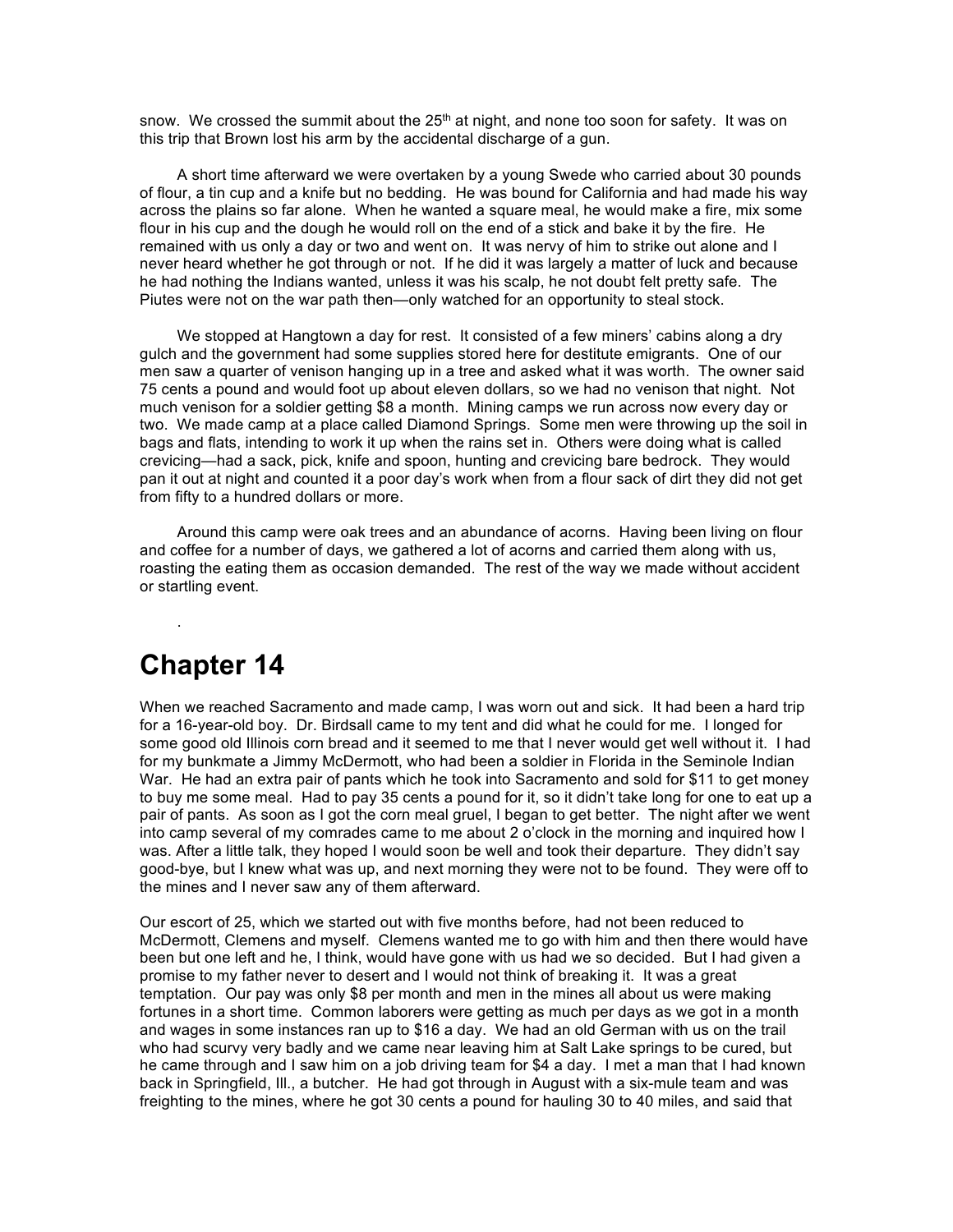snow. We crossed the summit about the 25th at night, and none too soon for safety. It was on this trip that Brown lost his arm by the accidental discharge of a gun.

A short time afterward we were overtaken by a young Swede who carried about 30 pounds of flour, a tin cup and a knife but no bedding. He was bound for California and had made his way across the plains so far alone. When he wanted a square meal, he would make a fire, mix some flour in his cup and the dough he would roll on the end of a stick and bake it by the fire. He remained with us only a day or two and went on. It was nervy of him to strike out alone and I never heard whether he got through or not. If he did it was largely a matter of luck and because he had nothing the Indians wanted, unless it was his scalp, he not doubt felt pretty safe. The Piutes were not on the war path then—only watched for an opportunity to steal stock.

We stopped at Hangtown a day for rest. It consisted of a few miners' cabins along a dry gulch and the government had some supplies stored here for destitute emigrants. One of our men saw a quarter of venison hanging up in a tree and asked what it was worth. The owner said 75 cents a pound and would foot up about eleven dollars, so we had no venison that night. Not much venison for a soldier getting $8 a month. Mining camps we run across now every day or two. We made camp at a place called Diamond Springs. Some men were throwing up the soil in bags and flats, intending to work it up when the rains set in. Others were doing what is called crevicing—had a sack, pick, knife and spoon, hunting and crevicing bare bedrock. They would pan it out at night and counted it a poor day's work when from a flour sack of dirt they did not get from fifty to a hundred dollars or more.

Around this camp were oak trees and an abundance of acorns. Having been living on flour and coffee for a number of days, we gathered a lot of acorns and carried them along with us, roasting the eating them as occasion demanded. The rest of the way we made without accident or startling event.

.

# Chapter 14

When we reached Sacramento and made camp, I was worn out and sick. It had been a hard trip for a 16-year-old boy. Dr. Birdsall came to my tent and did what he could for me. I longed for some good old Illinois corn bread and it seemed to me that I never would get well without it. I had for my bunkmate a Jimmy McDermott, who had been a soldier in Florida in the Seminole Indian War. He had an extra pair of pants which he took into Sacramento and sold for $11 to get money to buy me some meal. Had to pay 35 cents a pound for it, so it didn't take long for one to eat up a pair of pants. As soon as I got the corn meal gruel, I began to get better. The night after we went into camp several of my comrades came to me about 2 o'clock in the morning and inquired how I was. After a little talk, they hoped I would soon be well and took their departure. They didn't say good-bye, but I knew what was up, and next morning they were not to be found. They were off to the mines and I never saw any of them afterward.

Our escort of 25, which we started out with five months before, had not been reduced to McDermott, Clemens and myself. Clemens wanted me to go with him and then there would have been but one left and he, I think, would have gone with us had we so decided. But I had given a promise to my father never to desert and I would not think of breaking it. It was a great temptation. Our pay was only $8 per month and men in the mines all about us were making fortunes in a short time. Common laborers were getting as much per days as we got in a month and wages in some instances ran up to $16 a day. We had an old German with us on the trail who had scurvy very badly and we came near leaving him at Salt Lake springs to be cured, but he came through and I saw him on a job driving team for $4 a day. I met a man that I had known back in Springfield, Ill., a butcher. He had got through in August with a six-mule team and was freighting to the mines, where he got 30 cents a pound for hauling 30 to 40 miles, and said that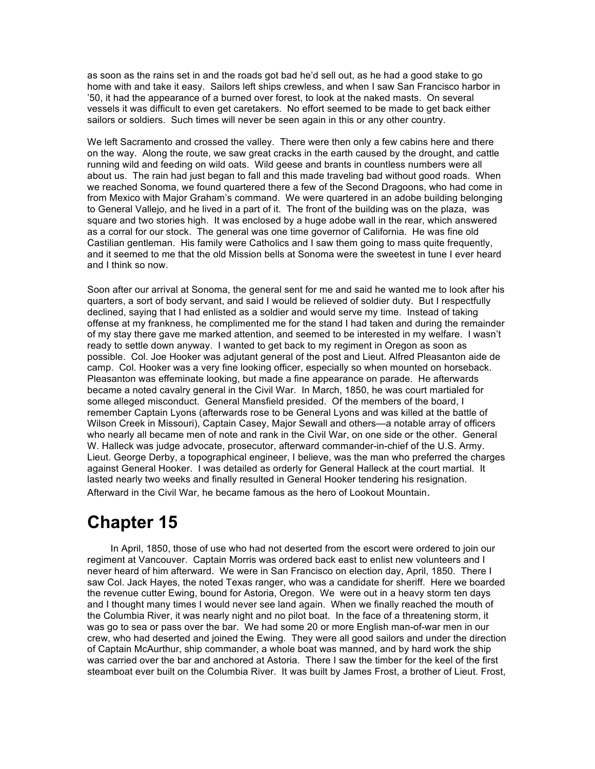as soon as the rains set in and the roads got bad he'd sell out, as he had a good stake to go home with and take it easy. Sailors left ships crewless, and when I saw San Francisco harbor in '50, it had the appearance of a burned over forest, to look at the naked masts. On several vessels it was difficult to even get caretakers. No effort seemed to be made to get back either sailors or soldiers. Such times will never be seen again in this or any other country.

We left Sacramento and crossed the valley. There were then only a few cabins here and there on the way. Along the route, we saw great cracks in the earth caused by the drought, and cattle running wild and feeding on wild oats. Wild geese and brants in countless numbers were all about us. The rain had just began to fall and this made traveling bad without good roads. When we reached Sonoma, we found quartered there a few of the Second Dragoons, who had come in from Mexico with Major Graham's command. We were quartered in an adobe building belonging to General Vallejo, and he lived in a part of it. The front of the building was on the plaza, was square and two stories high. It was enclosed by a huge adobe wall in the rear, which answered as a corral for our stock. The general was one time governor of California. He was fine old Castilian gentleman. His family were Catholics and I saw them going to mass quite frequently, and it seemed to me that the old Mission bells at Sonoma were the sweetest in tune I ever heard and I think so now.

Soon after our arrival at Sonoma, the general sent for me and said he wanted me to look after his quarters, a sort of body servant, and said I would be relieved of soldier duty. But I respectfully declined, saying that I had enlisted as a soldier and would serve my time. Instead of taking offense at my frankness, he complimented me for the stand I had taken and during the remainder of my stay there gave me marked attention, and seemed to be interested in my welfare. I wasn't ready to settle down anyway. I wanted to get back to my regiment in Oregon as soon as possible. Col. Joe Hooker was adjutant general of the post and Lieut. Alfred Pleasanton aide de camp. Col. Hooker was a very fine looking officer, especially so when mounted on horseback. Pleasanton was effeminate looking, but made a fine appearance on parade. He afterwards became a noted cavalry general in the Civil War. In March, 1850, he was court martialed for some alleged misconduct. General Mansfield presided. Of the members of the board, I remember Captain Lyons (afterwards rose to be General Lyons and was killed at the battle of Wilson Creek in Missouri), Captain Casey, Major Sewall and others—a notable array of officers who nearly all became men of note and rank in the Civil War, on one side or the other. General W. Halleck was judge advocate, prosecutor, afterward commander-in-chief of the U.S. Army. Lieut. George Derby, a topographical engineer, I believe, was the man who preferred the charges against General Hooker. I was detailed as orderly for General Halleck at the court martial. It lasted nearly two weeks and finally resulted in General Hooker tendering his resignation. Afterward in the Civil War, he became famous as the hero of Lookout Mountain.

# Chapter 15

In April, 1850, those of use who had not deserted from the escort were ordered to join our regiment at Vancouver. Captain Morris was ordered back east to enlist new volunteers and I never heard of him afterward. We were in San Francisco on election day, April, 1850. There I saw Col. Jack Hayes, the noted Texas ranger, who was a candidate for sheriff. Here we boarded the revenue cutter Ewing, bound for Astoria, Oregon. We were out in a heavy storm ten days and I thought many times I would never see land again. When we finally reached the mouth of the Columbia River, it was nearly night and no pilot boat. In the face of a threatening storm, it was go to sea or pass over the bar. We had some 20 or more English man-of-war men in our crew, who had deserted and joined the Ewing. They were all good sailors and under the direction of Captain McAurthur, ship commander, a whole boat was manned, and by hard work the ship was carried over the bar and anchored at Astoria. There I saw the timber for the keel of the first steamboat ever built on the Columbia River. It was built by James Frost, a brother of Lieut. Frost,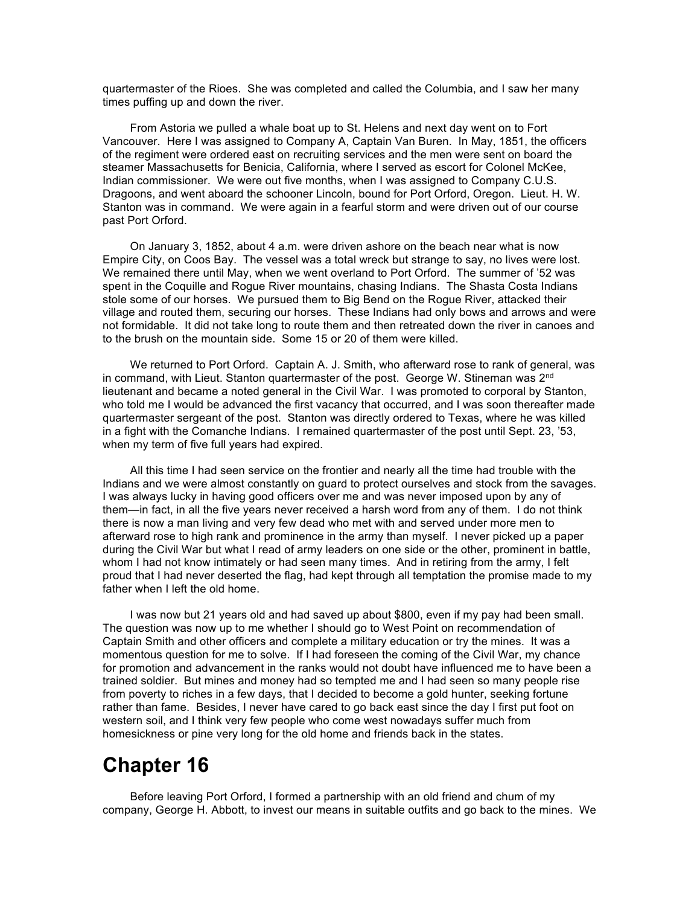quartermaster of the Rioes. She was completed and called the Columbia, and I saw her many times puffing up and down the river.

From Astoria we pulled a whale boat up to St. Helens and next day went on to Fort Vancouver. Here I was assigned to Company A, Captain Van Buren. In May, 1851, the officers of the regiment were ordered east on recruiting services and the men were sent on board the steamer Massachusetts for Benicia, California, where I served as escort for Colonel McKee, Indian commissioner. We were out five months, when I was assigned to Company C.U.S. Dragoons, and went aboard the schooner Lincoln, bound for Port Orford, Oregon. Lieut. H. W. Stanton was in command. We were again in a fearful storm and were driven out of our course past Port Orford.

On January 3, 1852, about 4 a.m. were driven ashore on the beach near what is now Empire City, on Coos Bay. The vessel was a total wreck but strange to say, no lives were lost. We remained there until May, when we went overland to Port Orford. The summer of '52 was spent in the Coquille and Rogue River mountains, chasing Indians. The Shasta Costa Indians stole some of our horses. We pursued them to Big Bend on the Rogue River, attacked their village and routed them, securing our horses. These Indians had only bows and arrows and were not formidable. It did not take long to route them and then retreated down the river in canoes and to the brush on the mountain side. Some 15 or 20 of them were killed.

We returned to Port Orford. Captain A. J. Smith, who afterward rose to rank of general, was in command, with Lieut. Stanton quartermaster of the post. George W. Stineman was 2nd lieutenant and became a noted general in the Civil War. I was promoted to corporal by Stanton, who told me I would be advanced the first vacancy that occurred, and I was soon thereafter made quartermaster sergeant of the post. Stanton was directly ordered to Texas, where he was killed in a fight with the Comanche Indians. I remained quartermaster of the post until Sept. 23, '53, when my term of five full years had expired.

All this time I had seen service on the frontier and nearly all the time had trouble with the Indians and we were almost constantly on guard to protect ourselves and stock from the savages. I was always lucky in having good officers over me and was never imposed upon by any of them—in fact, in all the five years never received a harsh word from any of them. I do not think there is now a man living and very few dead who met with and served under more men to afterward rose to high rank and prominence in the army than myself. I never picked up a paper during the Civil War but what I read of army leaders on one side or the other, prominent in battle, whom I had not know intimately or had seen many times. And in retiring from the army, I felt proud that I had never deserted the flag, had kept through all temptation the promise made to my father when I left the old home.

I was now but 21 years old and had saved up about $800, even if my pay had been small. The question was now up to me whether I should go to West Point on recommendation of Captain Smith and other officers and complete a military education or try the mines. It was a momentous question for me to solve. If I had foreseen the coming of the Civil War, my chance for promotion and advancement in the ranks would not doubt have influenced me to have been a trained soldier. But mines and money had so tempted me and I had seen so many people rise from poverty to riches in a few days, that I decided to become a gold hunter, seeking fortune rather than fame. Besides, I never have cared to go back east since the day I first put foot on western soil, and I think very few people who come west nowadays suffer much from homesickness or pine very long for the old home and friends back in the states.

# Chapter 16

Before leaving Port Orford, I formed a partnership with an old friend and chum of my company, George H. Abbott, to invest our means in suitable outfits and go back to the mines. We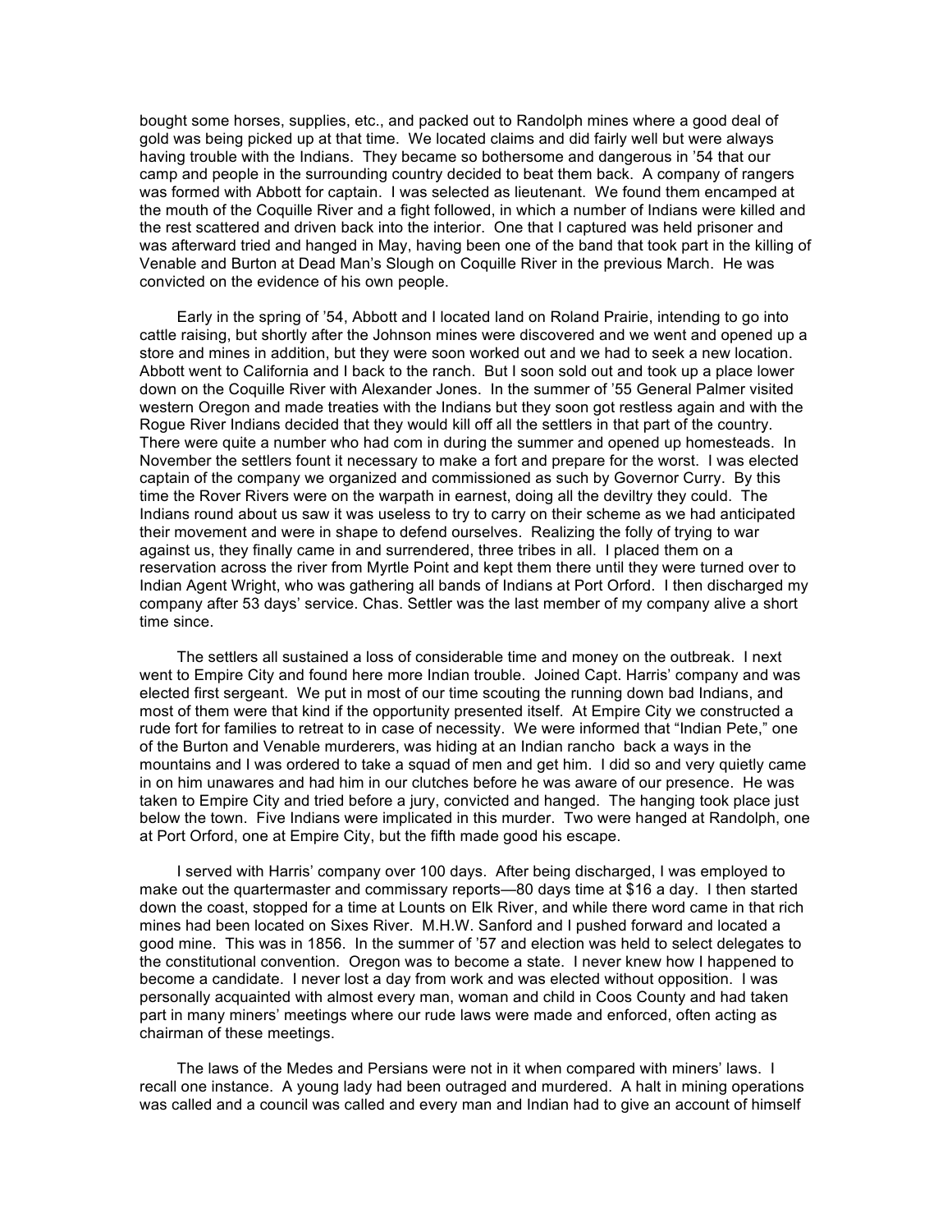bought some horses, supplies, etc., and packed out to Randolph mines where a good deal of gold was being picked up at that time. We located claims and did fairly well but were always having trouble with the Indians. They became so bothersome and dangerous in '54 that our camp and people in the surrounding country decided to beat them back. A company of rangers was formed with Abbott for captain. I was selected as lieutenant. We found them encamped at the mouth of the Coquille River and a fight followed, in which a number of Indians were killed and the rest scattered and driven back into the interior. One that I captured was held prisoner and was afterward tried and hanged in May, having been one of the band that took part in the killing of Venable and Burton at Dead Man's Slough on Coquille River in the previous March. He was convicted on the evidence of his own people.

Early in the spring of '54, Abbott and I located land on Roland Prairie, intending to go into cattle raising, but shortly after the Johnson mines were discovered and we went and opened up a store and mines in addition, but they were soon worked out and we had to seek a new location. Abbott went to California and I back to the ranch. But I soon sold out and took up a place lower down on the Coquille River with Alexander Jones. In the summer of '55 General Palmer visited western Oregon and made treaties with the Indians but they soon got restless again and with the Rogue River Indians decided that they would kill off all the settlers in that part of the country. There were quite a number who had com in during the summer and opened up homesteads. In November the settlers fount it necessary to make a fort and prepare for the worst. I was elected captain of the company we organized and commissioned as such by Governor Curry. By this time the Rover Rivers were on the warpath in earnest, doing all the deviltry they could. The Indians round about us saw it was useless to try to carry on their scheme as we had anticipated their movement and were in shape to defend ourselves. Realizing the folly of trying to war against us, they finally came in and surrendered, three tribes in all. I placed them on a reservation across the river from Myrtle Point and kept them there until they were turned over to Indian Agent Wright, who was gathering all bands of Indians at Port Orford. I then discharged my company after 53 days' service. Chas. Settler was the last member of my company alive a short time since.

The settlers all sustained a loss of considerable time and money on the outbreak. I next went to Empire City and found here more Indian trouble. Joined Capt. Harris' company and was elected first sergeant. We put in most of our time scouting the running down bad Indians, and most of them were that kind if the opportunity presented itself. At Empire City we constructed a rude fort for families to retreat to in case of necessity. We were informed that "Indian Pete," one of the Burton and Venable murderers, was hiding at an Indian rancho back a ways in the mountains and I was ordered to take a squad of men and get him. I did so and very quietly came in on him unawares and had him in our clutches before he was aware of our presence. He was taken to Empire City and tried before a jury, convicted and hanged. The hanging took place just below the town. Five Indians were implicated in this murder. Two were hanged at Randolph, one at Port Orford, one at Empire City, but the fifth made good his escape.

I served with Harris' company over 100 days. After being discharged, I was employed to make out the quartermaster and commissary reports—80 days time at $16 a day. I then started down the coast, stopped for a time at Lounts on Elk River, and while there word came in that rich mines had been located on Sixes River. M.H.W. Sanford and I pushed forward and located a good mine. This was in 1856. In the summer of '57 and election was held to select delegates to the constitutional convention. Oregon was to become a state. I never knew how I happened to become a candidate. I never lost a day from work and was elected without opposition. I was personally acquainted with almost every man, woman and child in Coos County and had taken part in many miners' meetings where our rude laws were made and enforced, often acting as chairman of these meetings.

The laws of the Medes and Persians were not in it when compared with miners' laws. I recall one instance. A young lady had been outraged and murdered. A halt in mining operations was called and a council was called and every man and Indian had to give an account of himself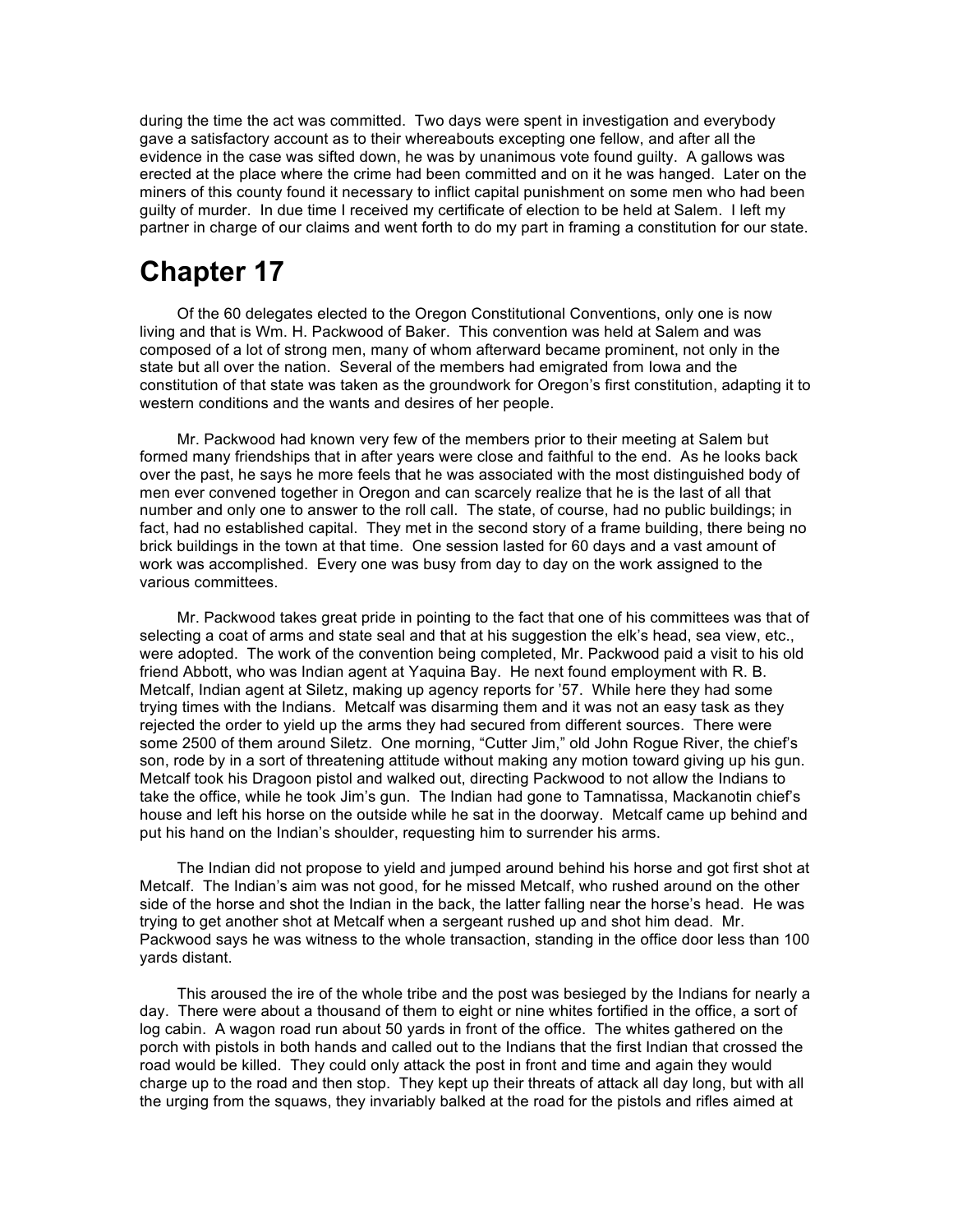during the time the act was committed. Two days were spent in investigation and everybody gave a satisfactory account as to their whereabouts excepting one fellow, and after all the evidence in the case was sifted down, he was by unanimous vote found guilty. A gallows was erected at the place where the crime had been committed and on it he was hanged. Later on the miners of this county found it necessary to inflict capital punishment on some men who had been guilty of murder. In due time I received my certificate of election to be held at Salem. I left my partner in charge of our claims and went forth to do my part in framing a constitution for our state.

# Chapter 17

Of the 60 delegates elected to the Oregon Constitutional Conventions, only one is now living and that is Wm. H. Packwood of Baker. This convention was held at Salem and was composed of a lot of strong men, many of whom afterward became prominent, not only in the state but all over the nation. Several of the members had emigrated from Iowa and the constitution of that state was taken as the groundwork for Oregon's first constitution, adapting it to western conditions and the wants and desires of her people.

Mr. Packwood had known very few of the members prior to their meeting at Salem but formed many friendships that in after years were close and faithful to the end. As he looks back over the past, he says he more feels that he was associated with the most distinguished body of men ever convened together in Oregon and can scarcely realize that he is the last of all that number and only one to answer to the roll call. The state, of course, had no public buildings; in fact, had no established capital. They met in the second story of a frame building, there being no brick buildings in the town at that time. One session lasted for 60 days and a vast amount of work was accomplished. Every one was busy from day to day on the work assigned to the various committees.

Mr. Packwood takes great pride in pointing to the fact that one of his committees was that of selecting a coat of arms and state seal and that at his suggestion the elk's head, sea view, etc., were adopted. The work of the convention being completed, Mr. Packwood paid a visit to his old friend Abbott, who was Indian agent at Yaquina Bay. He next found employment with R. B. Metcalf, Indian agent at Siletz, making up agency reports for '57. While here they had some trying times with the Indians. Metcalf was disarming them and it was not an easy task as they rejected the order to yield up the arms they had secured from different sources. There were some 2500 of them around Siletz. One morning, "Cutter Jim," old John Rogue River, the chief's son, rode by in a sort of threatening attitude without making any motion toward giving up his gun. Metcalf took his Dragoon pistol and walked out, directing Packwood to not allow the Indians to take the office, while he took Jim's gun. The Indian had gone to Tamnatissa, Mackanotin chief's house and left his horse on the outside while he sat in the doorway. Metcalf came up behind and put his hand on the Indian's shoulder, requesting him to surrender his arms.

The Indian did not propose to yield and jumped around behind his horse and got first shot at Metcalf. The Indian's aim was not good, for he missed Metcalf, who rushed around on the other side of the horse and shot the Indian in the back, the latter falling near the horse's head. He was trying to get another shot at Metcalf when a sergeant rushed up and shot him dead. Mr. Packwood says he was witness to the whole transaction, standing in the office door less than 100 yards distant.

This aroused the ire of the whole tribe and the post was besieged by the Indians for nearly a day. There were about a thousand of them to eight or nine whites fortified in the office, a sort of log cabin. A wagon road run about 50 yards in front of the office. The whites gathered on the porch with pistols in both hands and called out to the Indians that the first Indian that crossed the road would be killed. They could only attack the post in front and time and again they would charge up to the road and then stop. They kept up their threats of attack all day long, but with all the urging from the squaws, they invariably balked at the road for the pistols and rifles aimed at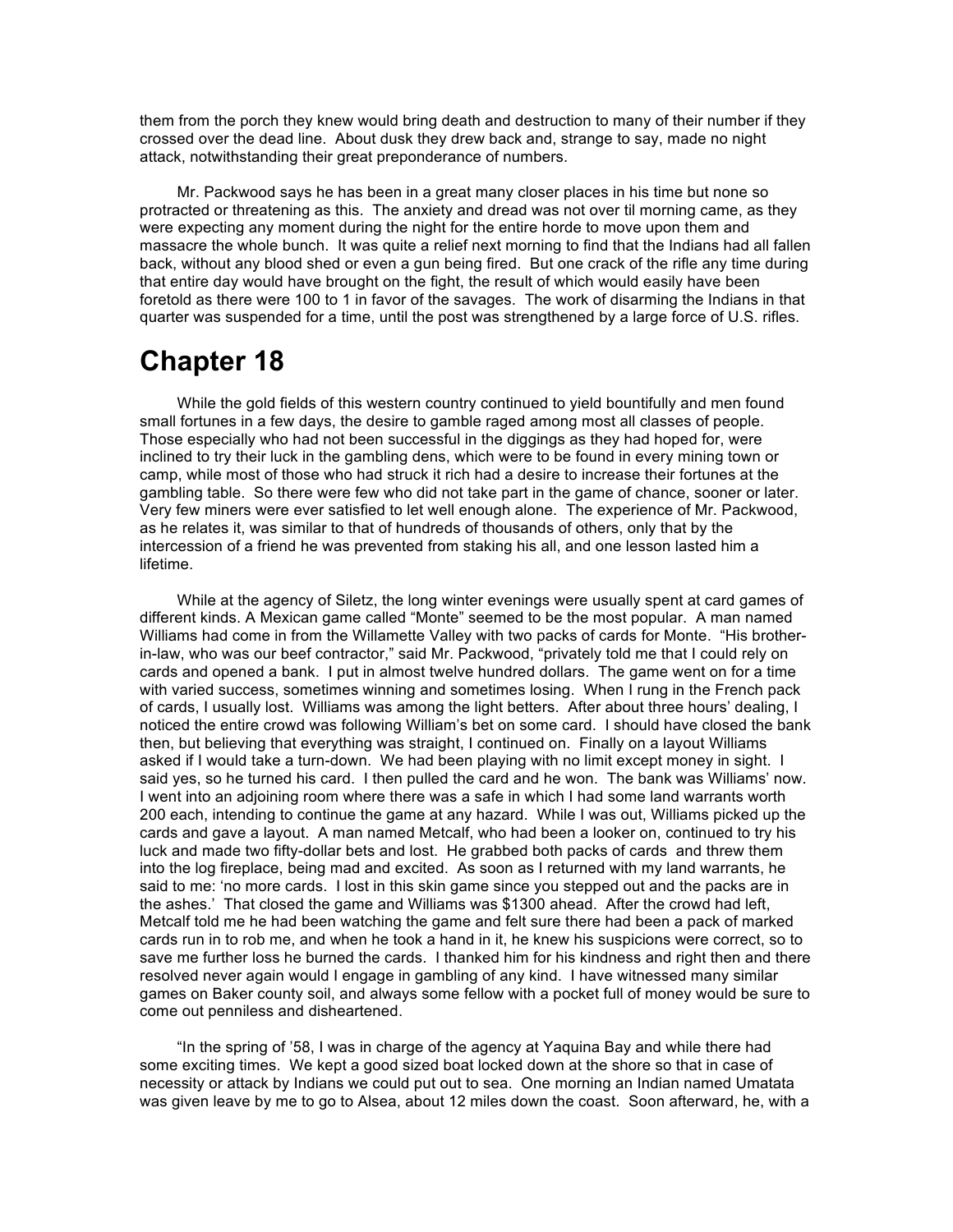them from the porch they knew would bring death and destruction to many of their number if they crossed over the dead line. About dusk they drew back and, strange to say, made no night attack, notwithstanding their great preponderance of numbers.

Mr. Packwood says he has been in a great many closer places in his time but none so protracted or threatening as this. The anxiety and dread was not over til morning came, as they were expecting any moment during the night for the entire horde to move upon them and massacre the whole bunch. It was quite a relief next morning to find that the Indians had all fallen back, without any blood shed or even a gun being fired. But one crack of the rifle any time during that entire day would have brought on the fight, the result of which would easily have been foretold as there were 100 to 1 in favor of the savages. The work of disarming the Indians in that quarter was suspended for a time, until the post was strengthened by a large force of U.S. rifles.

# Chapter 18

While the gold fields of this western country continued to yield bountifully and men found small fortunes in a few days, the desire to gamble raged among most all classes of people. Those especially who had not been successful in the diggings as they had hoped for, were inclined to try their luck in the gambling dens, which were to be found in every mining town or camp, while most of those who had struck it rich had a desire to increase their fortunes at the gambling table. So there were few who did not take part in the game of chance, sooner or later. Very few miners were ever satisfied to let well enough alone. The experience of Mr. Packwood, as he relates it, was similar to that of hundreds of thousands of others, only that by the intercession of a friend he was prevented from staking his all, and one lesson lasted him a lifetime.

While at the agency of Siletz, the long winter evenings were usually spent at card games of different kinds. A Mexican game called "Monte" seemed to be the most popular. A man named Williams had come in from the Willamette Valley with two packs of cards for Monte. "His brother-in-law, who was our beef contractor," said Mr. Packwood, "privately told me that I could rely on cards and opened a bank. I put in almost twelve hundred dollars. The game went on for a time with varied success, sometimes winning and sometimes losing. When I rung in the French pack of cards, I usually lost. Williams was among the light betters. After about three hours' dealing, I noticed the entire crowd was following William's bet on some card. I should have closed the bank then, but believing that everything was straight, I continued on. Finally on a layout Williams asked if I would take a turn-down. We had been playing with no limit except money in sight. I said yes, so he turned his card. I then pulled the card and he won. The bank was Williams' now. I went into an adjoining room where there was a safe in which I had some land warrants worth 200 each, intending to continue the game at any hazard. While I was out, Williams picked up the cards and gave a layout. A man named Metcalf, who had been a looker on, continued to try his luck and made two fifty-dollar bets and lost. He grabbed both packs of cards and threw them into the log fireplace, being mad and excited. As soon as I returned with my land warrants, he said to me: 'no more cards. I lost in this skin game since you stepped out and the packs are in the ashes.' That closed the game and Williams was $1300 ahead. After the crowd had left, Metcalf told me he had been watching the game and felt sure there had been a pack of marked cards run in to rob me, and when he took a hand in it, he knew his suspicions were correct, so to save me further loss he burned the cards. I thanked him for his kindness and right then and there resolved never again would I engage in gambling of any kind. I have witnessed many similar games on Baker county soil, and always some fellow with a pocket full of money would be sure to come out penniless and disheartened.

"In the spring of '58, I was in charge of the agency at Yaquina Bay and while there had some exciting times. We kept a good sized boat locked down at the shore so that in case of necessity or attack by Indians we could put out to sea. One morning an Indian named Umatata was given leave by me to go to Alsea, about 12 miles down the coast. Soon afterward, he, with a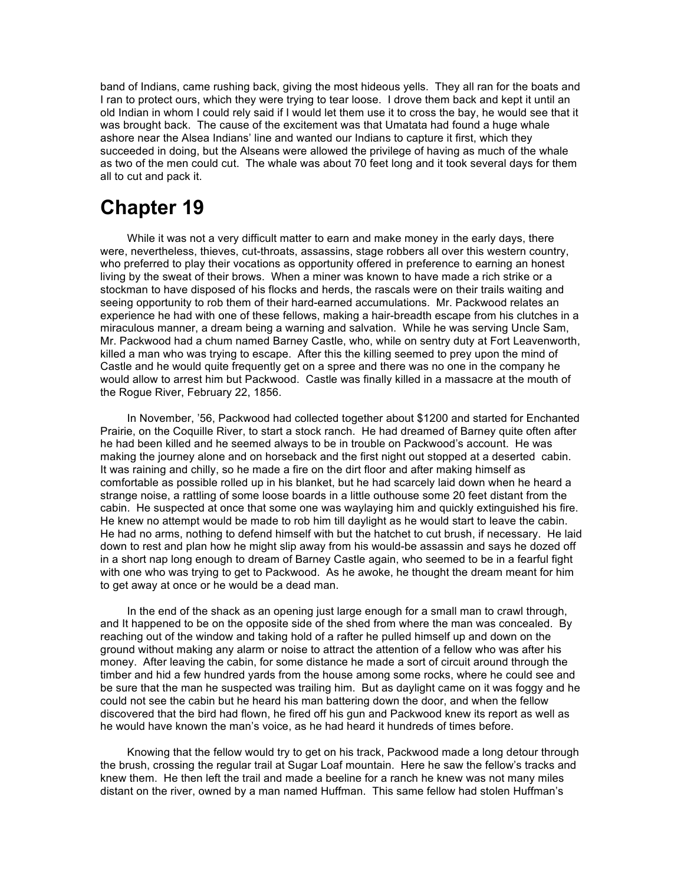band of Indians, came rushing back, giving the most hideous yells. They all ran for the boats and I ran to protect ours, which they were trying to tear loose. I drove them back and kept it until an old Indian in whom I could rely said if I would let them use it to cross the bay, he would see that it was brought back. The cause of the excitement was that Umatata had found a huge whale ashore near the Alsea Indians' line and wanted our Indians to capture it first, which they succeeded in doing, but the Alseans were allowed the privilege of having as much of the whale as two of the men could cut. The whale was about 70 feet long and it took several days for them all to cut and pack it.

# Chapter 19

While it was not a very difficult matter to earn and make money in the early days, there were, nevertheless, thieves, cut-throats, assassins, stage robbers all over this western country, who preferred to play their vocations as opportunity offered in preference to earning an honest living by the sweat of their brows. When a miner was known to have made a rich strike or a stockman to have disposed of his flocks and herds, the rascals were on their trails waiting and seeing opportunity to rob them of their hard-earned accumulations. Mr. Packwood relates an experience he had with one of these fellows, making a hair-breadth escape from his clutches in a miraculous manner, a dream being a warning and salvation. While he was serving Uncle Sam, Mr. Packwood had a chum named Barney Castle, who, while on sentry duty at Fort Leavenworth, killed a man who was trying to escape. After this the killing seemed to prey upon the mind of Castle and he would quite frequently get on a spree and there was no one in the company he would allow to arrest him but Packwood. Castle was finally killed in a massacre at the mouth of the Rogue River, February 22, 1856.

In November, '56, Packwood had collected together about $1200 and started for Enchanted Prairie, on the Coquille River, to start a stock ranch. He had dreamed of Barney quite often after he had been killed and he seemed always to be in trouble on Packwood's account. He was making the journey alone and on horseback and the first night out stopped at a deserted cabin. It was raining and chilly, so he made a fire on the dirt floor and after making himself as comfortable as possible rolled up in his blanket, but he had scarcely laid down when he heard a strange noise, a rattling of some loose boards in a little outhouse some 20 feet distant from the cabin. He suspected at once that some one was waylaying him and quickly extinguished his fire. He knew no attempt would be made to rob him till daylight as he would start to leave the cabin. He had no arms, nothing to defend himself with but the hatchet to cut brush, if necessary. He laid down to rest and plan how he might slip away from his would-be assassin and says he dozed off in a short nap long enough to dream of Barney Castle again, who seemed to be in a fearful fight with one who was trying to get to Packwood. As he awoke, he thought the dream meant for him to get away at once or he would be a dead man.

In the end of the shack as an opening just large enough for a small man to crawl through, and It happened to be on the opposite side of the shed from where the man was concealed. By reaching out of the window and taking hold of a rafter he pulled himself up and down on the ground without making any alarm or noise to attract the attention of a fellow who was after his money. After leaving the cabin, for some distance he made a sort of circuit around through the timber and hid a few hundred yards from the house among some rocks, where he could see and be sure that the man he suspected was trailing him. But as daylight came on it was foggy and he could not see the cabin but he heard his man battering down the door, and when the fellow discovered that the bird had flown, he fired off his gun and Packwood knew its report as well as he would have known the man's voice, as he had heard it hundreds of times before.

Knowing that the fellow would try to get on his track, Packwood made a long detour through the brush, crossing the regular trail at Sugar Loaf mountain. Here he saw the fellow's tracks and knew them. He then left the trail and made a beeline for a ranch he knew was not many miles distant on the river, owned by a man named Huffman. This same fellow had stolen Huffman's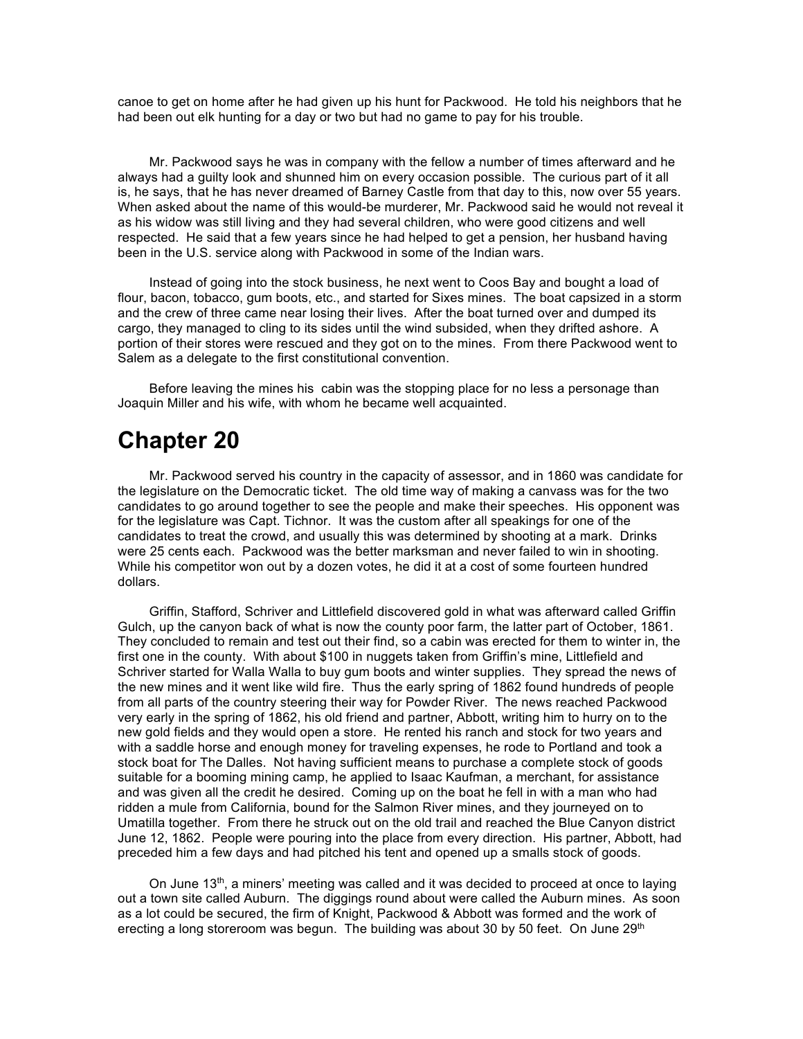canoe to get on home after he had given up his hunt for Packwood. He told his neighbors that he had been out elk hunting for a day or two but had no game to pay for his trouble.

Mr. Packwood says he was in company with the fellow a number of times afterward and he always had a guilty look and shunned him on every occasion possible. The curious part of it all is, he says, that he has never dreamed of Barney Castle from that day to this, now over 55 years. When asked about the name of this would-be murderer, Mr. Packwood said he would not reveal it as his widow was still living and they had several children, who were good citizens and well respected. He said that a few years since he had helped to get a pension, her husband having been in the U.S. service along with Packwood in some of the Indian wars.

Instead of going into the stock business, he next went to Coos Bay and bought a load of flour, bacon, tobacco, gum boots, etc., and started for Sixes mines. The boat capsized in a storm and the crew of three came near losing their lives. After the boat turned over and dumped its cargo, they managed to cling to its sides until the wind subsided, when they drifted ashore. A portion of their stores were rescued and they got on to the mines. From there Packwood went to Salem as a delegate to the first constitutional convention.

Before leaving the mines his cabin was the stopping place for no less a personage than Joaquin Miller and his wife, with whom he became well acquainted.

# Chapter 20

Mr. Packwood served his country in the capacity of assessor, and in 1860 was candidate for the legislature on the Democratic ticket. The old time way of making a canvass was for the two candidates to go around together to see the people and make their speeches. His opponent was for the legislature was Capt. Tichnor. It was the custom after all speakings for one of the candidates to treat the crowd, and usually this was determined by shooting at a mark. Drinks were 25 cents each. Packwood was the better marksman and never failed to win in shooting. While his competitor won out by a dozen votes, he did it at a cost of some fourteen hundred dollars.

Griffin, Stafford, Schriver and Littlefield discovered gold in what was afterward called Griffin Gulch, up the canyon back of what is now the county poor farm, the latter part of October, 1861. They concluded to remain and test out their find, so a cabin was erected for them to winter in, the first one in the county. With about $100 in nuggets taken from Griffin's mine, Littlefield and Schriver started for Walla Walla to buy gum boots and winter supplies. They spread the news of the new mines and it went like wild fire. Thus the early spring of 1862 found hundreds of people from all parts of the country steering their way for Powder River. The news reached Packwood very early in the spring of 1862, his old friend and partner, Abbott, writing him to hurry on to the new gold fields and they would open a store. He rented his ranch and stock for two years and with a saddle horse and enough money for traveling expenses, he rode to Portland and took a stock boat for The Dalles. Not having sufficient means to purchase a complete stock of goods suitable for a booming mining camp, he applied to Isaac Kaufman, a merchant, for assistance and was given all the credit he desired. Coming up on the boat he fell in with a man who had ridden a mule from California, bound for the Salmon River mines, and they journeyed on to Umatilla together. From there he struck out on the old trail and reached the Blue Canyon district June 12, 1862. People were pouring into the place from every direction. His partner, Abbott, had preceded him a few days and had pitched his tent and opened up a smalls stock of goods.

On June 13th, a miners' meeting was called and it was decided to proceed at once to laying out a town site called Auburn. The diggings round about were called the Auburn mines. As soon as a lot could be secured, the firm of Knight, Packwood & Abbott was formed and the work of erecting a long storeroom was begun. The building was about 30 by 50 feet. On June 29th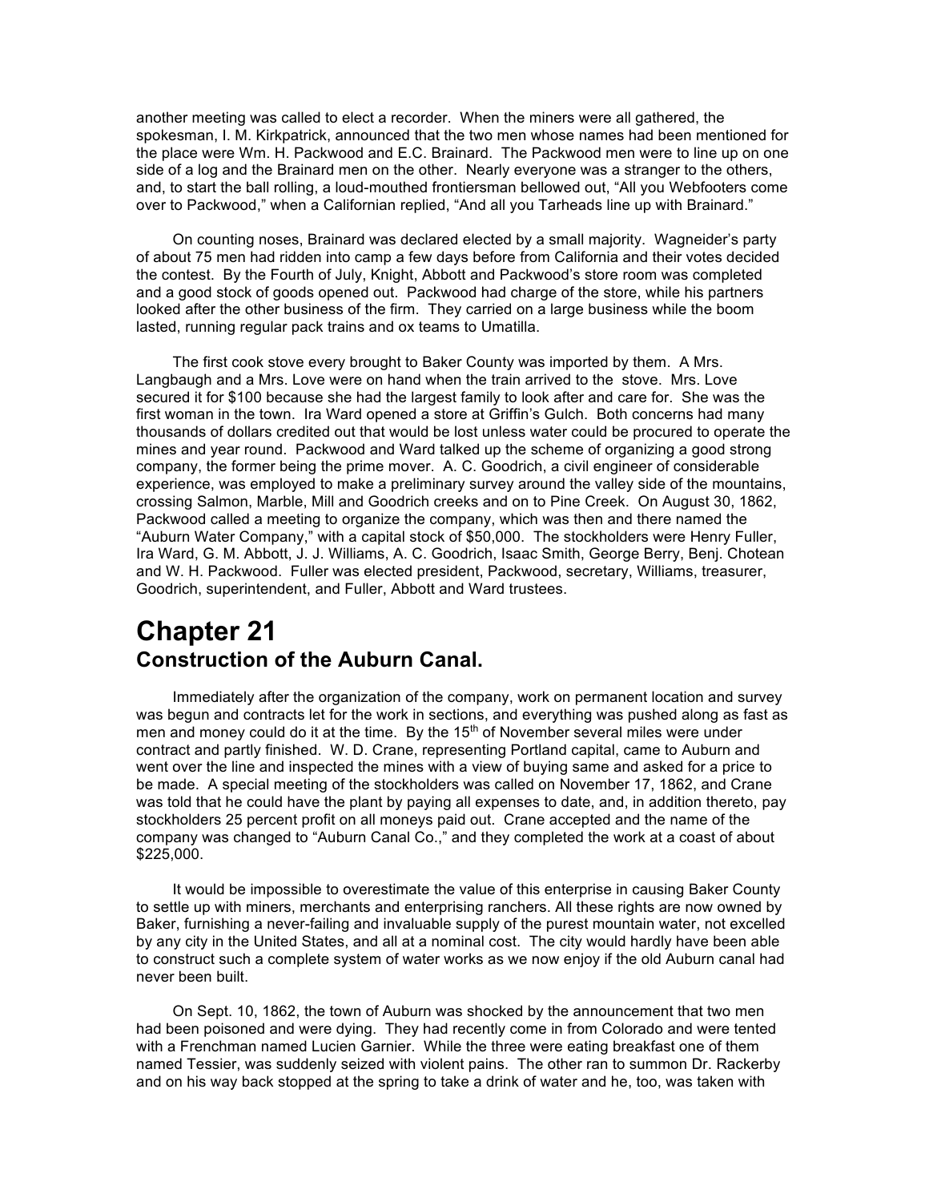another meeting was called to elect a recorder. When the miners were all gathered, the spokesman, I. M. Kirkpatrick, announced that the two men whose names had been mentioned for the place were Wm. H. Packwood and E.C. Brainard. The Packwood men were to line up on one side of a log and the Brainard men on the other. Nearly everyone was a stranger to the others, and, to start the ball rolling, a loud-mouthed frontiersman bellowed out, "All you Webfooters come over to Packwood," when a Californian replied, "And all you Tarheads line up with Brainard."

On counting noses, Brainard was declared elected by a small majority. Wagneider's party of about 75 men had ridden into camp a few days before from California and their votes decided the contest. By the Fourth of July, Knight, Abbott and Packwood's store room was completed and a good stock of goods opened out. Packwood had charge of the store, while his partners looked after the other business of the firm. They carried on a large business while the boom lasted, running regular pack trains and ox teams to Umatilla.

The first cook stove every brought to Baker County was imported by them. A Mrs. Langbaugh and a Mrs. Love were on hand when the train arrived to the stove. Mrs. Love secured it for $100 because she had the largest family to look after and care for. She was the first woman in the town. Ira Ward opened a store at Griffin's Gulch. Both concerns had many thousands of dollars credited out that would be lost unless water could be procured to operate the mines and year round. Packwood and Ward talked up the scheme of organizing a good strong company, the former being the prime mover. A. C. Goodrich, a civil engineer of considerable experience, was employed to make a preliminary survey around the valley side of the mountains, crossing Salmon, Marble, Mill and Goodrich creeks and on to Pine Creek. On August 30, 1862, Packwood called a meeting to organize the company, which was then and there named the "Auburn Water Company," with a capital stock of $50,000. The stockholders were Henry Fuller, Ira Ward, G. M. Abbott, J. J. Williams, A. C. Goodrich, Isaac Smith, George Berry, Benj. Chotean and W. H. Packwood. Fuller was elected president, Packwood, secretary, Williams, treasurer, Goodrich, superintendent, and Fuller, Abbott and Ward trustees.

# Chapter 21
## Construction of the Auburn Canal.

Immediately after the organization of the company, work on permanent location and survey was begun and contracts let for the work in sections, and everything was pushed along as fast as men and money could do it at the time. By the 15th of November several miles were under contract and partly finished. W. D. Crane, representing Portland capital, came to Auburn and went over the line and inspected the mines with a view of buying same and asked for a price to be made. A special meeting of the stockholders was called on November 17, 1862, and Crane was told that he could have the plant by paying all expenses to date, and, in addition thereto, pay stockholders 25 percent profit on all moneys paid out. Crane accepted and the name of the company was changed to "Auburn Canal Co.," and they completed the work at a coast of about $225,000.

It would be impossible to overestimate the value of this enterprise in causing Baker County to settle up with miners, merchants and enterprising ranchers. All these rights are now owned by Baker, furnishing a never-failing and invaluable supply of the purest mountain water, not excelled by any city in the United States, and all at a nominal cost. The city would hardly have been able to construct such a complete system of water works as we now enjoy if the old Auburn canal had never been built.

On Sept. 10, 1862, the town of Auburn was shocked by the announcement that two men had been poisoned and were dying. They had recently come in from Colorado and were tented with a Frenchman named Lucien Garnier. While the three were eating breakfast one of them named Tessier, was suddenly seized with violent pains. The other ran to summon Dr. Rackerby and on his way back stopped at the spring to take a drink of water and he, too, was taken with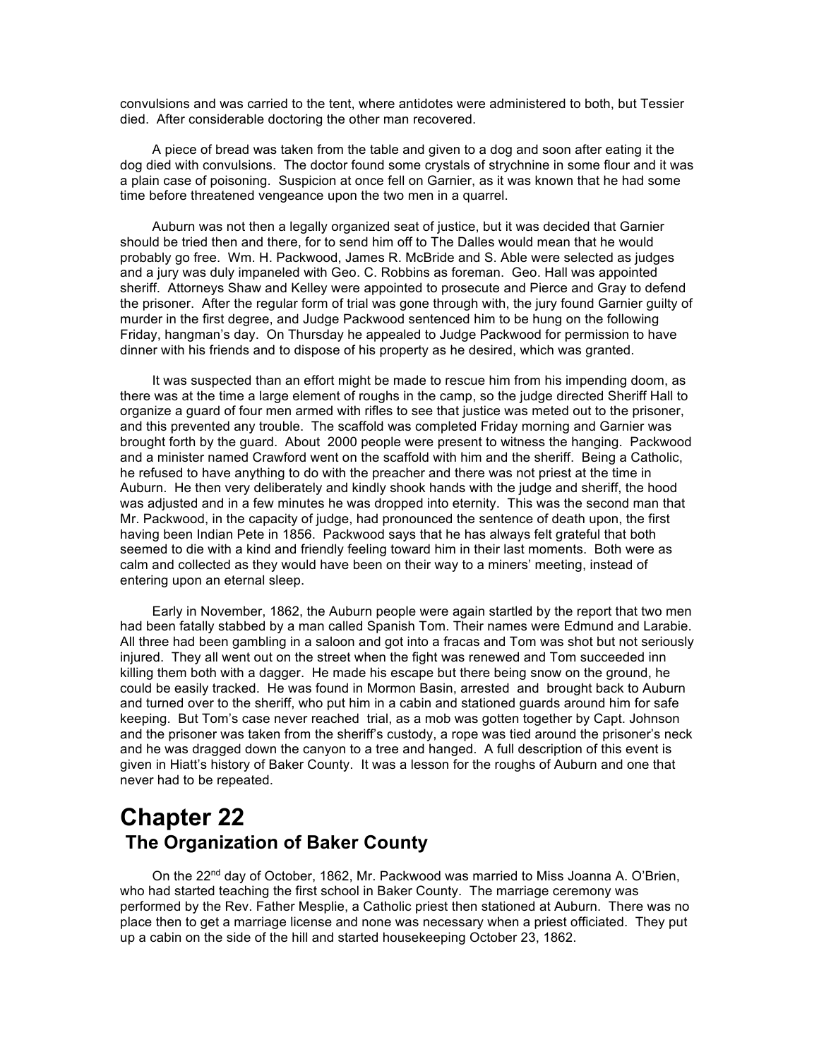convulsions and was carried to the tent, where antidotes were administered to both, but Tessier died. After considerable doctoring the other man recovered.

A piece of bread was taken from the table and given to a dog and soon after eating it the dog died with convulsions. The doctor found some crystals of strychnine in some flour and it was a plain case of poisoning. Suspicion at once fell on Garnier, as it was known that he had some time before threatened vengeance upon the two men in a quarrel.

Auburn was not then a legally organized seat of justice, but it was decided that Garnier should be tried then and there, for to send him off to The Dalles would mean that he would probably go free. Wm. H. Packwood, James R. McBride and S. Able were selected as judges and a jury was duly impaneled with Geo. C. Robbins as foreman. Geo. Hall was appointed sheriff. Attorneys Shaw and Kelley were appointed to prosecute and Pierce and Gray to defend the prisoner. After the regular form of trial was gone through with, the jury found Garnier guilty of murder in the first degree, and Judge Packwood sentenced him to be hung on the following Friday, hangman's day. On Thursday he appealed to Judge Packwood for permission to have dinner with his friends and to dispose of his property as he desired, which was granted.

It was suspected than an effort might be made to rescue him from his impending doom, as there was at the time a large element of roughs in the camp, so the judge directed Sheriff Hall to organize a guard of four men armed with rifles to see that justice was meted out to the prisoner, and this prevented any trouble. The scaffold was completed Friday morning and Garnier was brought forth by the guard. About 2000 people were present to witness the hanging. Packwood and a minister named Crawford went on the scaffold with him and the sheriff. Being a Catholic, he refused to have anything to do with the preacher and there was not priest at the time in Auburn. He then very deliberately and kindly shook hands with the judge and sheriff, the hood was adjusted and in a few minutes he was dropped into eternity. This was the second man that Mr. Packwood, in the capacity of judge, had pronounced the sentence of death upon, the first having been Indian Pete in 1856. Packwood says that he has always felt grateful that both seemed to die with a kind and friendly feeling toward him in their last moments. Both were as calm and collected as they would have been on their way to a miners' meeting, instead of entering upon an eternal sleep.

Early in November, 1862, the Auburn people were again startled by the report that two men had been fatally stabbed by a man called Spanish Tom. Their names were Edmund and Larabie. All three had been gambling in a saloon and got into a fracas and Tom was shot but not seriously injured. They all went out on the street when the fight was renewed and Tom succeeded inn killing them both with a dagger. He made his escape but there being snow on the ground, he could be easily tracked. He was found in Mormon Basin, arrested and brought back to Auburn and turned over to the sheriff, who put him in a cabin and stationed guards around him for safe keeping. But Tom's case never reached trial, as a mob was gotten together by Capt. Johnson and the prisoner was taken from the sheriff's custody, a rope was tied around the prisoner's neck and he was dragged down the canyon to a tree and hanged. A full description of this event is given in Hiatt's history of Baker County. It was a lesson for the roughs of Auburn and one that never had to be repeated.

# Chapter 22
## The Organization of Baker County

On the 22nd day of October, 1862, Mr. Packwood was married to Miss Joanna A. O'Brien, who had started teaching the first school in Baker County. The marriage ceremony was performed by the Rev. Father Mesplie, a Catholic priest then stationed at Auburn. There was no place then to get a marriage license and none was necessary when a priest officiated. They put up a cabin on the side of the hill and started housekeeping October 23, 1862.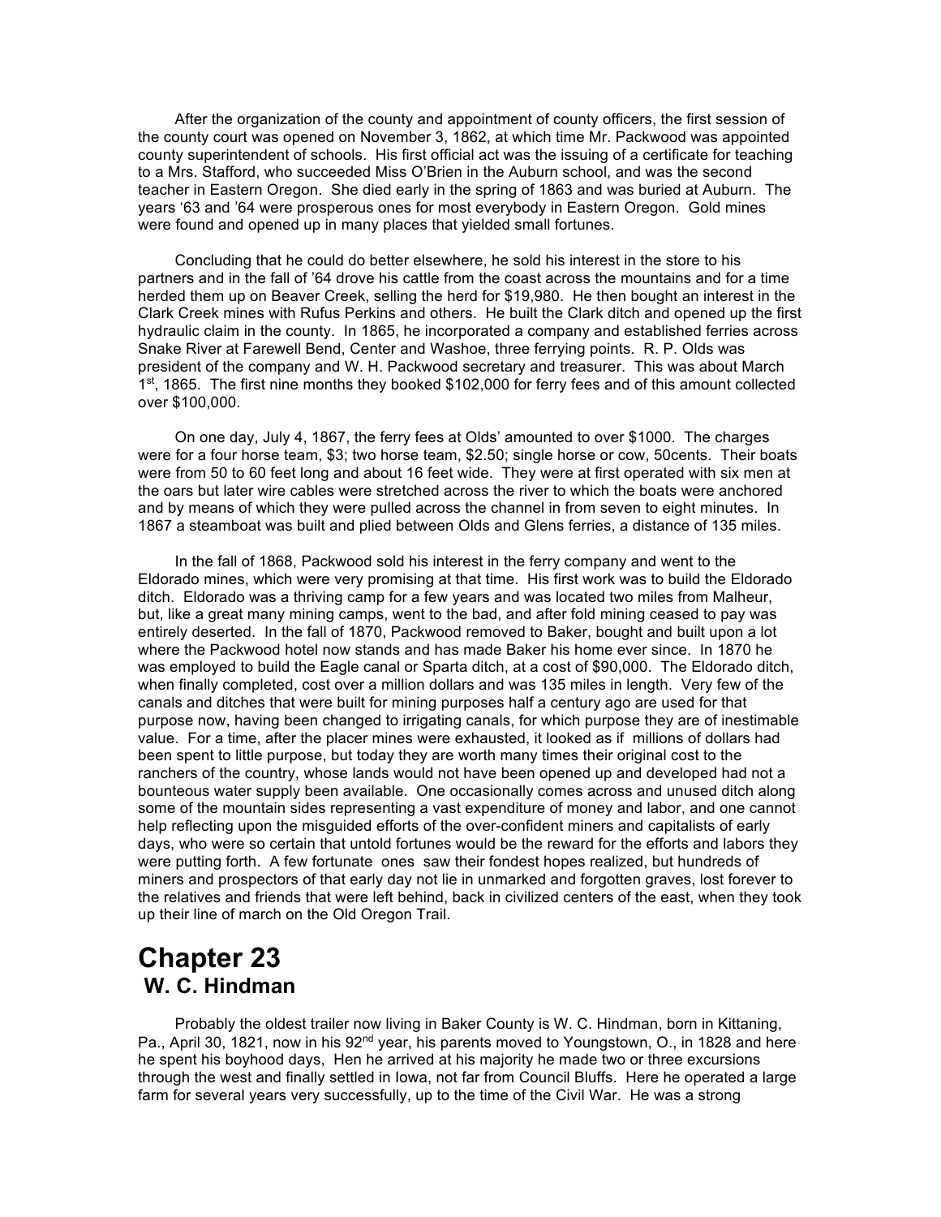After the organization of the county and appointment of county officers, the first session of the county court was opened on November 3, 1862, at which time Mr. Packwood was appointed county superintendent of schools. His first official act was the issuing of a certificate for teaching to a Mrs. Stafford, who succeeded Miss O'Brien in the Auburn school, and was the second teacher in Eastern Oregon. She died early in the spring of 1863 and was buried at Auburn. The years '63 and '64 were prosperous ones for most everybody in Eastern Oregon. Gold mines were found and opened up in many places that yielded small fortunes.

Concluding that he could do better elsewhere, he sold his interest in the store to his partners and in the fall of '64 drove his cattle from the coast across the mountains and for a time herded them up on Beaver Creek, selling the herd for $19,980. He then bought an interest in the Clark Creek mines with Rufus Perkins and others. He built the Clark ditch and opened up the first hydraulic claim in the county. In 1865, he incorporated a company and established ferries across Snake River at Farewell Bend, Center and Washoe, three ferrying points. R. P. Olds was president of the company and W. H. Packwood secretary and treasurer. This was about March 1st, 1865. The first nine months they booked $102,000 for ferry fees and of this amount collected over $100,000.

On one day, July 4, 1867, the ferry fees at Olds' amounted to over $1000. The charges were for a four horse team, $3; two horse team, $2.50; single horse or cow, 50cents. Their boats were from 50 to 60 feet long and about 16 feet wide. They were at first operated with six men at the oars but later wire cables were stretched across the river to which the boats were anchored and by means of which they were pulled across the channel in from seven to eight minutes. In 1867 a steamboat was built and plied between Olds and Glens ferries, a distance of 135 miles.

In the fall of 1868, Packwood sold his interest in the ferry company and went to the Eldorado mines, which were very promising at that time. His first work was to build the Eldorado ditch. Eldorado was a thriving camp for a few years and was located two miles from Malheur, but, like a great many mining camps, went to the bad, and after fold mining ceased to pay was entirely deserted. In the fall of 1870, Packwood removed to Baker, bought and built upon a lot where the Packwood hotel now stands and has made Baker his home ever since. In 1870 he was employed to build the Eagle canal or Sparta ditch, at a cost of $90,000. The Eldorado ditch, when finally completed, cost over a million dollars and was 135 miles in length. Very few of the canals and ditches that were built for mining purposes half a century ago are used for that purpose now, having been changed to irrigating canals, for which purpose they are of inestimable value. For a time, after the placer mines were exhausted, it looked as if millions of dollars had been spent to little purpose, but today they are worth many times their original cost to the ranchers of the country, whose lands would not have been opened up and developed had not a bounteous water supply been available. One occasionally comes across and unused ditch along some of the mountain sides representing a vast expenditure of money and labor, and one cannot help reflecting upon the misguided efforts of the over-confident miners and capitalists of early days, who were so certain that untold fortunes would be the reward for the efforts and labors they were putting forth. A few fortunate ones saw their fondest hopes realized, but hundreds of miners and prospectors of that early day not lie in unmarked and forgotten graves, lost forever to the relatives and friends that were left behind, back in civilized centers of the east, when they took up their line of march on the Old Oregon Trail.

# Chapter 23
## W. C. Hindman

Probably the oldest trailer now living in Baker County is W. C. Hindman, born in Kittaning, Pa., April 30, 1821, now in his 92nd year, his parents moved to Youngstown, O., in 1828 and here he spent his boyhood days, Hen he arrived at his majority he made two or three excursions through the west and finally settled in Iowa, not far from Council Bluffs. Here he operated a large farm for several years very successfully, up to the time of the Civil War. He was a strong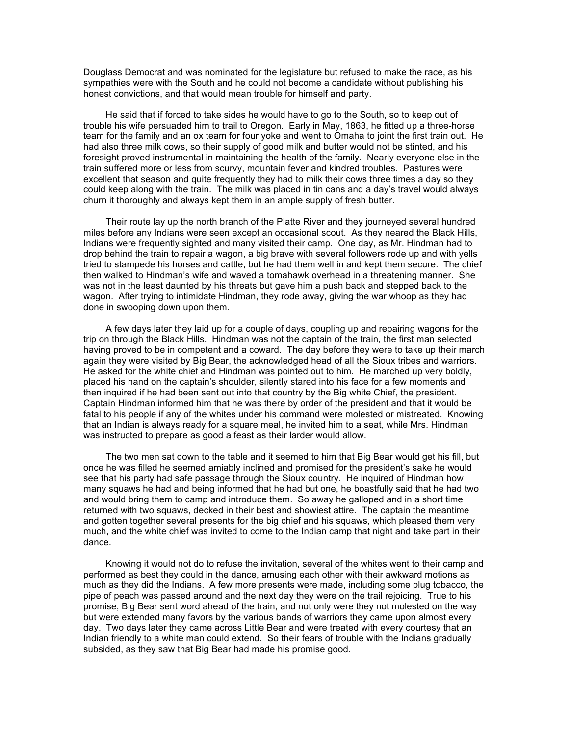Douglass Democrat and was nominated for the legislature but refused to make the race, as his sympathies were with the South and he could not become a candidate without publishing his honest convictions, and that would mean trouble for himself and party.

He said that if forced to take sides he would have to go to the South, so to keep out of trouble his wife persuaded him to trail to Oregon. Early in May, 1863, he fitted up a three-horse team for the family and an ox team for four yoke and went to Omaha to joint the first train out. He had also three milk cows, so their supply of good milk and butter would not be stinted, and his foresight proved instrumental in maintaining the health of the family. Nearly everyone else in the train suffered more or less from scurvy, mountain fever and kindred troubles. Pastures were excellent that season and quite frequently they had to milk their cows three times a day so they could keep along with the train. The milk was placed in tin cans and a day's travel would always churn it thoroughly and always kept them in an ample supply of fresh butter.

Their route lay up the north branch of the Platte River and they journeyed several hundred miles before any Indians were seen except an occasional scout. As they neared the Black Hills, Indians were frequently sighted and many visited their camp. One day, as Mr. Hindman had to drop behind the train to repair a wagon, a big brave with several followers rode up and with yells tried to stampede his horses and cattle, but he had them well in and kept them secure. The chief then walked to Hindman's wife and waved a tomahawk overhead in a threatening manner. She was not in the least daunted by his threats but gave him a push back and stepped back to the wagon. After trying to intimidate Hindman, they rode away, giving the war whoop as they had done in swooping down upon them.

A few days later they laid up for a couple of days, coupling up and repairing wagons for the trip on through the Black Hills. Hindman was not the captain of the train, the first man selected having proved to be in competent and a coward. The day before they were to take up their march again they were visited by Big Bear, the acknowledged head of all the Sioux tribes and warriors. He asked for the white chief and Hindman was pointed out to him. He marched up very boldly, placed his hand on the captain's shoulder, silently stared into his face for a few moments and then inquired if he had been sent out into that country by the Big white Chief, the president. Captain Hindman informed him that he was there by order of the president and that it would be fatal to his people if any of the whites under his command were molested or mistreated. Knowing that an Indian is always ready for a square meal, he invited him to a seat, while Mrs. Hindman was instructed to prepare as good a feast as their larder would allow.

The two men sat down to the table and it seemed to him that Big Bear would get his fill, but once he was filled he seemed amiably inclined and promised for the president's sake he would see that his party had safe passage through the Sioux country. He inquired of Hindman how many squaws he had and being informed that he had but one, he boastfully said that he had two and would bring them to camp and introduce them. So away he galloped and in a short time returned with two squaws, decked in their best and showiest attire. The captain the meantime and gotten together several presents for the big chief and his squaws, which pleased them very much, and the white chief was invited to come to the Indian camp that night and take part in their dance.

Knowing it would not do to refuse the invitation, several of the whites went to their camp and performed as best they could in the dance, amusing each other with their awkward motions as much as they did the Indians. A few more presents were made, including some plug tobacco, the pipe of peach was passed around and the next day they were on the trail rejoicing. True to his promise, Big Bear sent word ahead of the train, and not only were they not molested on the way but were extended many favors by the various bands of warriors they came upon almost every day. Two days later they came across Little Bear and were treated with every courtesy that an Indian friendly to a white man could extend. So their fears of trouble with the Indians gradually subsided, as they saw that Big Bear had made his promise good.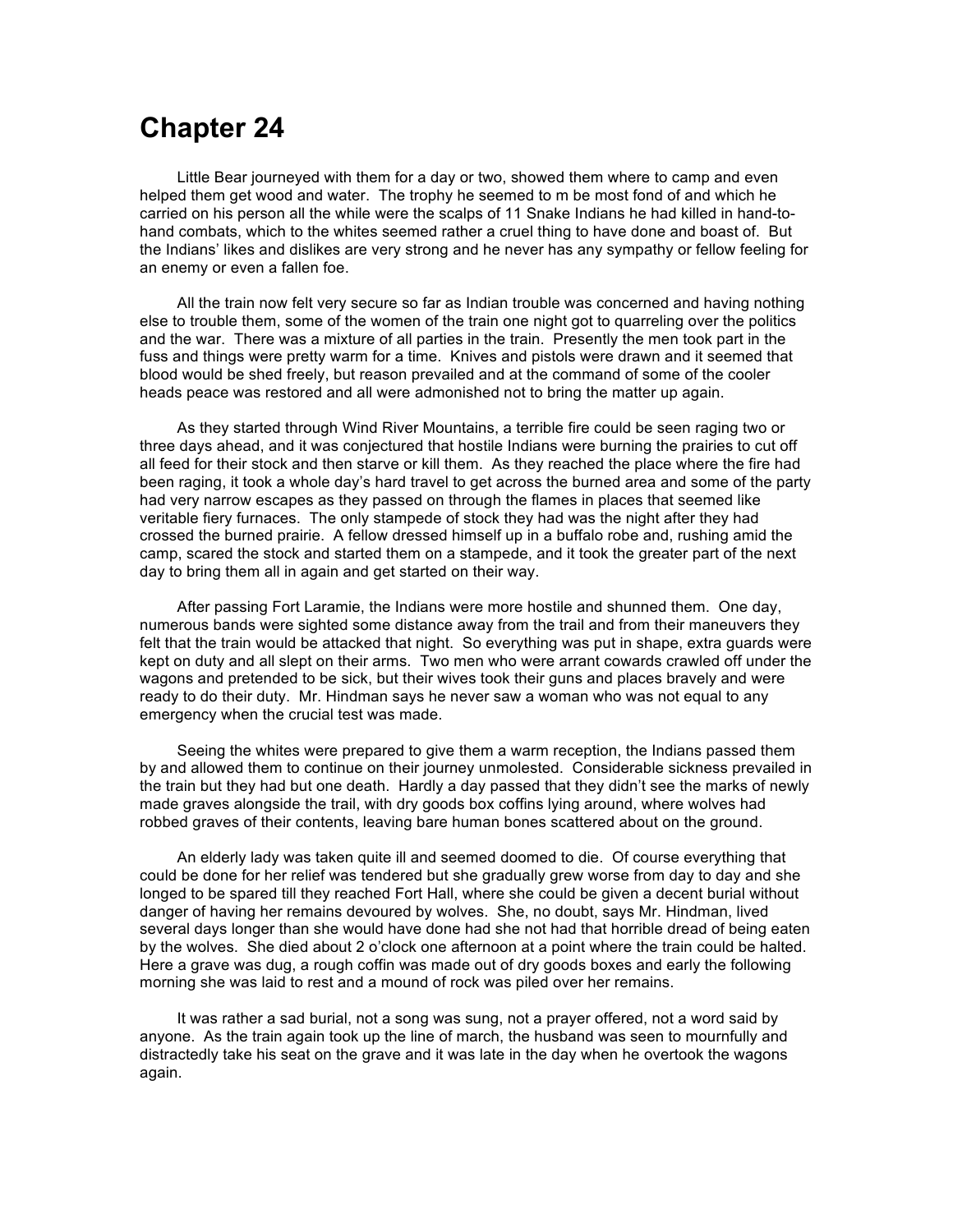# Chapter 24

Little Bear journeyed with them for a day or two, showed them where to camp and even helped them get wood and water. The trophy he seemed to m be most fond of and which he carried on his person all the while were the scalps of 11 Snake Indians he had killed in hand-to-hand combats, which to the whites seemed rather a cruel thing to have done and boast of. But the Indians' likes and dislikes are very strong and he never has any sympathy or fellow feeling for an enemy or even a fallen foe.

All the train now felt very secure so far as Indian trouble was concerned and having nothing else to trouble them, some of the women of the train one night got to quarreling over the politics and the war. There was a mixture of all parties in the train. Presently the men took part in the fuss and things were pretty warm for a time. Knives and pistols were drawn and it seemed that blood would be shed freely, but reason prevailed and at the command of some of the cooler heads peace was restored and all were admonished not to bring the matter up again.

As they started through Wind River Mountains, a terrible fire could be seen raging two or three days ahead, and it was conjectured that hostile Indians were burning the prairies to cut off all feed for their stock and then starve or kill them. As they reached the place where the fire had been raging, it took a whole day's hard travel to get across the burned area and some of the party had very narrow escapes as they passed on through the flames in places that seemed like veritable fiery furnaces. The only stampede of stock they had was the night after they had crossed the burned prairie. A fellow dressed himself up in a buffalo robe and, rushing amid the camp, scared the stock and started them on a stampede, and it took the greater part of the next day to bring them all in again and get started on their way.

After passing Fort Laramie, the Indians were more hostile and shunned them. One day, numerous bands were sighted some distance away from the trail and from their maneuvers they felt that the train would be attacked that night. So everything was put in shape, extra guards were kept on duty and all slept on their arms. Two men who were arrant cowards crawled off under the wagons and pretended to be sick, but their wives took their guns and places bravely and were ready to do their duty. Mr. Hindman says he never saw a woman who was not equal to any emergency when the crucial test was made.

Seeing the whites were prepared to give them a warm reception, the Indians passed them by and allowed them to continue on their journey unmolested. Considerable sickness prevailed in the train but they had but one death. Hardly a day passed that they didn't see the marks of newly made graves alongside the trail, with dry goods box coffins lying around, where wolves had robbed graves of their contents, leaving bare human bones scattered about on the ground.

An elderly lady was taken quite ill and seemed doomed to die. Of course everything that could be done for her relief was tendered but she gradually grew worse from day to day and she longed to be spared till they reached Fort Hall, where she could be given a decent burial without danger of having her remains devoured by wolves. She, no doubt, says Mr. Hindman, lived several days longer than she would have done had she not had that horrible dread of being eaten by the wolves. She died about 2 o'clock one afternoon at a point where the train could be halted. Here a grave was dug, a rough coffin was made out of dry goods boxes and early the following morning she was laid to rest and a mound of rock was piled over her remains.

It was rather a sad burial, not a song was sung, not a prayer offered, not a word said by anyone. As the train again took up the line of march, the husband was seen to mournfully and distractedly take his seat on the grave and it was late in the day when he overtook the wagons again.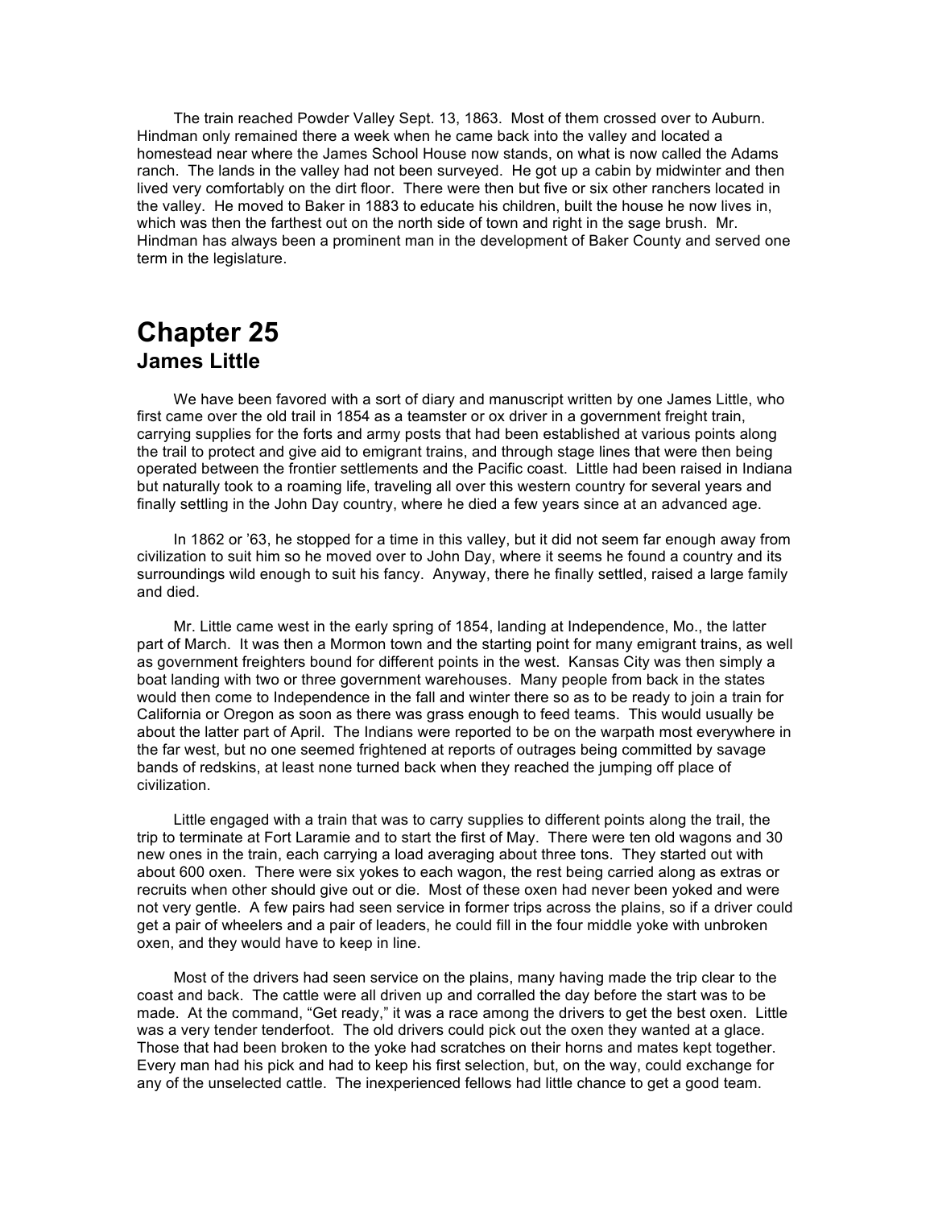The train reached Powder Valley Sept. 13, 1863. Most of them crossed over to Auburn. Hindman only remained there a week when he came back into the valley and located a homestead near where the James School House now stands, on what is now called the Adams ranch. The lands in the valley had not been surveyed. He got up a cabin by midwinter and then lived very comfortably on the dirt floor. There were then but five or six other ranchers located in the valley. He moved to Baker in 1883 to educate his children, built the house he now lives in, which was then the farthest out on the north side of town and right in the sage brush. Mr. Hindman has always been a prominent man in the development of Baker County and served one term in the legislature.

# Chapter 25
## James Little

We have been favored with a sort of diary and manuscript written by one James Little, who first came over the old trail in 1854 as a teamster or ox driver in a government freight train, carrying supplies for the forts and army posts that had been established at various points along the trail to protect and give aid to emigrant trains, and through stage lines that were then being operated between the frontier settlements and the Pacific coast. Little had been raised in Indiana but naturally took to a roaming life, traveling all over this western country for several years and finally settling in the John Day country, where he died a few years since at an advanced age.

In 1862 or '63, he stopped for a time in this valley, but it did not seem far enough away from civilization to suit him so he moved over to John Day, where it seems he found a country and its surroundings wild enough to suit his fancy. Anyway, there he finally settled, raised a large family and died.

Mr. Little came west in the early spring of 1854, landing at Independence, Mo., the latter part of March. It was then a Mormon town and the starting point for many emigrant trains, as well as government freighters bound for different points in the west. Kansas City was then simply a boat landing with two or three government warehouses. Many people from back in the states would then come to Independence in the fall and winter there so as to be ready to join a train for California or Oregon as soon as there was grass enough to feed teams. This would usually be about the latter part of April. The Indians were reported to be on the warpath most everywhere in the far west, but no one seemed frightened at reports of outrages being committed by savage bands of redskins, at least none turned back when they reached the jumping off place of civilization.

Little engaged with a train that was to carry supplies to different points along the trail, the trip to terminate at Fort Laramie and to start the first of May. There were ten old wagons and 30 new ones in the train, each carrying a load averaging about three tons. They started out with about 600 oxen. There were six yokes to each wagon, the rest being carried along as extras or recruits when other should give out or die. Most of these oxen had never been yoked and were not very gentle. A few pairs had seen service in former trips across the plains, so if a driver could get a pair of wheelers and a pair of leaders, he could fill in the four middle yoke with unbroken oxen, and they would have to keep in line.

Most of the drivers had seen service on the plains, many having made the trip clear to the coast and back. The cattle were all driven up and corralled the day before the start was to be made. At the command, "Get ready," it was a race among the drivers to get the best oxen. Little was a very tender tenderfoot. The old drivers could pick out the oxen they wanted at a glace. Those that had been broken to the yoke had scratches on their horns and mates kept together. Every man had his pick and had to keep his first selection, but, on the way, could exchange for any of the unselected cattle. The inexperienced fellows had little chance to get a good team.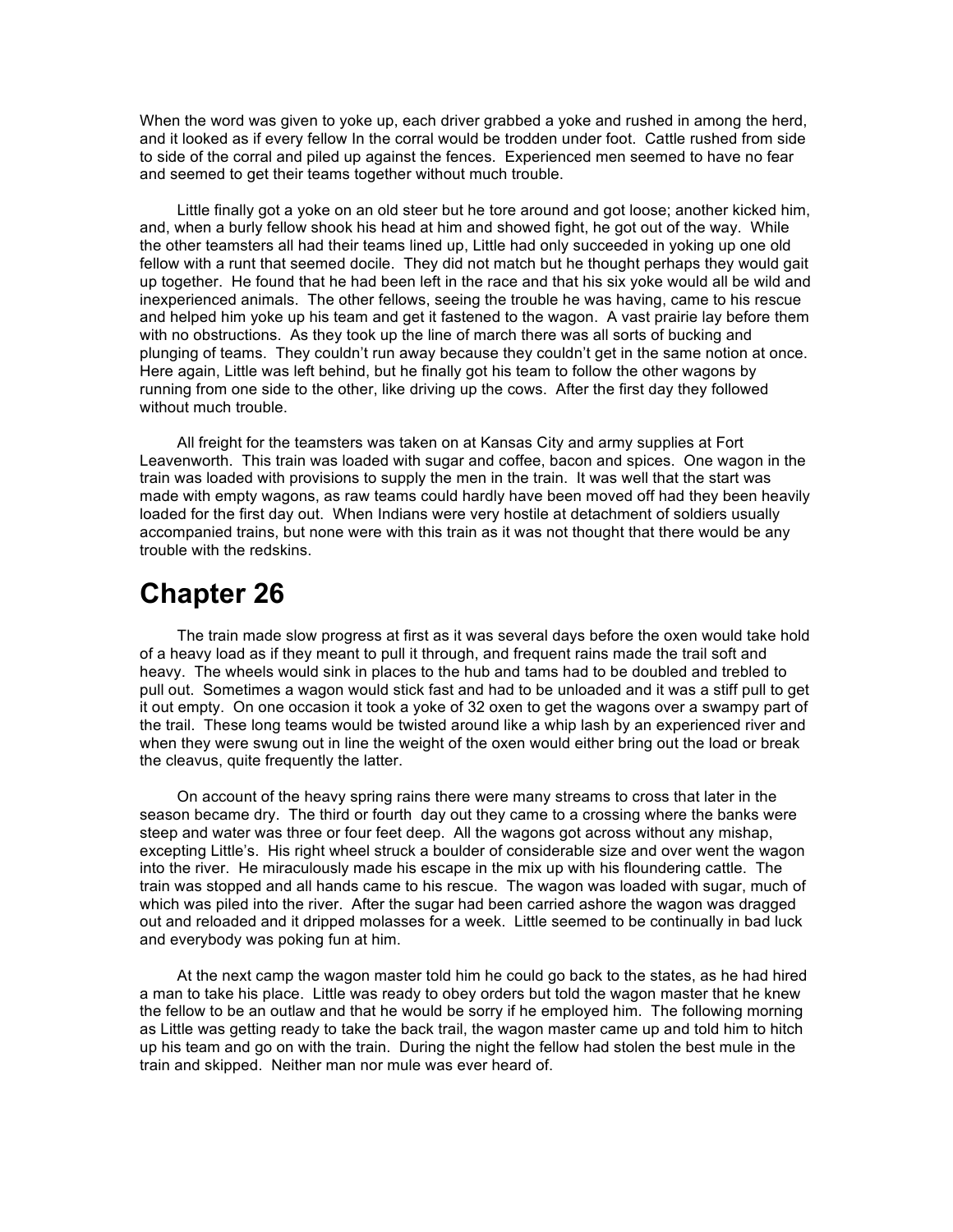When the word was given to yoke up, each driver grabbed a yoke and rushed in among the herd, and it looked as if every fellow In the corral would be trodden under foot. Cattle rushed from side to side of the corral and piled up against the fences. Experienced men seemed to have no fear and seemed to get their teams together without much trouble.

Little finally got a yoke on an old steer but he tore around and got loose; another kicked him, and, when a burly fellow shook his head at him and showed fight, he got out of the way. While the other teamsters all had their teams lined up, Little had only succeeded in yoking up one old fellow with a runt that seemed docile. They did not match but he thought perhaps they would gait up together. He found that he had been left in the race and that his six yoke would all be wild and inexperienced animals. The other fellows, seeing the trouble he was having, came to his rescue and helped him yoke up his team and get it fastened to the wagon. A vast prairie lay before them with no obstructions. As they took up the line of march there was all sorts of bucking and plunging of teams. They couldn't run away because they couldn't get in the same notion at once. Here again, Little was left behind, but he finally got his team to follow the other wagons by running from one side to the other, like driving up the cows. After the first day they followed without much trouble.

All freight for the teamsters was taken on at Kansas City and army supplies at Fort Leavenworth. This train was loaded with sugar and coffee, bacon and spices. One wagon in the train was loaded with provisions to supply the men in the train. It was well that the start was made with empty wagons, as raw teams could hardly have been moved off had they been heavily loaded for the first day out. When Indians were very hostile at detachment of soldiers usually accompanied trains, but none were with this train as it was not thought that there would be any trouble with the redskins.

# Chapter 26

The train made slow progress at first as it was several days before the oxen would take hold of a heavy load as if they meant to pull it through, and frequent rains made the trail soft and heavy. The wheels would sink in places to the hub and tams had to be doubled and trebled to pull out. Sometimes a wagon would stick fast and had to be unloaded and it was a stiff pull to get it out empty. On one occasion it took a yoke of 32 oxen to get the wagons over a swampy part of the trail. These long teams would be twisted around like a whip lash by an experienced river and when they were swung out in line the weight of the oxen would either bring out the load or break the cleavus, quite frequently the latter.

On account of the heavy spring rains there were many streams to cross that later in the season became dry. The third or fourth day out they came to a crossing where the banks were steep and water was three or four feet deep. All the wagons got across without any mishap, excepting Little's. His right wheel struck a boulder of considerable size and over went the wagon into the river. He miraculously made his escape in the mix up with his floundering cattle. The train was stopped and all hands came to his rescue. The wagon was loaded with sugar, much of which was piled into the river. After the sugar had been carried ashore the wagon was dragged out and reloaded and it dripped molasses for a week. Little seemed to be continually in bad luck and everybody was poking fun at him.

At the next camp the wagon master told him he could go back to the states, as he had hired a man to take his place. Little was ready to obey orders but told the wagon master that he knew the fellow to be an outlaw and that he would be sorry if he employed him. The following morning as Little was getting ready to take the back trail, the wagon master came up and told him to hitch up his team and go on with the train. During the night the fellow had stolen the best mule in the train and skipped. Neither man nor mule was ever heard of.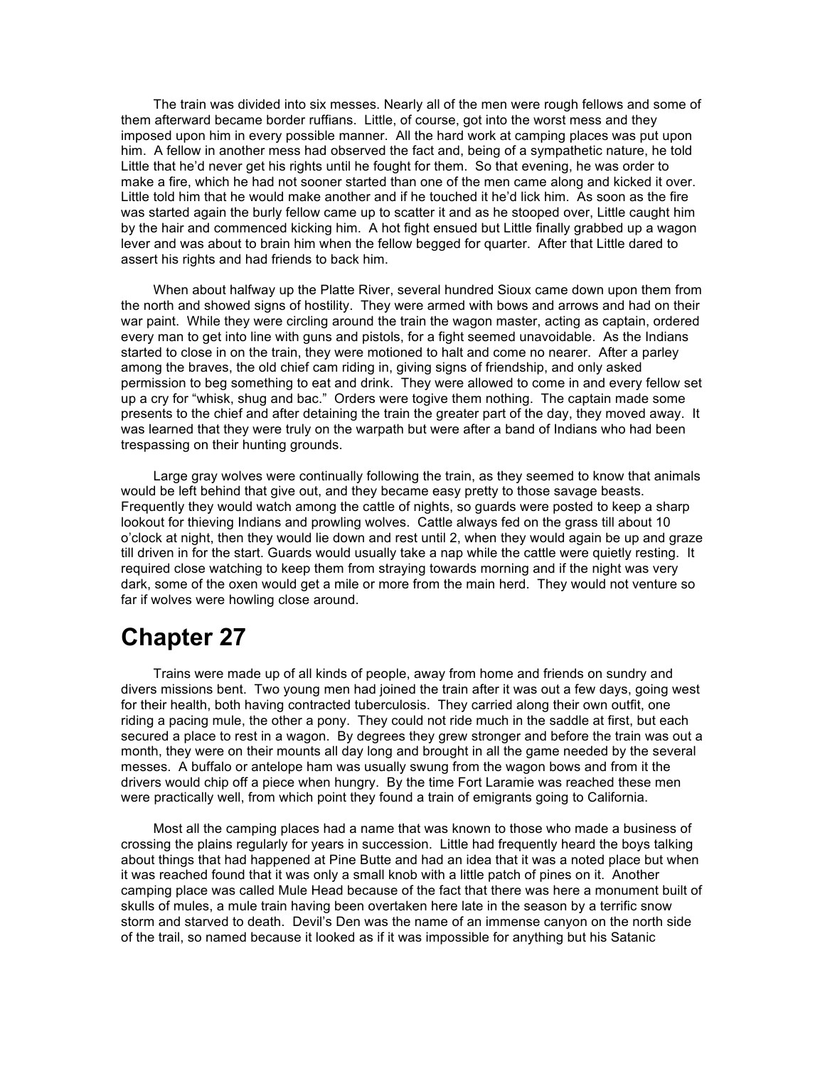The train was divided into six messes. Nearly all of the men were rough fellows and some of them afterward became border ruffians. Little, of course, got into the worst mess and they imposed upon him in every possible manner. All the hard work at camping places was put upon him. A fellow in another mess had observed the fact and, being of a sympathetic nature, he told Little that he'd never get his rights until he fought for them. So that evening, he was order to make a fire, which he had not sooner started than one of the men came along and kicked it over. Little told him that he would make another and if he touched it he'd lick him. As soon as the fire was started again the burly fellow came up to scatter it and as he stooped over, Little caught him by the hair and commenced kicking him. A hot fight ensued but Little finally grabbed up a wagon lever and was about to brain him when the fellow begged for quarter. After that Little dared to assert his rights and had friends to back him.

When about halfway up the Platte River, several hundred Sioux came down upon them from the north and showed signs of hostility. They were armed with bows and arrows and had on their war paint. While they were circling around the train the wagon master, acting as captain, ordered every man to get into line with guns and pistols, for a fight seemed unavoidable. As the Indians started to close in on the train, they were motioned to halt and come no nearer. After a parley among the braves, the old chief cam riding in, giving signs of friendship, and only asked permission to beg something to eat and drink. They were allowed to come in and every fellow set up a cry for "whisk, shug and bac." Orders were togive them nothing. The captain made some presents to the chief and after detaining the train the greater part of the day, they moved away. It was learned that they were truly on the warpath but were after a band of Indians who had been trespassing on their hunting grounds.

Large gray wolves were continually following the train, as they seemed to know that animals would be left behind that give out, and they became easy pretty to those savage beasts. Frequently they would watch among the cattle of nights, so guards were posted to keep a sharp lookout for thieving Indians and prowling wolves. Cattle always fed on the grass till about 10 o'clock at night, then they would lie down and rest until 2, when they would again be up and graze till driven in for the start. Guards would usually take a nap while the cattle were quietly resting. It required close watching to keep them from straying towards morning and if the night was very dark, some of the oxen would get a mile or more from the main herd. They would not venture so far if wolves were howling close around.

# Chapter 27

Trains were made up of all kinds of people, away from home and friends on sundry and divers missions bent. Two young men had joined the train after it was out a few days, going west for their health, both having contracted tuberculosis. They carried along their own outfit, one riding a pacing mule, the other a pony. They could not ride much in the saddle at first, but each secured a place to rest in a wagon. By degrees they grew stronger and before the train was out a month, they were on their mounts all day long and brought in all the game needed by the several messes. A buffalo or antelope ham was usually swung from the wagon bows and from it the drivers would chip off a piece when hungry. By the time Fort Laramie was reached these men were practically well, from which point they found a train of emigrants going to California.

Most all the camping places had a name that was known to those who made a business of crossing the plains regularly for years in succession. Little had frequently heard the boys talking about things that had happened at Pine Butte and had an idea that it was a noted place but when it was reached found that it was only a small knob with a little patch of pines on it. Another camping place was called Mule Head because of the fact that there was here a monument built of skulls of mules, a mule train having been overtaken here late in the season by a terrific snow storm and starved to death. Devil's Den was the name of an immense canyon on the north side of the trail, so named because it looked as if it was impossible for anything but his Satanic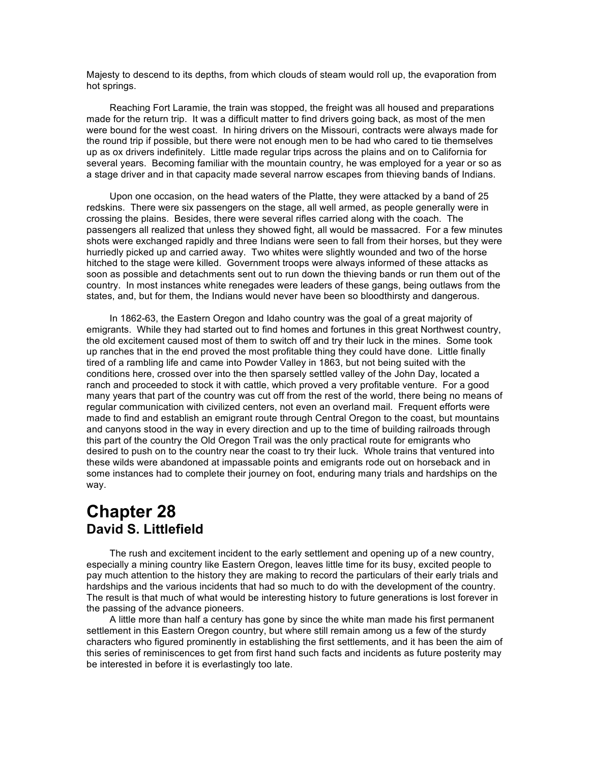Majesty to descend to its depths, from which clouds of steam would roll up, the evaporation from hot springs.

Reaching Fort Laramie, the train was stopped, the freight was all housed and preparations made for the return trip. It was a difficult matter to find drivers going back, as most of the men were bound for the west coast. In hiring drivers on the Missouri, contracts were always made for the round trip if possible, but there were not enough men to be had who cared to tie themselves up as ox drivers indefinitely. Little made regular trips across the plains and on to California for several years. Becoming familiar with the mountain country, he was employed for a year or so as a stage driver and in that capacity made several narrow escapes from thieving bands of Indians.

Upon one occasion, on the head waters of the Platte, they were attacked by a band of 25 redskins. There were six passengers on the stage, all well armed, as people generally were in crossing the plains. Besides, there were several rifles carried along with the coach. The passengers all realized that unless they showed fight, all would be massacred. For a few minutes shots were exchanged rapidly and three Indians were seen to fall from their horses, but they were hurriedly picked up and carried away. Two whites were slightly wounded and two of the horse hitched to the stage were killed. Government troops were always informed of these attacks as soon as possible and detachments sent out to run down the thieving bands or run them out of the country. In most instances white renegades were leaders of these gangs, being outlaws from the states, and, but for them, the Indians would never have been so bloodthirsty and dangerous.

In 1862-63, the Eastern Oregon and Idaho country was the goal of a great majority of emigrants. While they had started out to find homes and fortunes in this great Northwest country, the old excitement caused most of them to switch off and try their luck in the mines. Some took up ranches that in the end proved the most profitable thing they could have done. Little finally tired of a rambling life and came into Powder Valley in 1863, but not being suited with the conditions here, crossed over into the then sparsely settled valley of the John Day, located a ranch and proceeded to stock it with cattle, which proved a very profitable venture. For a good many years that part of the country was cut off from the rest of the world, there being no means of regular communication with civilized centers, not even an overland mail. Frequent efforts were made to find and establish an emigrant route through Central Oregon to the coast, but mountains and canyons stood in the way in every direction and up to the time of building railroads through this part of the country the Old Oregon Trail was the only practical route for emigrants who desired to push on to the country near the coast to try their luck. Whole trains that ventured into these wilds were abandoned at impassable points and emigrants rode out on horseback and in some instances had to complete their journey on foot, enduring many trials and hardships on the way.

# Chapter 28
## David S. Littlefield

The rush and excitement incident to the early settlement and opening up of a new country, especially a mining country like Eastern Oregon, leaves little time for its busy, excited people to pay much attention to the history they are making to record the particulars of their early trials and hardships and the various incidents that had so much to do with the development of the country. The result is that much of what would be interesting history to future generations is lost forever in the passing of the advance pioneers.

A little more than half a century has gone by since the white man made his first permanent settlement in this Eastern Oregon country, but where still remain among us a few of the sturdy characters who figured prominently in establishing the first settlements, and it has been the aim of this series of reminiscences to get from first hand such facts and incidents as future posterity may be interested in before it is everlastingly too late.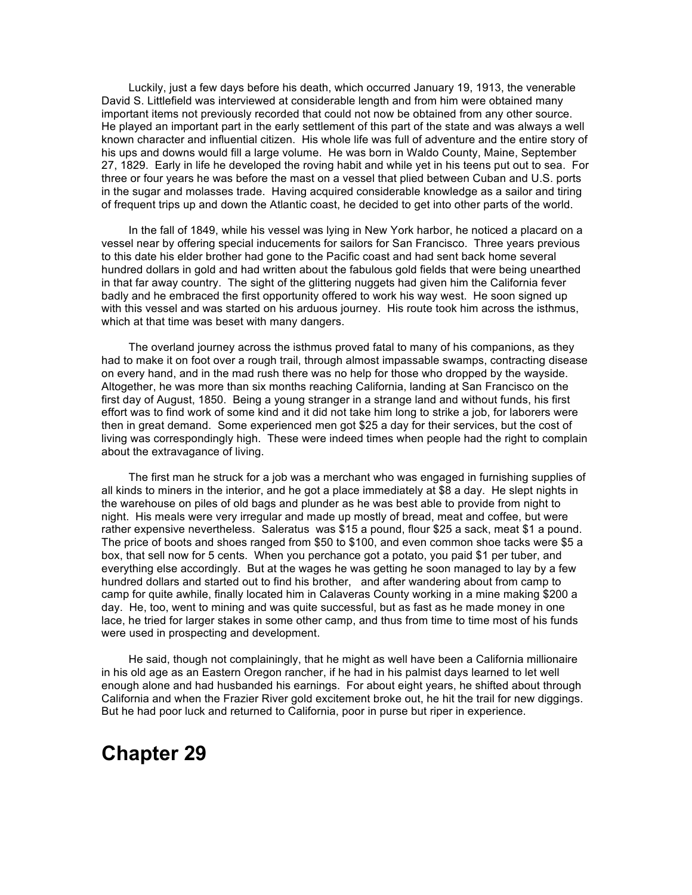Luckily, just a few days before his death, which occurred January 19, 1913, the venerable David S. Littlefield was interviewed at considerable length and from him were obtained many important items not previously recorded that could not now be obtained from any other source. He played an important part in the early settlement of this part of the state and was always a well known character and influential citizen. His whole life was full of adventure and the entire story of his ups and downs would fill a large volume. He was born in Waldo County, Maine, September 27, 1829. Early in life he developed the roving habit and while yet in his teens put out to sea. For three or four years he was before the mast on a vessel that plied between Cuban and U.S. ports in the sugar and molasses trade. Having acquired considerable knowledge as a sailor and tiring of frequent trips up and down the Atlantic coast, he decided to get into other parts of the world.

In the fall of 1849, while his vessel was lying in New York harbor, he noticed a placard on a vessel near by offering special inducements for sailors for San Francisco. Three years previous to this date his elder brother had gone to the Pacific coast and had sent back home several hundred dollars in gold and had written about the fabulous gold fields that were being unearthed in that far away country. The sight of the glittering nuggets had given him the California fever badly and he embraced the first opportunity offered to work his way west. He soon signed up with this vessel and was started on his arduous journey. His route took him across the isthmus, which at that time was beset with many dangers.

The overland journey across the isthmus proved fatal to many of his companions, as they had to make it on foot over a rough trail, through almost impassable swamps, contracting disease on every hand, and in the mad rush there was no help for those who dropped by the wayside. Altogether, he was more than six months reaching California, landing at San Francisco on the first day of August, 1850. Being a young stranger in a strange land and without funds, his first effort was to find work of some kind and it did not take him long to strike a job, for laborers were then in great demand. Some experienced men got $25 a day for their services, but the cost of living was correspondingly high. These were indeed times when people had the right to complain about the extravagance of living.

The first man he struck for a job was a merchant who was engaged in furnishing supplies of all kinds to miners in the interior, and he got a place immediately at $8 a day. He slept nights in the warehouse on piles of old bags and plunder as he was best able to provide from night to night. His meals were very irregular and made up mostly of bread, meat and coffee, but were rather expensive nevertheless. Saleratus was $15 a pound, flour $25 a sack, meat $1 a pound. The price of boots and shoes ranged from $50 to $100, and even common shoe tacks were $5 a box, that sell now for 5 cents. When you perchance got a potato, you paid $1 per tuber, and everything else accordingly. But at the wages he was getting he soon managed to lay by a few hundred dollars and started out to find his brother, and after wandering about from camp to camp for quite awhile, finally located him in Calaveras County working in a mine making $200 a day. He, too, went to mining and was quite successful, but as fast as he made money in one lace, he tried for larger stakes in some other camp, and thus from time to time most of his funds were used in prospecting and development.

He said, though not complainingly, that he might as well have been a California millionaire in his old age as an Eastern Oregon rancher, if he had in his palmist days learned to let well enough alone and had husbanded his earnings. For about eight years, he shifted about through California and when the Frazier River gold excitement broke out, he hit the trail for new diggings. But he had poor luck and returned to California, poor in purse but riper in experience.

# Chapter 29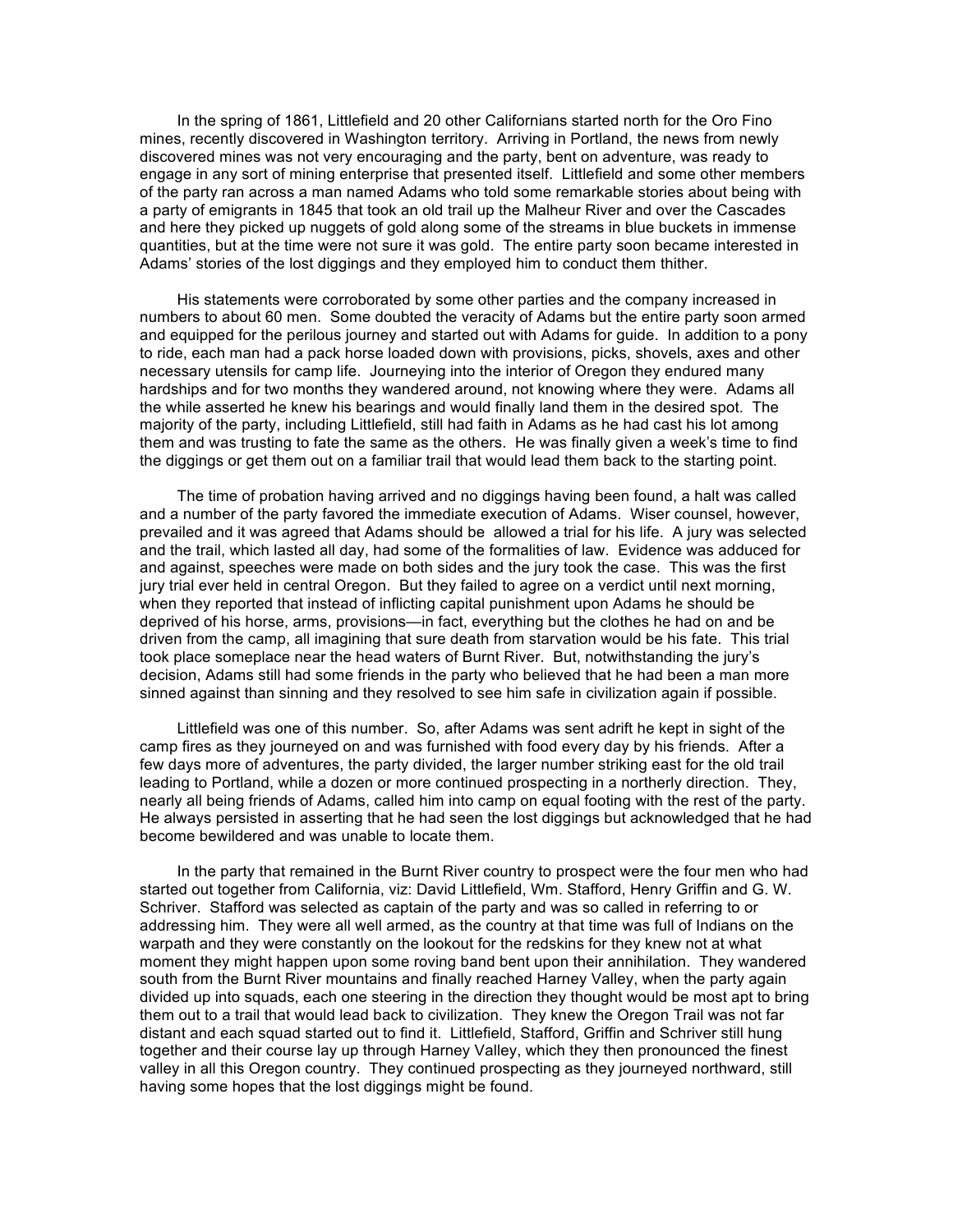In the spring of 1861, Littlefield and 20 other Californians started north for the Oro Fino mines, recently discovered in Washington territory. Arriving in Portland, the news from newly discovered mines was not very encouraging and the party, bent on adventure, was ready to engage in any sort of mining enterprise that presented itself. Littlefield and some other members of the party ran across a man named Adams who told some remarkable stories about being with a party of emigrants in 1845 that took an old trail up the Malheur River and over the Cascades and here they picked up nuggets of gold along some of the streams in blue buckets in immense quantities, but at the time were not sure it was gold. The entire party soon became interested in Adams' stories of the lost diggings and they employed him to conduct them thither.

His statements were corroborated by some other parties and the company increased in numbers to about 60 men. Some doubted the veracity of Adams but the entire party soon armed and equipped for the perilous journey and started out with Adams for guide. In addition to a pony to ride, each man had a pack horse loaded down with provisions, picks, shovels, axes and other necessary utensils for camp life. Journeying into the interior of Oregon they endured many hardships and for two months they wandered around, not knowing where they were. Adams all the while asserted he knew his bearings and would finally land them in the desired spot. The majority of the party, including Littlefield, still had faith in Adams as he had cast his lot among them and was trusting to fate the same as the others. He was finally given a week's time to find the diggings or get them out on a familiar trail that would lead them back to the starting point.

The time of probation having arrived and no diggings having been found, a halt was called and a number of the party favored the immediate execution of Adams. Wiser counsel, however, prevailed and it was agreed that Adams should be allowed a trial for his life. A jury was selected and the trail, which lasted all day, had some of the formalities of law. Evidence was adduced for and against, speeches were made on both sides and the jury took the case. This was the first jury trial ever held in central Oregon. But they failed to agree on a verdict until next morning, when they reported that instead of inflicting capital punishment upon Adams he should be deprived of his horse, arms, provisions—in fact, everything but the clothes he had on and be driven from the camp, all imagining that sure death from starvation would be his fate. This trial took place someplace near the head waters of Burnt River. But, notwithstanding the jury's decision, Adams still had some friends in the party who believed that he had been a man more sinned against than sinning and they resolved to see him safe in civilization again if possible.

Littlefield was one of this number. So, after Adams was sent adrift he kept in sight of the camp fires as they journeyed on and was furnished with food every day by his friends. After a few days more of adventures, the party divided, the larger number striking east for the old trail leading to Portland, while a dozen or more continued prospecting in a northerly direction. They, nearly all being friends of Adams, called him into camp on equal footing with the rest of the party. He always persisted in asserting that he had seen the lost diggings but acknowledged that he had become bewildered and was unable to locate them.

In the party that remained in the Burnt River country to prospect were the four men who had started out together from California, viz: David Littlefield, Wm. Stafford, Henry Griffin and G. W. Schriver. Stafford was selected as captain of the party and was so called in referring to or addressing him. They were all well armed, as the country at that time was full of Indians on the warpath and they were constantly on the lookout for the redskins for they knew not at what moment they might happen upon some roving band bent upon their annihilation. They wandered south from the Burnt River mountains and finally reached Harney Valley, when the party again divided up into squads, each one steering in the direction they thought would be most apt to bring them out to a trail that would lead back to civilization. They knew the Oregon Trail was not far distant and each squad started out to find it. Littlefield, Stafford, Griffin and Schriver still hung together and their course lay up through Harney Valley, which they then pronounced the finest valley in all this Oregon country. They continued prospecting as they journeyed northward, still having some hopes that the lost diggings might be found.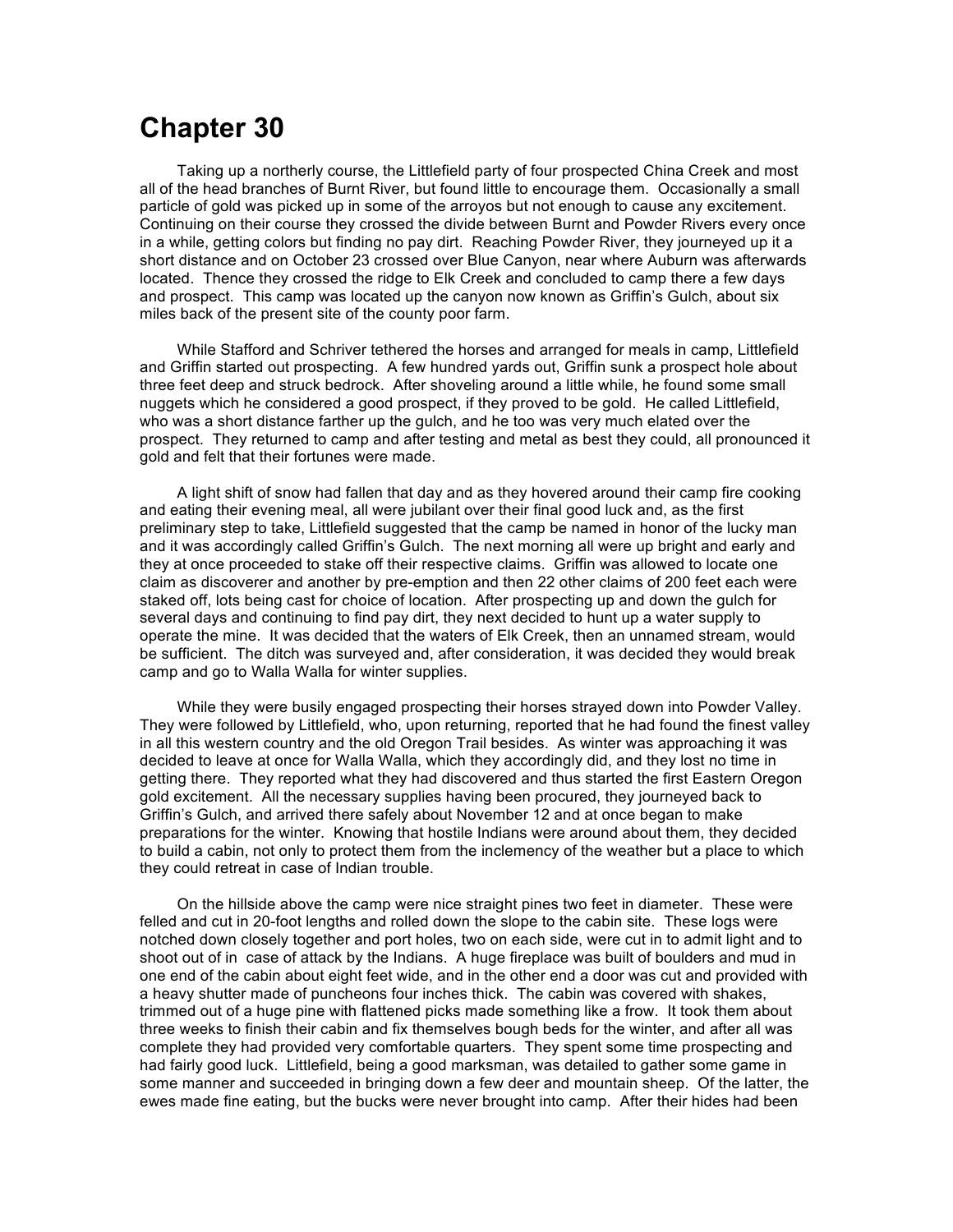# Chapter 30

Taking up a northerly course, the Littlefield party of four prospected China Creek and most all of the head branches of Burnt River, but found little to encourage them. Occasionally a small particle of gold was picked up in some of the arroyos but not enough to cause any excitement. Continuing on their course they crossed the divide between Burnt and Powder Rivers every once in a while, getting colors but finding no pay dirt. Reaching Powder River, they journeyed up it a short distance and on October 23 crossed over Blue Canyon, near where Auburn was afterwards located. Thence they crossed the ridge to Elk Creek and concluded to camp there a few days and prospect. This camp was located up the canyon now known as Griffin's Gulch, about six miles back of the present site of the county poor farm.

While Stafford and Schriver tethered the horses and arranged for meals in camp, Littlefield and Griffin started out prospecting. A few hundred yards out, Griffin sunk a prospect hole about three feet deep and struck bedrock. After shoveling around a little while, he found some small nuggets which he considered a good prospect, if they proved to be gold. He called Littlefield, who was a short distance farther up the gulch, and he too was very much elated over the prospect. They returned to camp and after testing and metal as best they could, all pronounced it gold and felt that their fortunes were made.

A light shift of snow had fallen that day and as they hovered around their camp fire cooking and eating their evening meal, all were jubilant over their final good luck and, as the first preliminary step to take, Littlefield suggested that the camp be named in honor of the lucky man and it was accordingly called Griffin's Gulch. The next morning all were up bright and early and they at once proceeded to stake off their respective claims. Griffin was allowed to locate one claim as discoverer and another by pre-emption and then 22 other claims of 200 feet each were staked off, lots being cast for choice of location. After prospecting up and down the gulch for several days and continuing to find pay dirt, they next decided to hunt up a water supply to operate the mine. It was decided that the waters of Elk Creek, then an unnamed stream, would be sufficient. The ditch was surveyed and, after consideration, it was decided they would break camp and go to Walla Walla for winter supplies.

While they were busily engaged prospecting their horses strayed down into Powder Valley. They were followed by Littlefield, who, upon returning, reported that he had found the finest valley in all this western country and the old Oregon Trail besides. As winter was approaching it was decided to leave at once for Walla Walla, which they accordingly did, and they lost no time in getting there. They reported what they had discovered and thus started the first Eastern Oregon gold excitement. All the necessary supplies having been procured, they journeyed back to Griffin's Gulch, and arrived there safely about November 12 and at once began to make preparations for the winter. Knowing that hostile Indians were around about them, they decided to build a cabin, not only to protect them from the inclemency of the weather but a place to which they could retreat in case of Indian trouble.

On the hillside above the camp were nice straight pines two feet in diameter. These were felled and cut in 20-foot lengths and rolled down the slope to the cabin site. These logs were notched down closely together and port holes, two on each side, were cut in to admit light and to shoot out of in case of attack by the Indians. A huge fireplace was built of boulders and mud in one end of the cabin about eight feet wide, and in the other end a door was cut and provided with a heavy shutter made of puncheons four inches thick. The cabin was covered with shakes, trimmed out of a huge pine with flattened picks made something like a frow. It took them about three weeks to finish their cabin and fix themselves bough beds for the winter, and after all was complete they had provided very comfortable quarters. They spent some time prospecting and had fairly good luck. Littlefield, being a good marksman, was detailed to gather some game in some manner and succeeded in bringing down a few deer and mountain sheep. Of the latter, the ewes made fine eating, but the bucks were never brought into camp. After their hides had been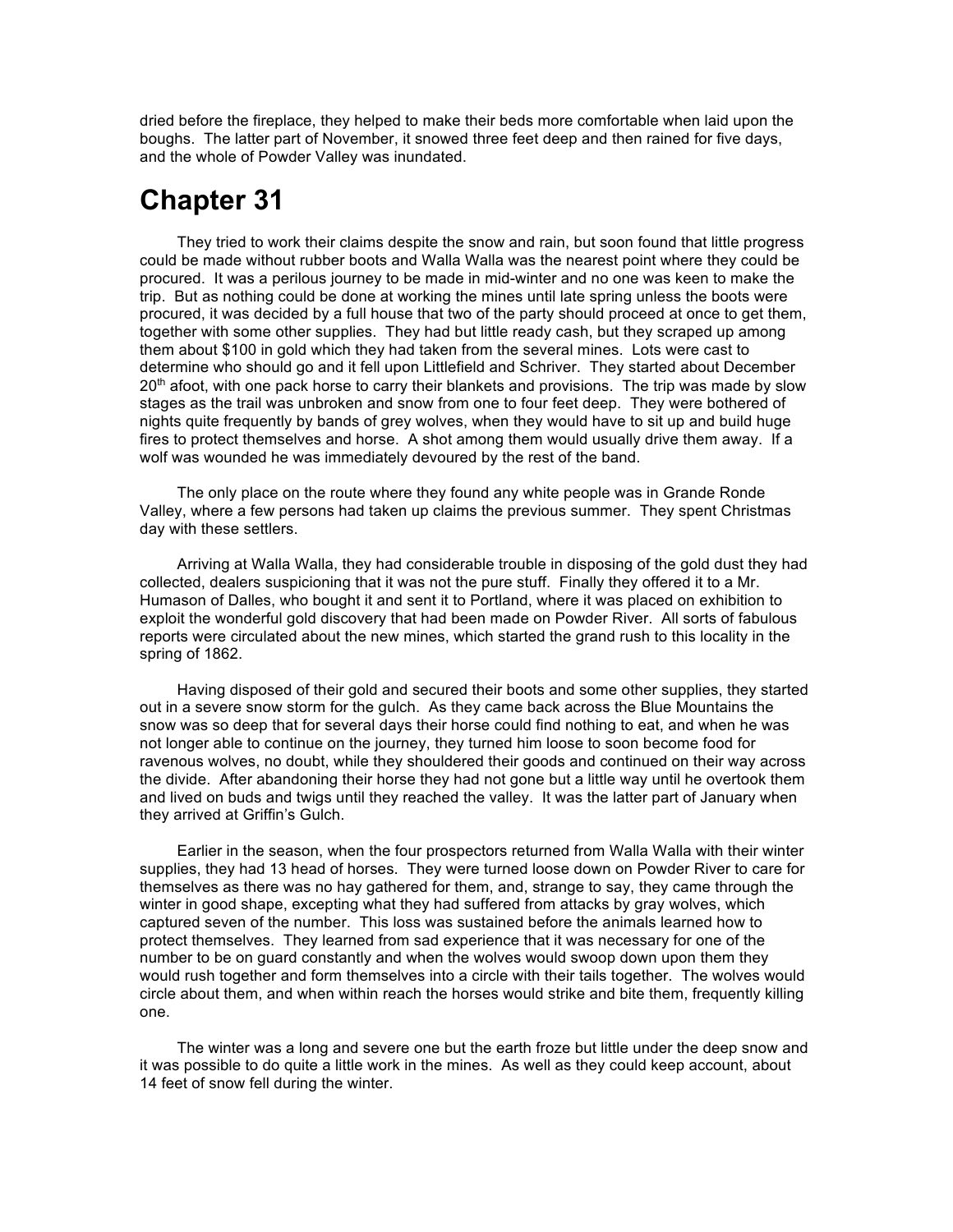dried before the fireplace, they helped to make their beds more comfortable when laid upon the boughs. The latter part of November, it snowed three feet deep and then rained for five days, and the whole of Powder Valley was inundated.

# Chapter 31

They tried to work their claims despite the snow and rain, but soon found that little progress could be made without rubber boots and Walla Walla was the nearest point where they could be procured. It was a perilous journey to be made in mid-winter and no one was keen to make the trip. But as nothing could be done at working the mines until late spring unless the boots were procured, it was decided by a full house that two of the party should proceed at once to get them, together with some other supplies. They had but little ready cash, but they scraped up among them about $100 in gold which they had taken from the several mines. Lots were cast to determine who should go and it fell upon Littlefield and Schriver. They started about December 20th afoot, with one pack horse to carry their blankets and provisions. The trip was made by slow stages as the trail was unbroken and snow from one to four feet deep. They were bothered of nights quite frequently by bands of grey wolves, when they would have to sit up and build huge fires to protect themselves and horse. A shot among them would usually drive them away. If a wolf was wounded he was immediately devoured by the rest of the band.

The only place on the route where they found any white people was in Grande Ronde Valley, where a few persons had taken up claims the previous summer. They spent Christmas day with these settlers.

Arriving at Walla Walla, they had considerable trouble in disposing of the gold dust they had collected, dealers suspicioning that it was not the pure stuff. Finally they offered it to a Mr. Humason of Dalles, who bought it and sent it to Portland, where it was placed on exhibition to exploit the wonderful gold discovery that had been made on Powder River. All sorts of fabulous reports were circulated about the new mines, which started the grand rush to this locality in the spring of 1862.

Having disposed of their gold and secured their boots and some other supplies, they started out in a severe snow storm for the gulch. As they came back across the Blue Mountains the snow was so deep that for several days their horse could find nothing to eat, and when he was not longer able to continue on the journey, they turned him loose to soon become food for ravenous wolves, no doubt, while they shouldered their goods and continued on their way across the divide. After abandoning their horse they had not gone but a little way until he overtook them and lived on buds and twigs until they reached the valley. It was the latter part of January when they arrived at Griffin's Gulch.

Earlier in the season, when the four prospectors returned from Walla Walla with their winter supplies, they had 13 head of horses. They were turned loose down on Powder River to care for themselves as there was no hay gathered for them, and, strange to say, they came through the winter in good shape, excepting what they had suffered from attacks by gray wolves, which captured seven of the number. This loss was sustained before the animals learned how to protect themselves. They learned from sad experience that it was necessary for one of the number to be on guard constantly and when the wolves would swoop down upon them they would rush together and form themselves into a circle with their tails together. The wolves would circle about them, and when within reach the horses would strike and bite them, frequently killing one.

The winter was a long and severe one but the earth froze but little under the deep snow and it was possible to do quite a little work in the mines. As well as they could keep account, about 14 feet of snow fell during the winter.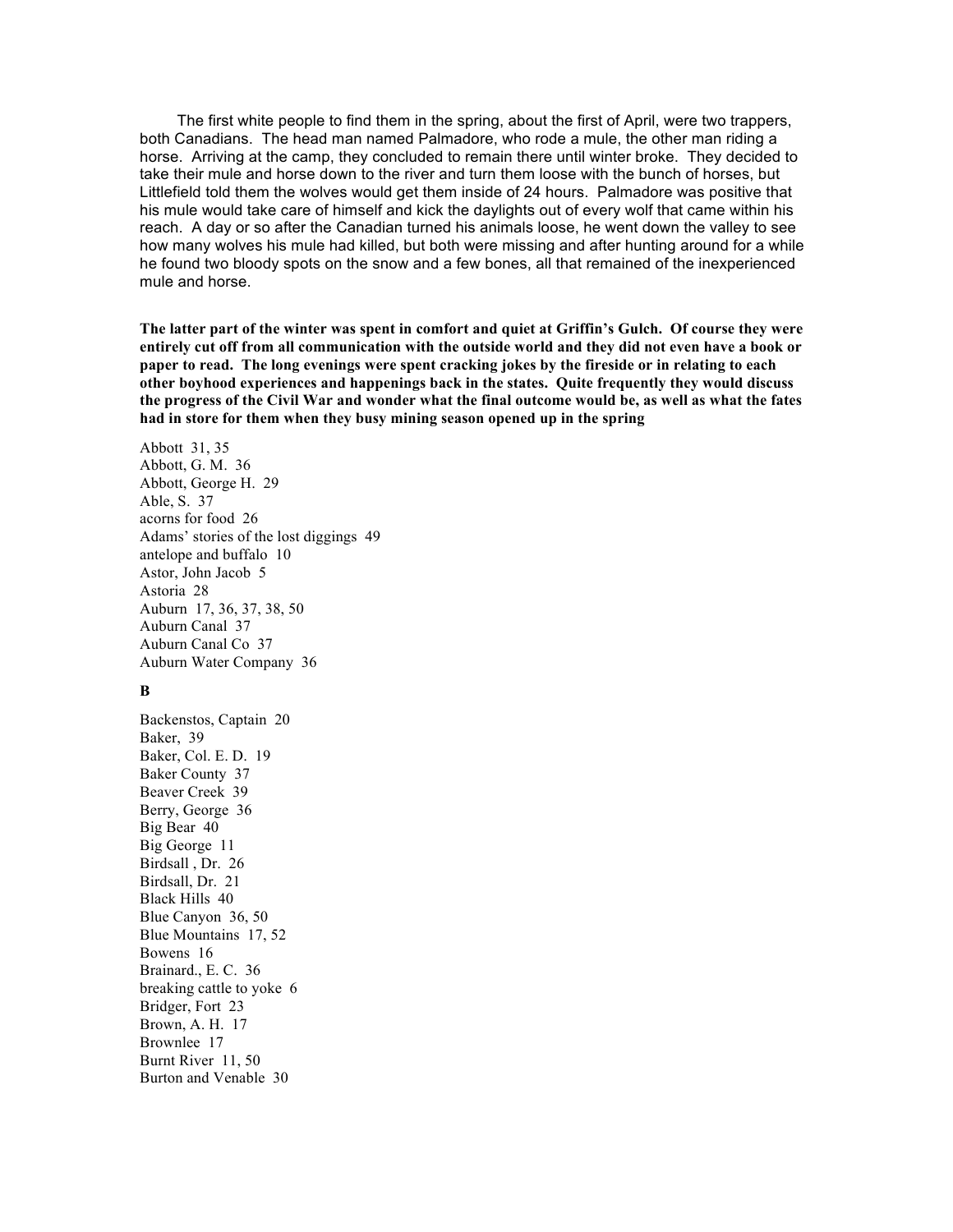The first white people to find them in the spring, about the first of April, were two trappers, both Canadians. The head man named Palmadore, who rode a mule, the other man riding a horse. Arriving at the camp, they concluded to remain there until winter broke. They decided to take their mule and horse down to the river and turn them loose with the bunch of horses, but Littlefield told them the wolves would get them inside of 24 hours. Palmadore was positive that his mule would take care of himself and kick the daylights out of every wolf that came within his reach. A day or so after the Canadian turned his animals loose, he went down the valley to see how many wolves his mule had killed, but both were missing and after hunting around for a while he found two bloody spots on the snow and a few bones, all that remained of the inexperienced mule and horse.

**The latter part of the winter was spent in comfort and quiet at Griffin's Gulch. Of course they were entirely cut off from all communication with the outside world and they did not even have a book or paper to read. The long evenings were spent cracking jokes by the fireside or in relating to each other boyhood experiences and happenings back in the states. Quite frequently they would discuss the progress of the Civil War and wonder what the final outcome would be, as well as what the fates had in store for them when they busy mining season opened up in the spring**

Abbott 31, 35
Abbott, G. M. 36
Abbott, George H. 29
Able, S. 37
acorns for food 26
Adams' stories of the lost diggings 49
antelope and buffalo 10
Astor, John Jacob 5
Astoria 28
Auburn 17, 36, 37, 38, 50
Auburn Canal 37
Auburn Canal Co 37
Auburn Water Company 36

**B**

Backenstos, Captain 20
Baker, 39
Baker, Col. E. D. 19
Baker County 37
Beaver Creek 39
Berry, George 36
Big Bear 40
Big George 11
Birdsall , Dr. 26
Birdsall, Dr. 21
Black Hills 40
Blue Canyon 36, 50
Blue Mountains 17, 52
Bowens 16
Brainard., E. C. 36
breaking cattle to yoke 6
Bridger, Fort 23
Brown, A. H. 17
Brownlee 17
Burnt River 11, 50
Burton and Venable 30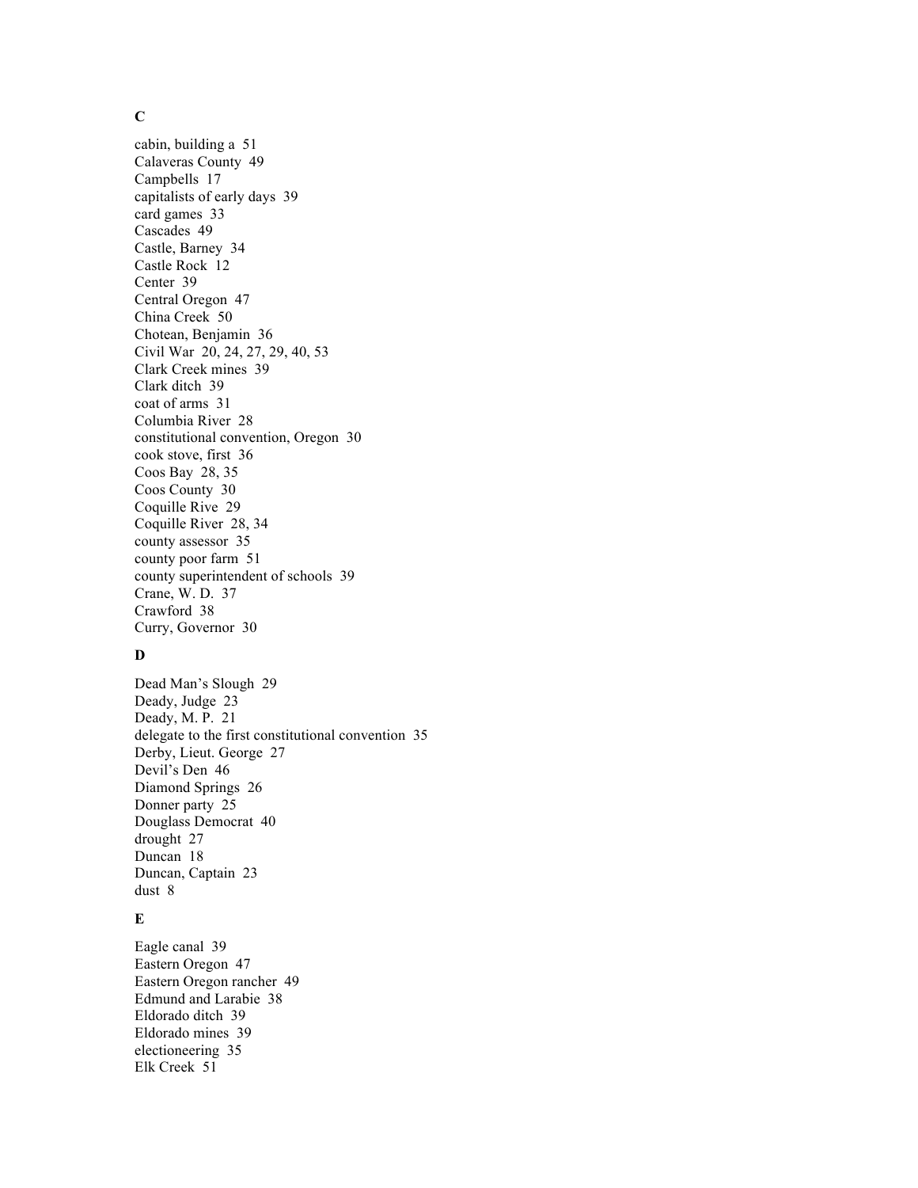## C

cabin, building a 51
Calaveras County 49
Campbells 17
capitalists of early days 39
card games 33
Cascades 49
Castle, Barney 34
Castle Rock 12
Center 39
Central Oregon 47
China Creek 50
Chotean, Benjamin 36
Civil War 20, 24, 27, 29, 40, 53
Clark Creek mines 39
Clark ditch 39
coat of arms 31
Columbia River 28
constitutional convention, Oregon 30
cook stove, first 36
Coos Bay 28, 35
Coos County 30
Coquille Rive 29
Coquille River 28, 34
county assessor 35
county poor farm 51
county superintendent of schools 39
Crane, W. D. 37
Crawford 38
Curry, Governor 30

## D

Dead Man's Slough 29
Deady, Judge 23
Deady, M. P. 21
delegate to the first constitutional convention 35
Derby, Lieut. George 27
Devil's Den 46
Diamond Springs 26
Donner party 25
Douglass Democrat 40
drought 27
Duncan 18
Duncan, Captain 23
dust 8

## E

Eagle canal 39
Eastern Oregon 47
Eastern Oregon rancher 49
Edmund and Larabie 38
Eldorado ditch 39
Eldorado mines 39
electioneering 35
Elk Creek 51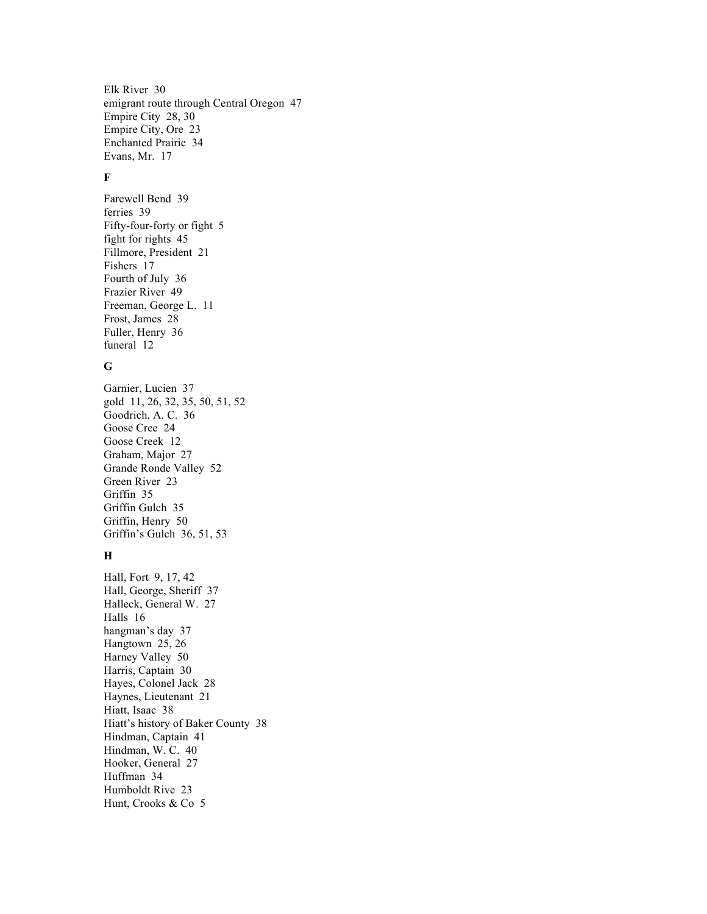Elk River 30
emigrant route through Central Oregon 47
Empire City 28, 30
Empire City, Ore 23
Enchanted Prairie 34
Evans, Mr. 17

**F**

Farewell Bend 39
ferries 39
Fifty-four-forty or fight 5
fight for rights 45
Fillmore, President 21
Fishers 17
Fourth of July 36
Frazier River 49
Freeman, George L. 11
Frost, James 28
Fuller, Henry 36
funeral 12

**G**

Garnier, Lucien 37
gold 11, 26, 32, 35, 50, 51, 52
Goodrich, A. C. 36
Goose Cree 24
Goose Creek 12
Graham, Major 27
Grande Ronde Valley 52
Green River 23
Griffin 35
Griffin Gulch 35
Griffin, Henry 50
Griffin's Gulch 36, 51, 53

**H**

Hall, Fort 9, 17, 42
Hall, George, Sheriff 37
Halleck, General W. 27
Halls 16
hangman's day 37
Hangtown 25, 26
Harney Valley 50
Harris, Captain 30
Hayes, Colonel Jack 28
Haynes, Lieutenant 21
Hiatt, Isaac 38
Hiatt's history of Baker County 38
Hindman, Captain 41
Hindman, W. C. 40
Hooker, General 27
Huffman 34
Humboldt Rive 23
Hunt, Crooks & Co 5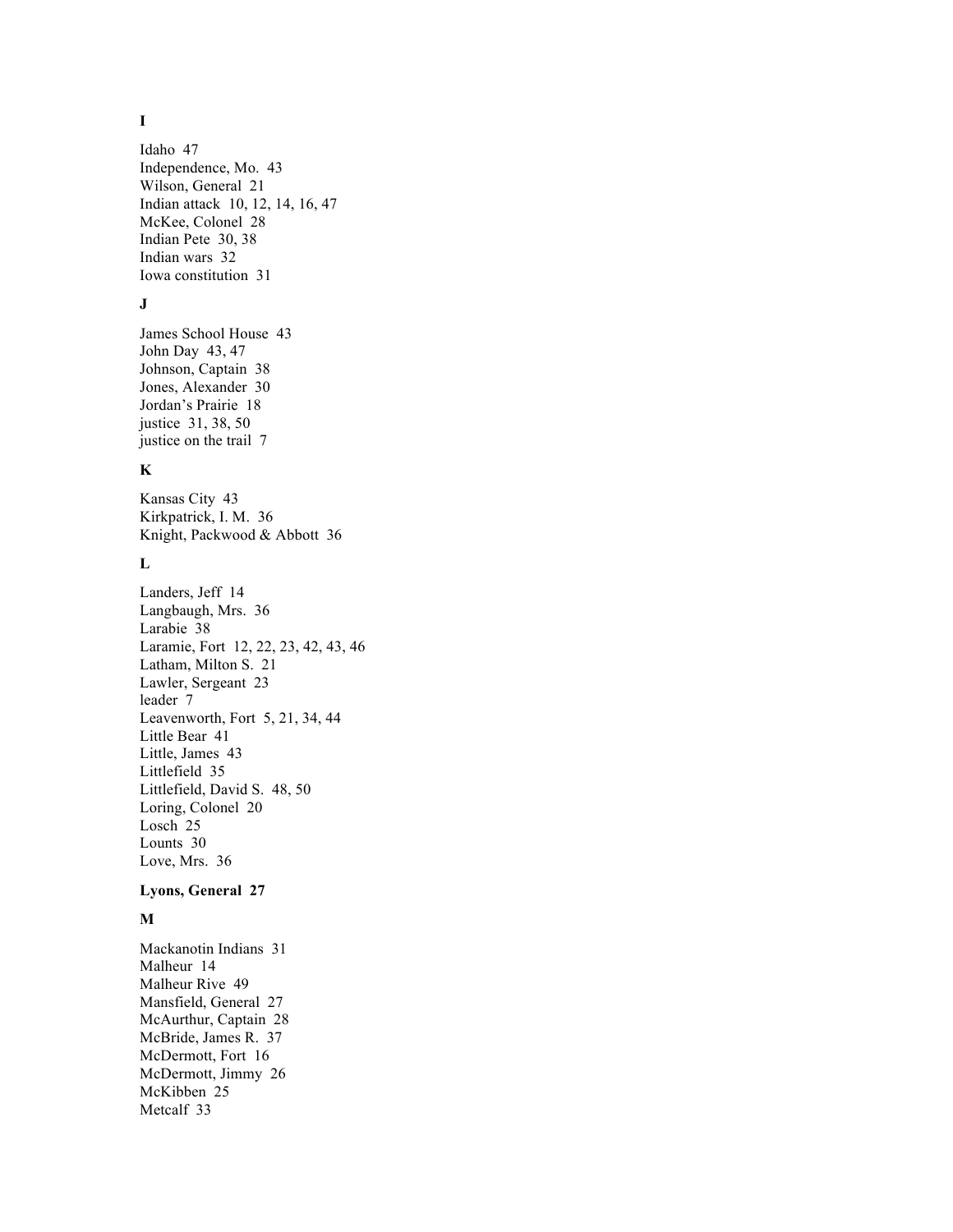**I**

Idaho 47
Independence, Mo. 43
Wilson, General 21
Indian attack 10, 12, 14, 16, 47
McKee, Colonel 28
Indian Pete 30, 38
Indian wars 32
Iowa constitution 31

**J**

James School House 43
John Day 43, 47
Johnson, Captain 38
Jones, Alexander 30
Jordan's Prairie 18
justice 31, 38, 50
justice on the trail 7

**K**

Kansas City 43
Kirkpatrick, I. M. 36
Knight, Packwood & Abbott 36

**L**

Landers, Jeff 14
Langbaugh, Mrs. 36
Larabie 38
Laramie, Fort 12, 22, 23, 42, 43, 46
Latham, Milton S. 21
Lawler, Sergeant 23
leader 7
Leavenworth, Fort 5, 21, 34, 44
Little Bear 41
Little, James 43
Littlefield 35
Littlefield, David S. 48, 50
Loring, Colonel 20
Losch 25
Lounts 30
Love, Mrs. 36

**Lyons, General 27**

**M**

Mackanotin Indians 31
Malheur 14
Malheur Rive 49
Mansfield, General 27
McAurthur, Captain 28
McBride, James R. 37
McDermott, Fort 16
McDermott, Jimmy 26
McKibben 25
Metcalf 33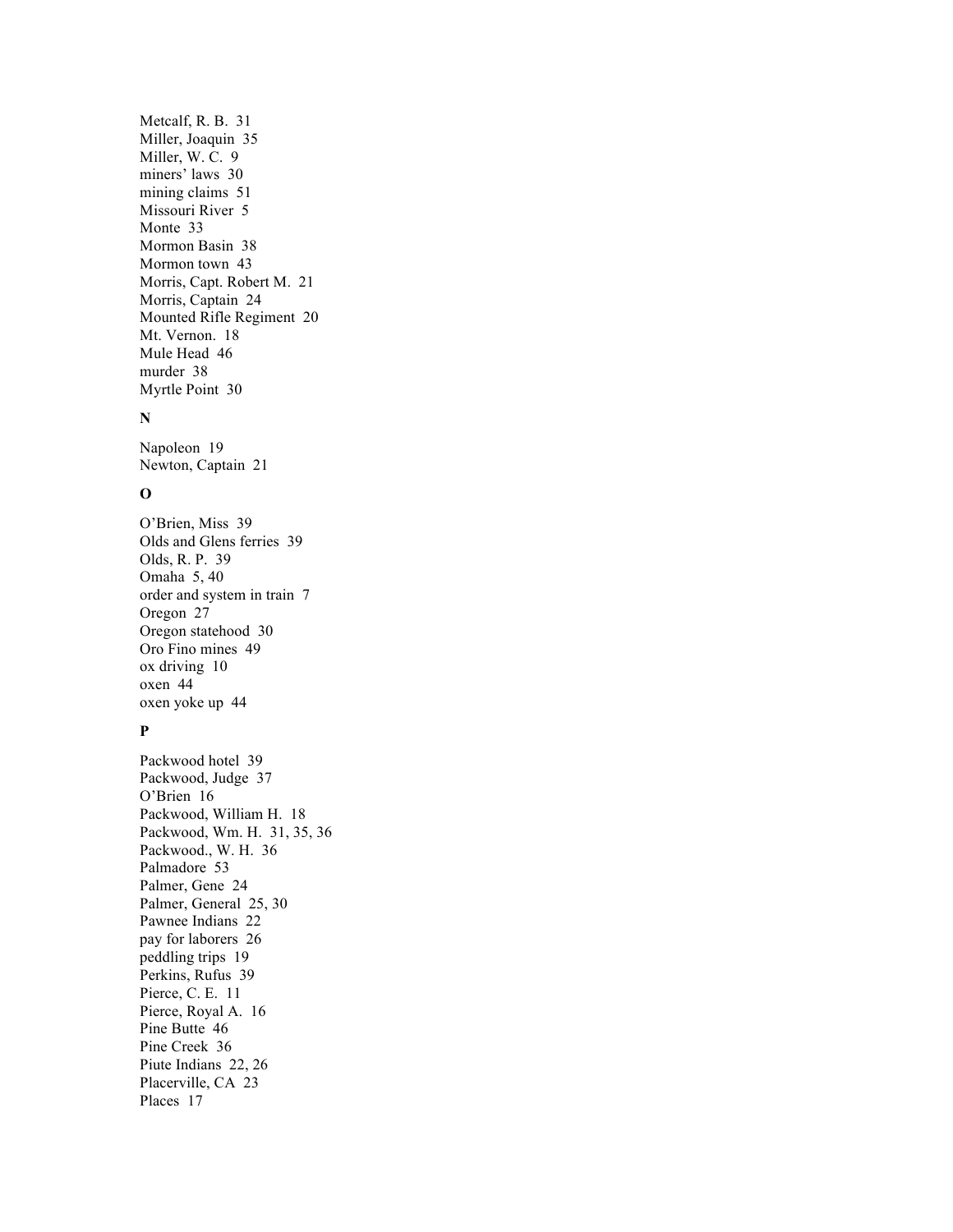Metcalf, R. B.  31
Miller, Joaquin  35
Miller, W. C.  9
miners' laws  30
mining claims  51
Missouri River  5
Monte  33
Mormon Basin  38
Mormon town  43
Morris, Capt. Robert M.  21
Morris, Captain  24
Mounted Rifle Regiment  20
Mt. Vernon.  18
Mule Head  46
murder  38
Myrtle Point  30

**N**

Napoleon  19
Newton, Captain  21

**O**

O'Brien, Miss  39
Olds and Glens ferries  39
Olds, R. P.  39
Omaha  5, 40
order and system in train  7
Oregon  27
Oregon statehood  30
Oro Fino mines  49
ox driving  10
oxen  44
oxen yoke up  44

**P**

Packwood hotel  39
Packwood, Judge  37
O'Brien  16
Packwood, William H.  18
Packwood, Wm. H.  31, 35, 36
Packwood., W. H.  36
Palmadore  53
Palmer, Gene  24
Palmer, General  25, 30
Pawnee Indians  22
pay for laborers  26
peddling trips  19
Perkins, Rufus  39
Pierce, C. E.  11
Pierce, Royal A.  16
Pine Butte  46
Pine Creek  36
Piute Indians  22, 26
Placerville, CA  23
Places  17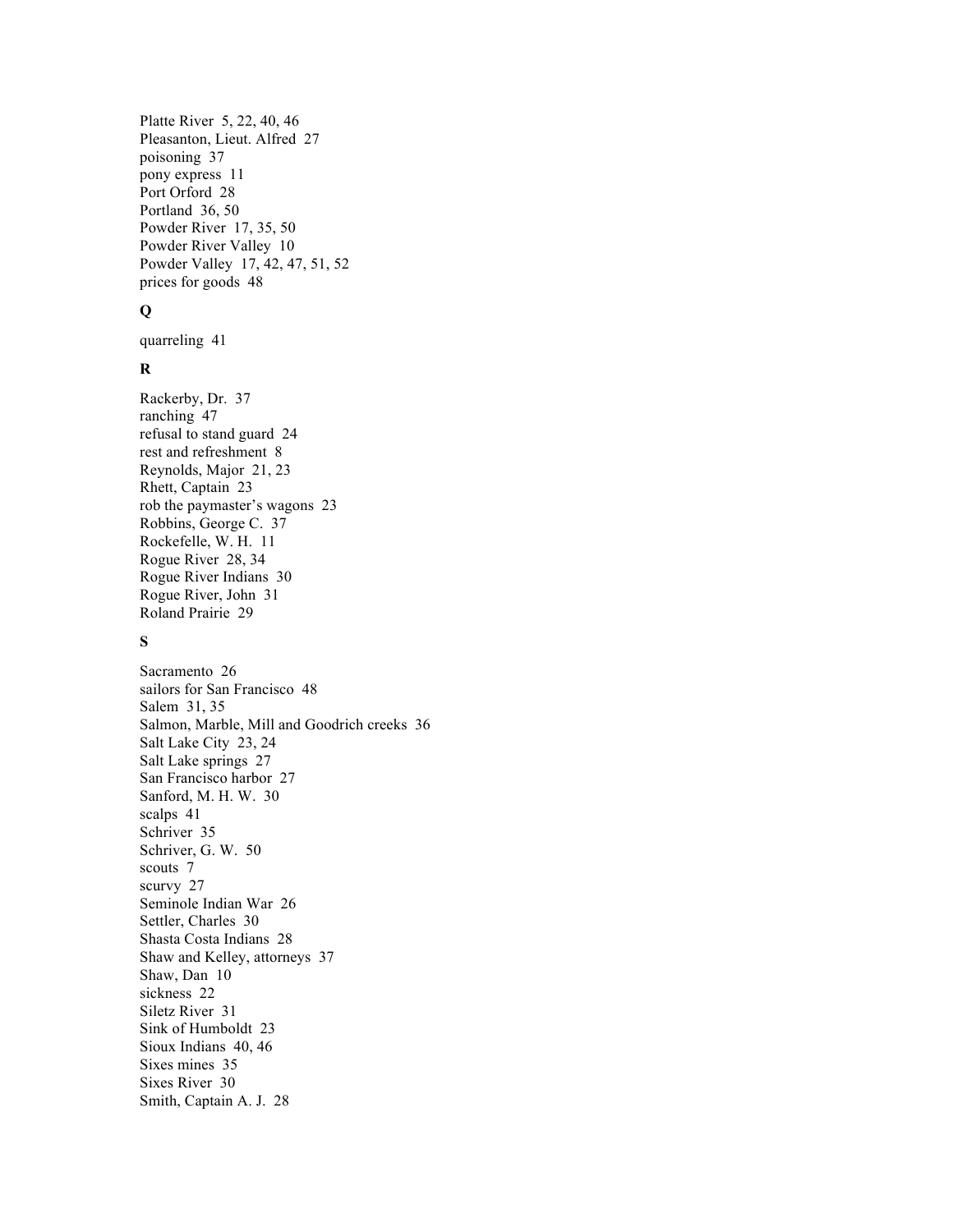Platte River 5, 22, 40, 46
Pleasanton, Lieut. Alfred 27
poisoning 37
pony express 11
Port Orford 28
Portland 36, 50
Powder River 17, 35, 50
Powder River Valley 10
Powder Valley 17, 42, 47, 51, 52
prices for goods 48

**Q**

quarreling 41

**R**

Rackerby, Dr. 37
ranching 47
refusal to stand guard 24
rest and refreshment 8
Reynolds, Major 21, 23
Rhett, Captain 23
rob the paymaster's wagons 23
Robbins, George C. 37
Rockefelle, W. H. 11
Rogue River 28, 34
Rogue River Indians 30
Rogue River, John 31
Roland Prairie 29

**S**

Sacramento 26
sailors for San Francisco 48
Salem 31, 35
Salmon, Marble, Mill and Goodrich creeks 36
Salt Lake City 23, 24
Salt Lake springs 27
San Francisco harbor 27
Sanford, M. H. W. 30
scalps 41
Schriver 35
Schriver, G. W. 50
scouts 7
scurvy 27
Seminole Indian War 26
Settler, Charles 30
Shasta Costa Indians 28
Shaw and Kelley, attorneys 37
Shaw, Dan 10
sickness 22
Siletz River 31
Sink of Humboldt 23
Sioux Indians 40, 46
Sixes mines 35
Sixes River 30
Smith, Captain A. J. 28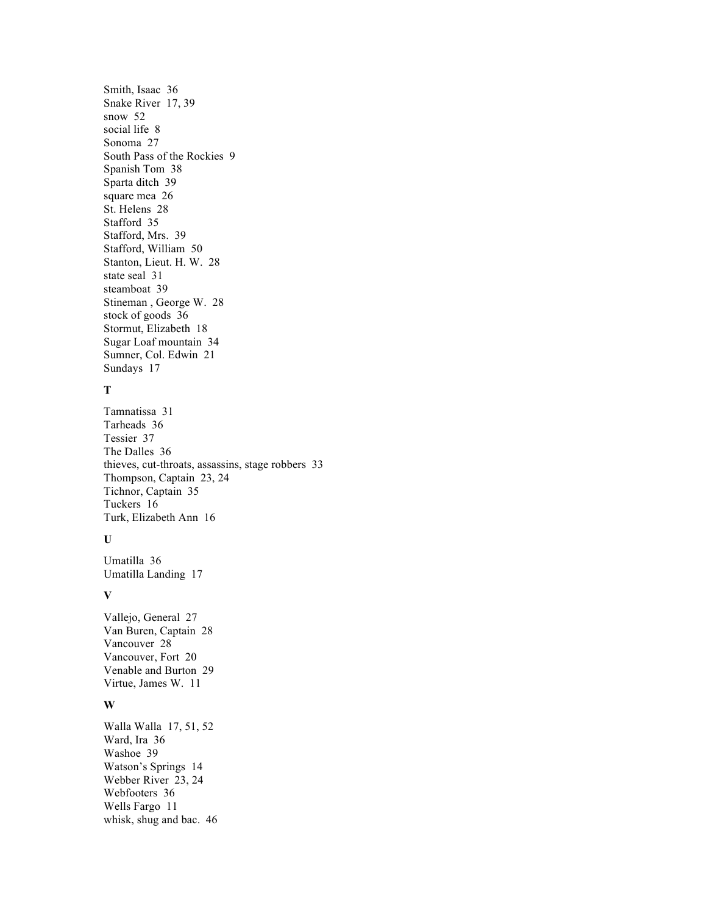Smith, Isaac 36
Snake River 17, 39
snow 52
social life 8
Sonoma 27
South Pass of the Rockies 9
Spanish Tom 38
Sparta ditch 39
square mea 26
St. Helens 28
Stafford 35
Stafford, Mrs. 39
Stafford, William 50
Stanton, Lieut. H. W. 28
state seal 31
steamboat 39
Stineman , George W. 28
stock of goods 36
Stormut, Elizabeth 18
Sugar Loaf mountain 34
Sumner, Col. Edwin 21
Sundays 17

**T**

Tamnatissa 31
Tarheads 36
Tessier 37
The Dalles 36
thieves, cut-throats, assassins, stage robbers 33
Thompson, Captain 23, 24
Tichnor, Captain 35
Tuckers 16
Turk, Elizabeth Ann 16

**U**

Umatilla 36
Umatilla Landing 17

**V**

Vallejo, General 27
Van Buren, Captain 28
Vancouver 28
Vancouver, Fort 20
Venable and Burton 29
Virtue, James W. 11

**W**

Walla Walla 17, 51, 52
Ward, Ira 36
Washoe 39
Watson's Springs 14
Webber River 23, 24
Webfooters 36
Wells Fargo 11
whisk, shug and bac. 46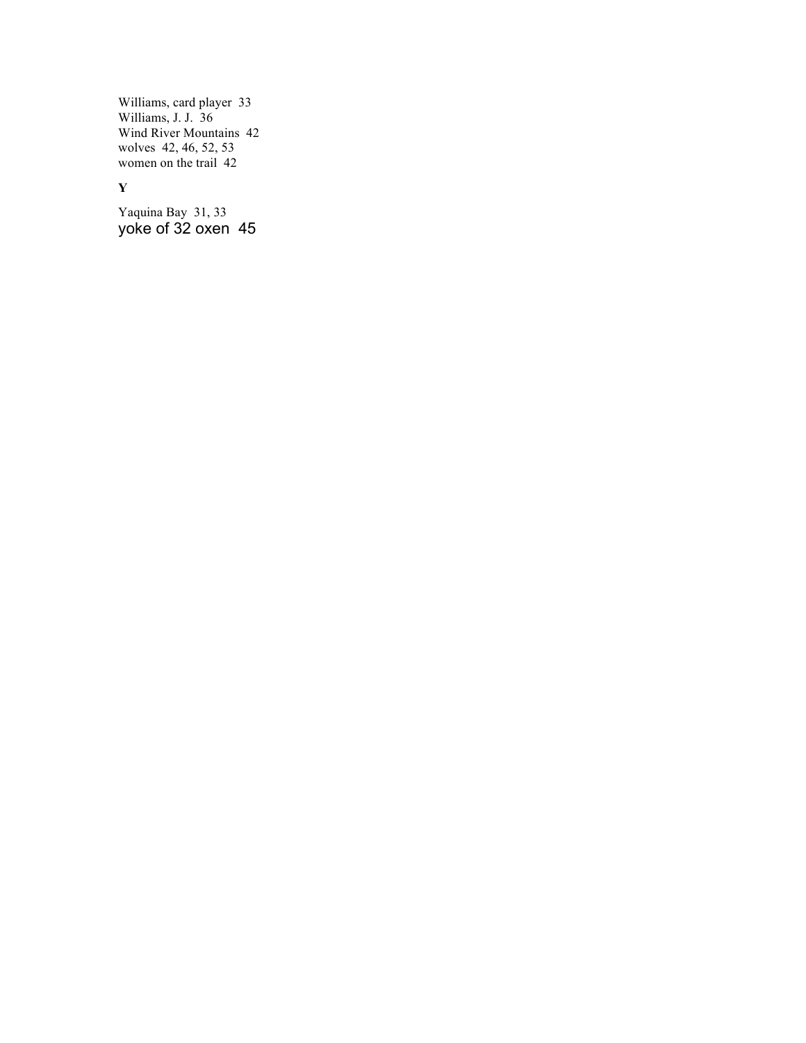Williams, card player  33
Williams, J. J.  36
Wind River Mountains  42
wolves  42, 46, 52, 53
women on the trail  42

**Y**

Yaquina Bay  31, 33
yoke of 32 oxen  45